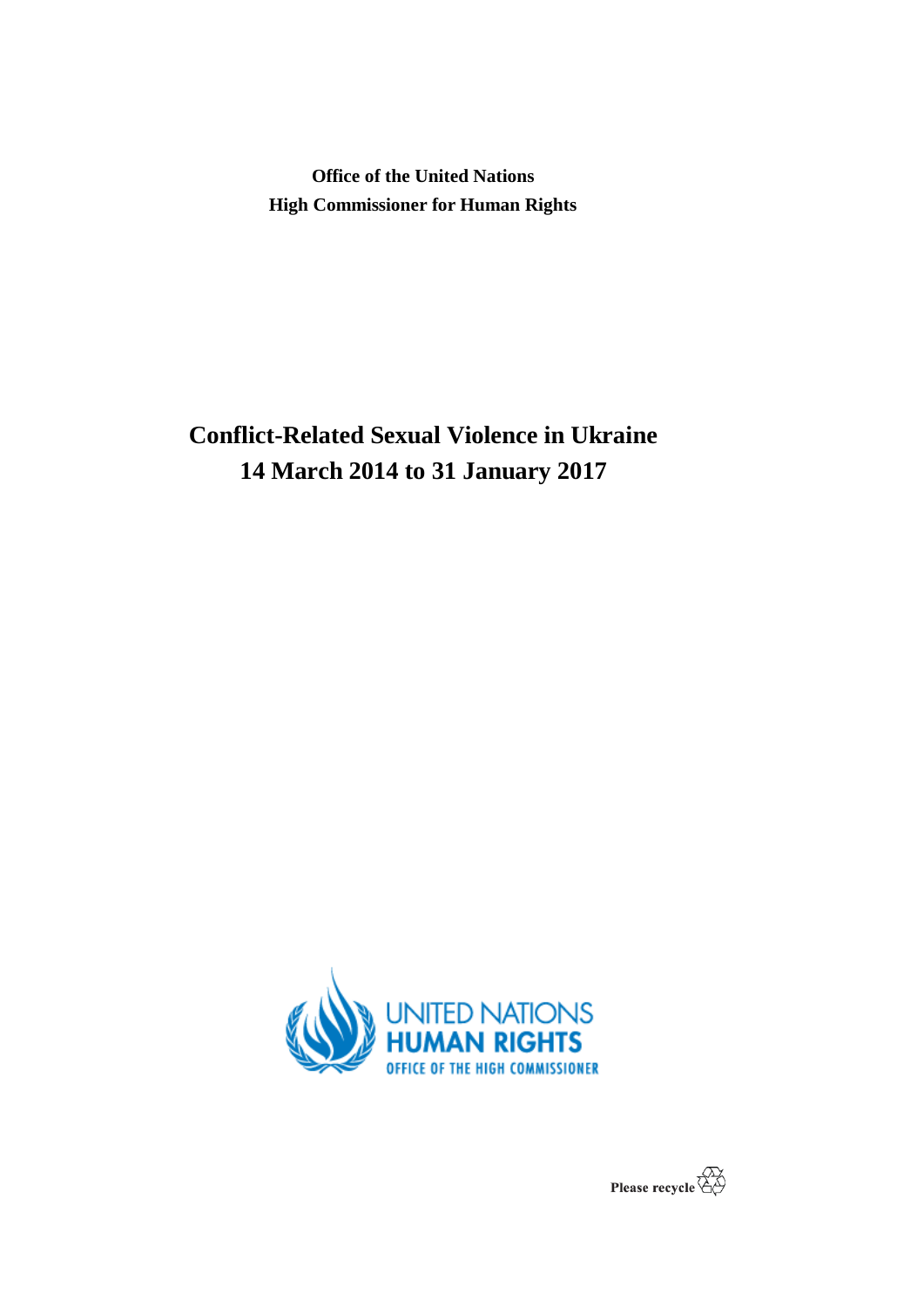**Office of the United Nations**
**High Commissioner for Human Rights**

# Conflict-Related Sexual Violence in Ukraine
# 14 March 2014 to 31 January 2017

UNITED NATIONS
HUMAN RIGHTS
OFFICE OF THE HIGH COMMISSIONER

Please recycle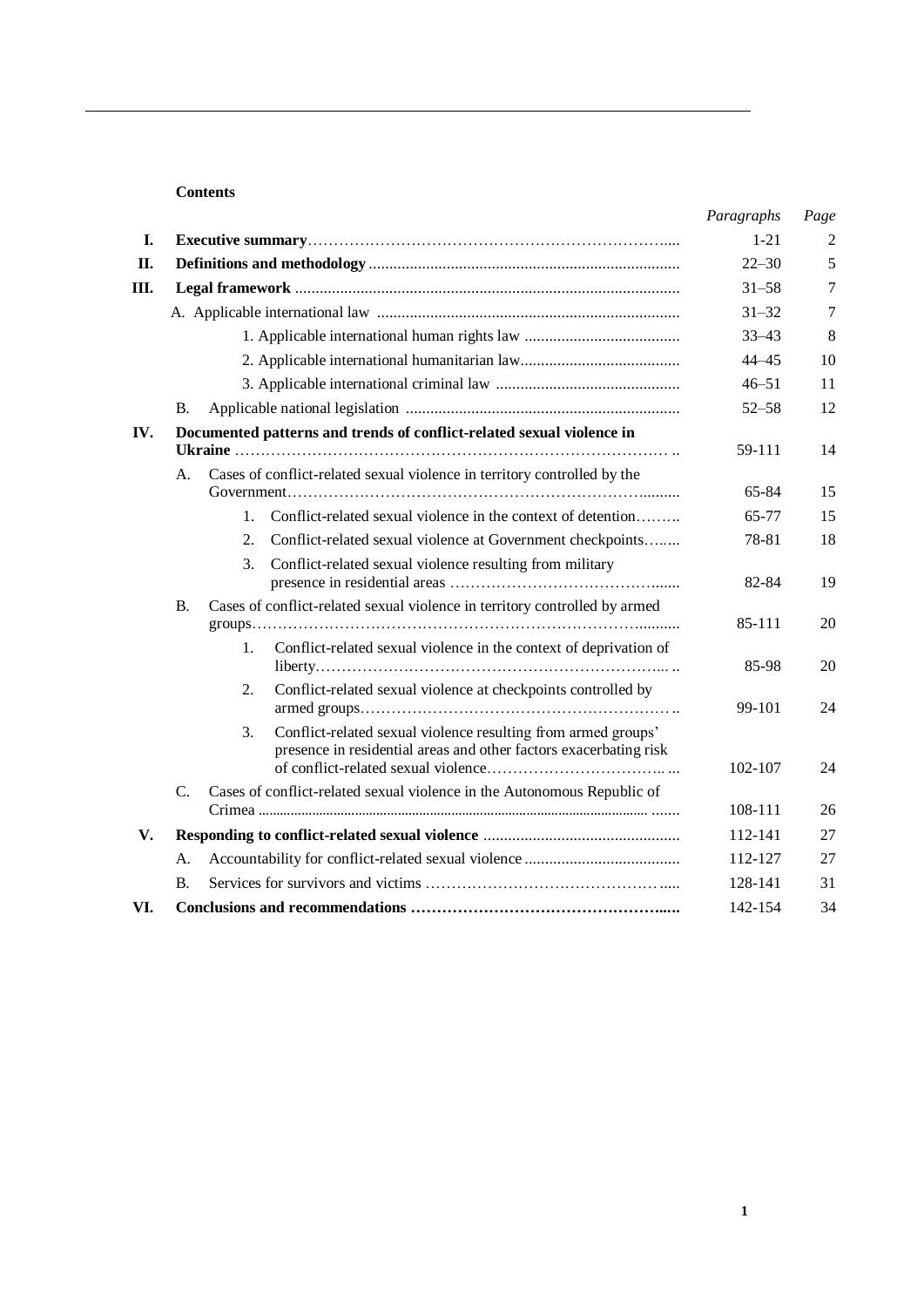**Contents**

| | | Paragraphs | Page |
|---|---|---|---|
| I. | **Executive summary** | 1-21 | 2 |
| II. | **Definitions and methodology** | 22–30 | 5 |
| III. | **Legal framework** | 31–58 | 7 |
| | A. Applicable international law | 31–32 | 7 |
| | 1. Applicable international human rights law | 33–43 | 8 |
| | 2. Applicable international humanitarian law | 44–45 | 10 |
| | 3. Applicable international criminal law | 46–51 | 11 |
| | B. Applicable national legislation | 52–58 | 12 |
| IV. | **Documented patterns and trends of conflict-related sexual violence in Ukraine** | 59-111 | 14 |
| | A. Cases of conflict-related sexual violence in territory controlled by the Government | 65-84 | 15 |
| | 1. Conflict-related sexual violence in the context of detention | 65-77 | 15 |
| | 2. Conflict-related sexual violence at Government checkpoints | 78-81 | 18 |
| | 3. Conflict-related sexual violence resulting from military presence in residential areas | 82-84 | 19 |
| | B. Cases of conflict-related sexual violence in territory controlled by armed groups | 85-111 | 20 |
| | 1. Conflict-related sexual violence in the context of deprivation of liberty | 85-98 | 20 |
| | 2. Conflict-related sexual violence at checkpoints controlled by armed groups | 99-101 | 24 |
| | 3. Conflict-related sexual violence resulting from armed groups' presence in residential areas and other factors exacerbating risk of conflict-related sexual violence | 102-107 | 24 |
| | C. Cases of conflict-related sexual violence in the Autonomous Republic of Crimea | 108-111 | 26 |
| V. | **Responding to conflict-related sexual violence** | 112-141 | 27 |
| | A. Accountability for conflict-related sexual violence | 112-127 | 27 |
| | B. Services for survivors and victims | 128-141 | 31 |
| VI. | **Conclusions and recommendations** | 142-154 | 34 |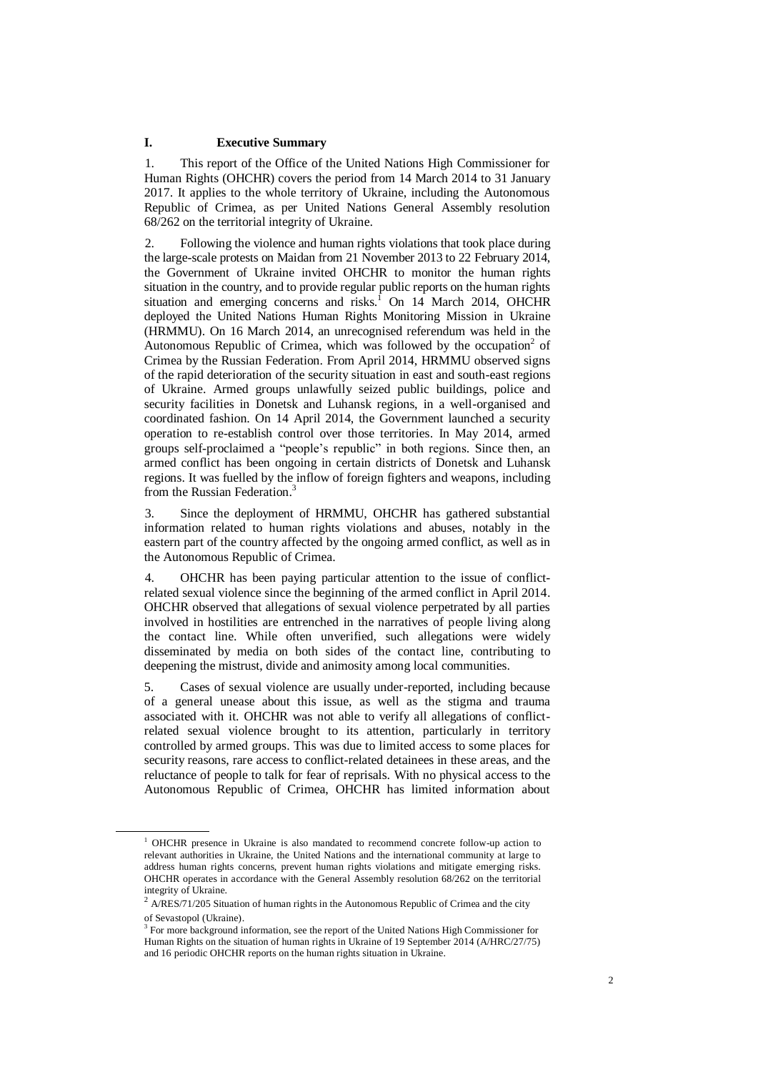## I. Executive Summary

1. This report of the Office of the United Nations High Commissioner for Human Rights (OHCHR) covers the period from 14 March 2014 to 31 January 2017. It applies to the whole territory of Ukraine, including the Autonomous Republic of Crimea, as per United Nations General Assembly resolution 68/262 on the territorial integrity of Ukraine.

2. Following the violence and human rights violations that took place during the large-scale protests on Maidan from 21 November 2013 to 22 February 2014, the Government of Ukraine invited OHCHR to monitor the human rights situation in the country, and to provide regular public reports on the human rights situation and emerging concerns and risks.[1] On 14 March 2014, OHCHR deployed the United Nations Human Rights Monitoring Mission in Ukraine (HRMMU). On 16 March 2014, an unrecognised referendum was held in the Autonomous Republic of Crimea, which was followed by the occupation[2] of Crimea by the Russian Federation. From April 2014, HRMMU observed signs of the rapid deterioration of the security situation in east and south-east regions of Ukraine. Armed groups unlawfully seized public buildings, police and security facilities in Donetsk and Luhansk regions, in a well-organised and coordinated fashion. On 14 April 2014, the Government launched a security operation to re-establish control over those territories. In May 2014, armed groups self-proclaimed a "people's republic" in both regions. Since then, an armed conflict has been ongoing in certain districts of Donetsk and Luhansk regions. It was fuelled by the inflow of foreign fighters and weapons, including from the Russian Federation.[3]

3. Since the deployment of HRMMU, OHCHR has gathered substantial information related to human rights violations and abuses, notably in the eastern part of the country affected by the ongoing armed conflict, as well as in the Autonomous Republic of Crimea.

4. OHCHR has been paying particular attention to the issue of conflict-related sexual violence since the beginning of the armed conflict in April 2014. OHCHR observed that allegations of sexual violence perpetrated by all parties involved in hostilities are entrenched in the narratives of people living along the contact line. While often unverified, such allegations were widely disseminated by media on both sides of the contact line, contributing to deepening the mistrust, divide and animosity among local communities.

5. Cases of sexual violence are usually under-reported, including because of a general unease about this issue, as well as the stigma and trauma associated with it. OHCHR was not able to verify all allegations of conflict-related sexual violence brought to its attention, particularly in territory controlled by armed groups. This was due to limited access to some places for security reasons, rare access to conflict-related detainees in these areas, and the reluctance of people to talk for fear of reprisals. With no physical access to the Autonomous Republic of Crimea, OHCHR has limited information about

---

[1] OHCHR presence in Ukraine is also mandated to recommend concrete follow-up action to relevant authorities in Ukraine, the United Nations and the international community at large to address human rights concerns, prevent human rights violations and mitigate emerging risks. OHCHR operates in accordance with the General Assembly resolution 68/262 on the territorial integrity of Ukraine.

[2] A/RES/71/205 Situation of human rights in the Autonomous Republic of Crimea and the city of Sevastopol (Ukraine).

[3] For more background information, see the report of the United Nations High Commissioner for Human Rights on the situation of human rights in Ukraine of 19 September 2014 (A/HRC/27/75) and 16 periodic OHCHR reports on the human rights situation in Ukraine.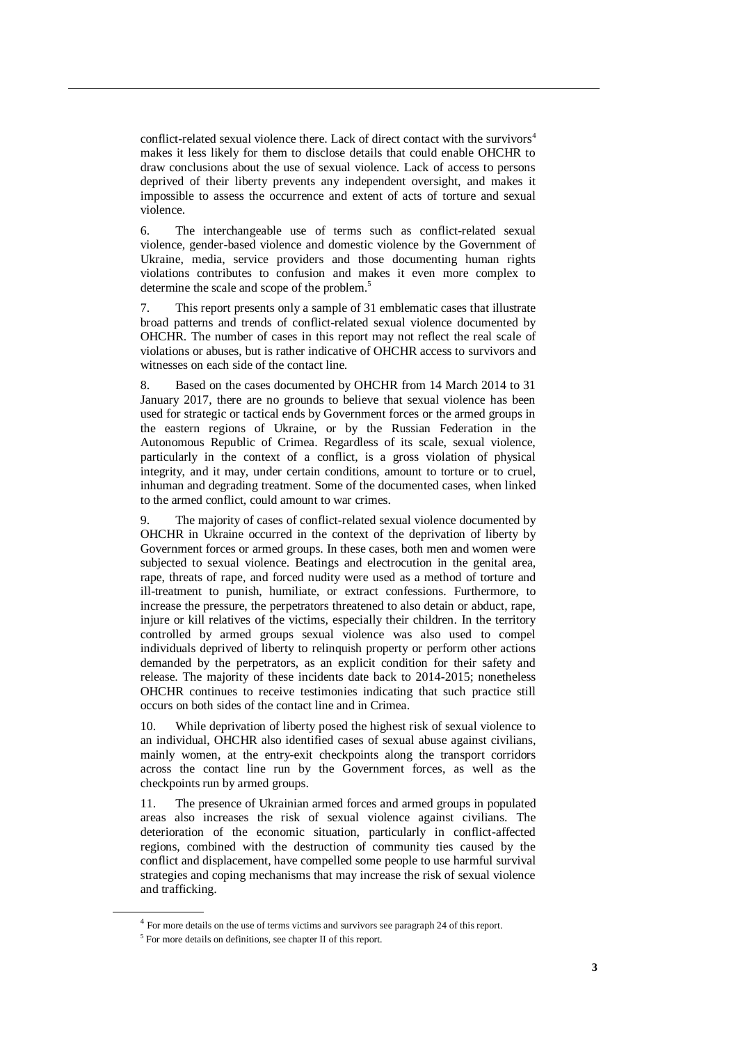conflict-related sexual violence there. Lack of direct contact with the survivors[4] makes it less likely for them to disclose details that could enable OHCHR to draw conclusions about the use of sexual violence. Lack of access to persons deprived of their liberty prevents any independent oversight, and makes it impossible to assess the occurrence and extent of acts of torture and sexual violence.

6. The interchangeable use of terms such as conflict-related sexual violence, gender-based violence and domestic violence by the Government of Ukraine, media, service providers and those documenting human rights violations contributes to confusion and makes it even more complex to determine the scale and scope of the problem.[5]

7. This report presents only a sample of 31 emblematic cases that illustrate broad patterns and trends of conflict-related sexual violence documented by OHCHR. The number of cases in this report may not reflect the real scale of violations or abuses, but is rather indicative of OHCHR access to survivors and witnesses on each side of the contact line.

8. Based on the cases documented by OHCHR from 14 March 2014 to 31 January 2017, there are no grounds to believe that sexual violence has been used for strategic or tactical ends by Government forces or the armed groups in the eastern regions of Ukraine, or by the Russian Federation in the Autonomous Republic of Crimea. Regardless of its scale, sexual violence, particularly in the context of a conflict, is a gross violation of physical integrity, and it may, under certain conditions, amount to torture or to cruel, inhuman and degrading treatment. Some of the documented cases, when linked to the armed conflict, could amount to war crimes.

9. The majority of cases of conflict-related sexual violence documented by OHCHR in Ukraine occurred in the context of the deprivation of liberty by Government forces or armed groups. In these cases, both men and women were subjected to sexual violence. Beatings and electrocution in the genital area, rape, threats of rape, and forced nudity were used as a method of torture and ill-treatment to punish, humiliate, or extract confessions. Furthermore, to increase the pressure, the perpetrators threatened to also detain or abduct, rape, injure or kill relatives of the victims, especially their children. In the territory controlled by armed groups sexual violence was also used to compel individuals deprived of liberty to relinquish property or perform other actions demanded by the perpetrators, as an explicit condition for their safety and release. The majority of these incidents date back to 2014-2015; nonetheless OHCHR continues to receive testimonies indicating that such practice still occurs on both sides of the contact line and in Crimea.

10. While deprivation of liberty posed the highest risk of sexual violence to an individual, OHCHR also identified cases of sexual abuse against civilians, mainly women, at the entry-exit checkpoints along the transport corridors across the contact line run by the Government forces, as well as the checkpoints run by armed groups.

11. The presence of Ukrainian armed forces and armed groups in populated areas also increases the risk of sexual violence against civilians. The deterioration of the economic situation, particularly in conflict-affected regions, combined with the destruction of community ties caused by the conflict and displacement, have compelled some people to use harmful survival strategies and coping mechanisms that may increase the risk of sexual violence and trafficking.

---

[4] For more details on the use of terms victims and survivors see paragraph 24 of this report.

[5] For more details on definitions, see chapter II of this report.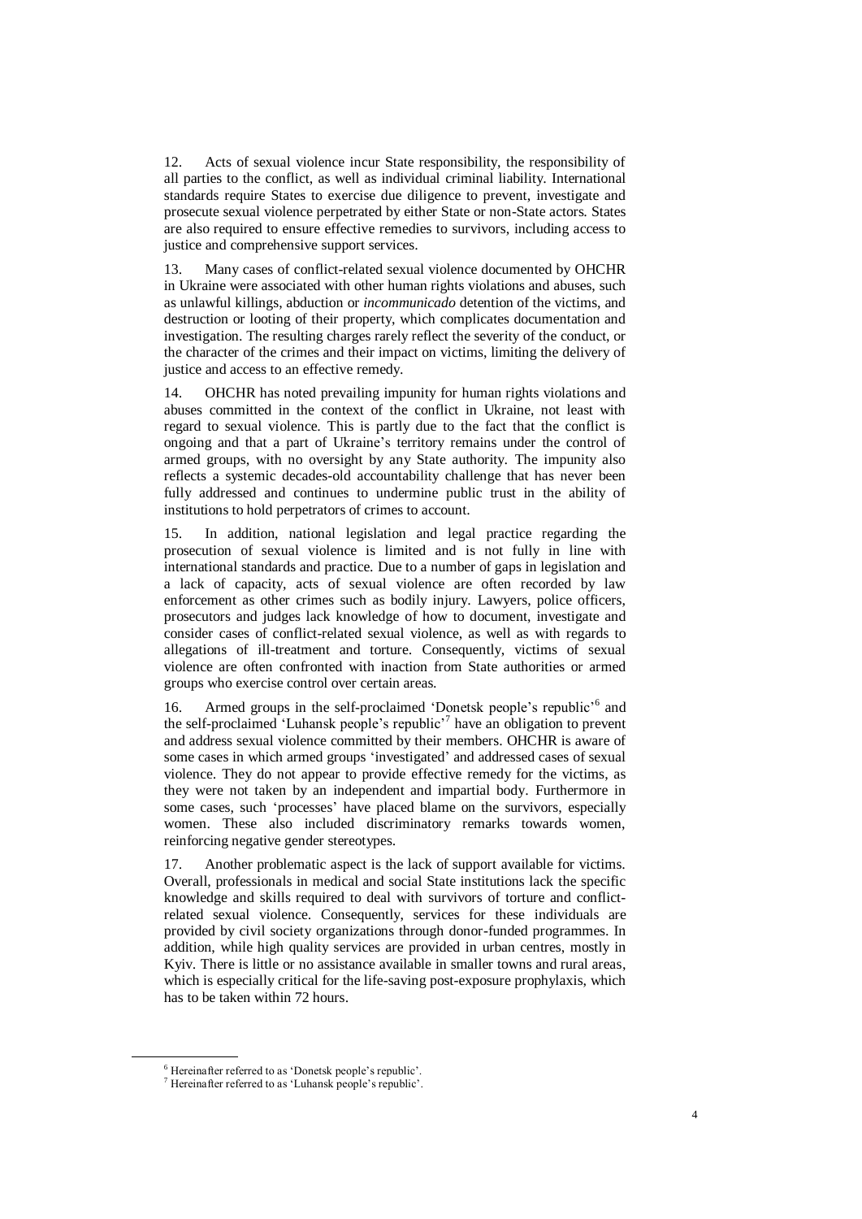12. Acts of sexual violence incur State responsibility, the responsibility of all parties to the conflict, as well as individual criminal liability. International standards require States to exercise due diligence to prevent, investigate and prosecute sexual violence perpetrated by either State or non-State actors. States are also required to ensure effective remedies to survivors, including access to justice and comprehensive support services.

13. Many cases of conflict-related sexual violence documented by OHCHR in Ukraine were associated with other human rights violations and abuses, such as unlawful killings, abduction or *incommunicado* detention of the victims, and destruction or looting of their property, which complicates documentation and investigation. The resulting charges rarely reflect the severity of the conduct, or the character of the crimes and their impact on victims, limiting the delivery of justice and access to an effective remedy.

14. OHCHR has noted prevailing impunity for human rights violations and abuses committed in the context of the conflict in Ukraine, not least with regard to sexual violence. This is partly due to the fact that the conflict is ongoing and that a part of Ukraine's territory remains under the control of armed groups, with no oversight by any State authority. The impunity also reflects a systemic decades-old accountability challenge that has never been fully addressed and continues to undermine public trust in the ability of institutions to hold perpetrators of crimes to account.

15. In addition, national legislation and legal practice regarding the prosecution of sexual violence is limited and is not fully in line with international standards and practice. Due to a number of gaps in legislation and a lack of capacity, acts of sexual violence are often recorded by law enforcement as other crimes such as bodily injury. Lawyers, police officers, prosecutors and judges lack knowledge of how to document, investigate and consider cases of conflict-related sexual violence, as well as with regards to allegations of ill-treatment and torture. Consequently, victims of sexual violence are often confronted with inaction from State authorities or armed groups who exercise control over certain areas.

16. Armed groups in the self-proclaimed 'Donetsk people's republic'[6] and the self-proclaimed 'Luhansk people's republic'[7] have an obligation to prevent and address sexual violence committed by their members. OHCHR is aware of some cases in which armed groups 'investigated' and addressed cases of sexual violence. They do not appear to provide effective remedy for the victims, as they were not taken by an independent and impartial body. Furthermore in some cases, such 'processes' have placed blame on the survivors, especially women. These also included discriminatory remarks towards women, reinforcing negative gender stereotypes.

17. Another problematic aspect is the lack of support available for victims. Overall, professionals in medical and social State institutions lack the specific knowledge and skills required to deal with survivors of torture and conflict-related sexual violence. Consequently, services for these individuals are provided by civil society organizations through donor-funded programmes. In addition, while high quality services are provided in urban centres, mostly in Kyiv. There is little or no assistance available in smaller towns and rural areas, which is especially critical for the life-saving post-exposure prophylaxis, which has to be taken within 72 hours.

---

[6] Hereinafter referred to as 'Donetsk people's republic'.

[7] Hereinafter referred to as 'Luhansk people's republic'.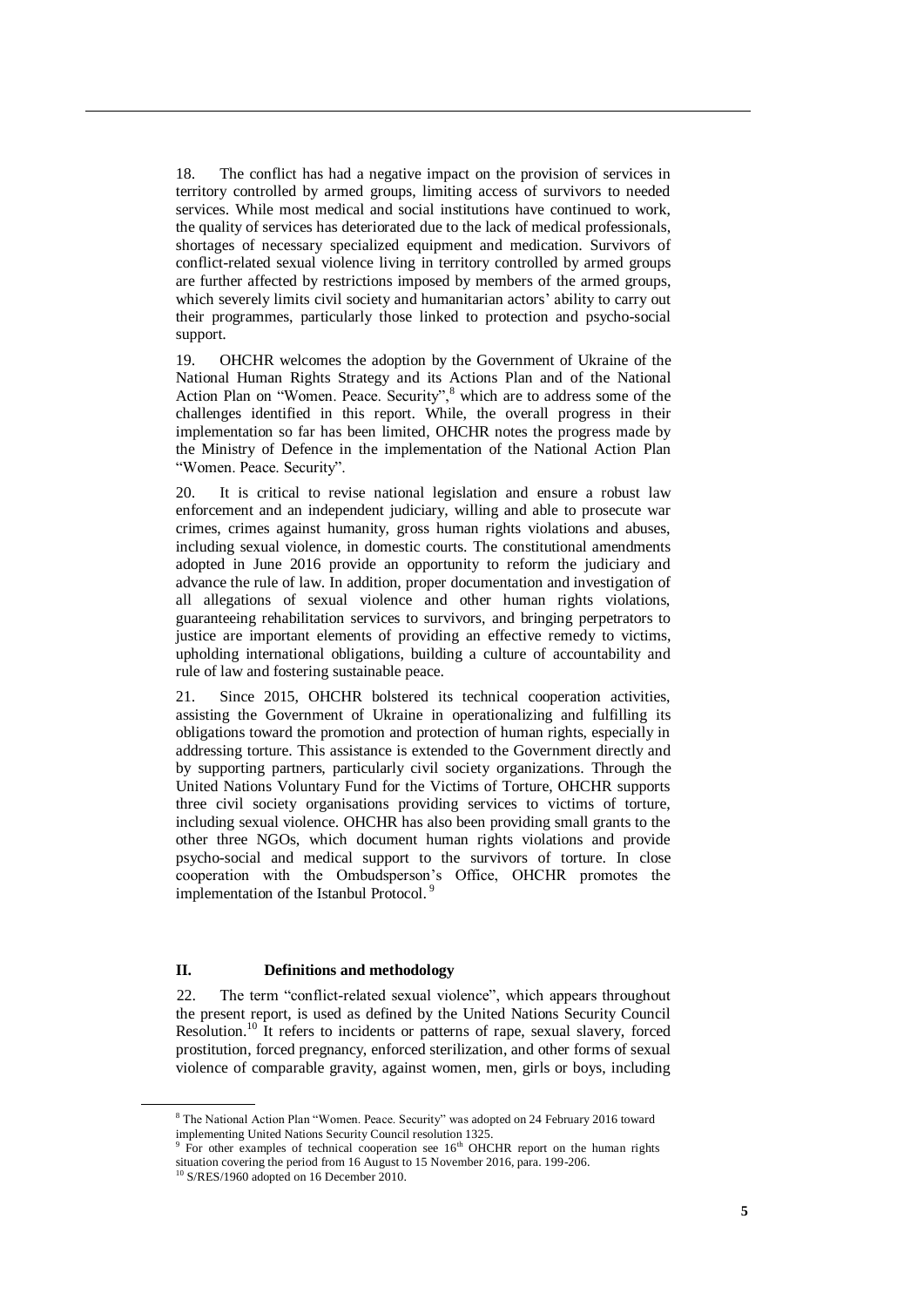18. The conflict has had a negative impact on the provision of services in territory controlled by armed groups, limiting access of survivors to needed services. While most medical and social institutions have continued to work, the quality of services has deteriorated due to the lack of medical professionals, shortages of necessary specialized equipment and medication. Survivors of conflict-related sexual violence living in territory controlled by armed groups are further affected by restrictions imposed by members of the armed groups, which severely limits civil society and humanitarian actors' ability to carry out their programmes, particularly those linked to protection and psycho-social support.

19. OHCHR welcomes the adoption by the Government of Ukraine of the National Human Rights Strategy and its Actions Plan and of the National Action Plan on "Women. Peace. Security",[8] which are to address some of the challenges identified in this report. While, the overall progress in their implementation so far has been limited, OHCHR notes the progress made by the Ministry of Defence in the implementation of the National Action Plan "Women. Peace. Security".

20. It is critical to revise national legislation and ensure a robust law enforcement and an independent judiciary, willing and able to prosecute war crimes, crimes against humanity, gross human rights violations and abuses, including sexual violence, in domestic courts. The constitutional amendments adopted in June 2016 provide an opportunity to reform the judiciary and advance the rule of law. In addition, proper documentation and investigation of all allegations of sexual violence and other human rights violations, guaranteeing rehabilitation services to survivors, and bringing perpetrators to justice are important elements of providing an effective remedy to victims, upholding international obligations, building a culture of accountability and rule of law and fostering sustainable peace.

21. Since 2015, OHCHR bolstered its technical cooperation activities, assisting the Government of Ukraine in operationalizing and fulfilling its obligations toward the promotion and protection of human rights, especially in addressing torture. This assistance is extended to the Government directly and by supporting partners, particularly civil society organizations. Through the United Nations Voluntary Fund for the Victims of Torture, OHCHR supports three civil society organisations providing services to victims of torture, including sexual violence. OHCHR has also been providing small grants to the other three NGOs, which document human rights violations and provide psycho-social and medical support to the survivors of torture. In close cooperation with the Ombudsperson's Office, OHCHR promotes the implementation of the Istanbul Protocol.[9]

## II. Definitions and methodology

22. The term "conflict-related sexual violence", which appears throughout the present report, is used as defined by the United Nations Security Council Resolution.[10] It refers to incidents or patterns of rape, sexual slavery, forced prostitution, forced pregnancy, enforced sterilization, and other forms of sexual violence of comparable gravity, against women, men, girls or boys, including

---

[8] The National Action Plan "Women. Peace. Security" was adopted on 24 February 2016 toward implementing United Nations Security Council resolution 1325.

[9] For other examples of technical cooperation see 16th OHCHR report on the human rights situation covering the period from 16 August to 15 November 2016, para. 199-206.

[10] S/RES/1960 adopted on 16 December 2010.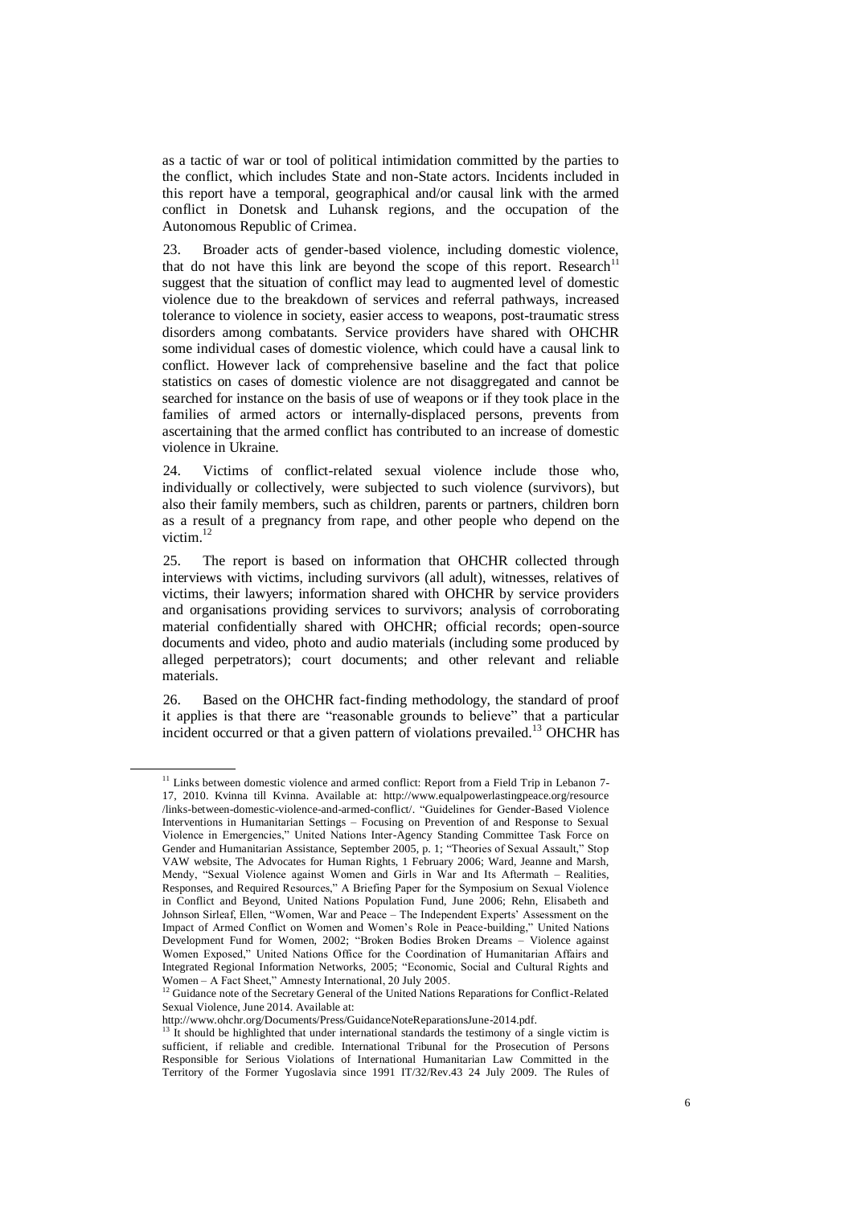as a tactic of war or tool of political intimidation committed by the parties to the conflict, which includes State and non-State actors. Incidents included in this report have a temporal, geographical and/or causal link with the armed conflict in Donetsk and Luhansk regions, and the occupation of the Autonomous Republic of Crimea.

23. Broader acts of gender-based violence, including domestic violence, that do not have this link are beyond the scope of this report. Research[11] suggest that the situation of conflict may lead to augmented level of domestic violence due to the breakdown of services and referral pathways, increased tolerance to violence in society, easier access to weapons, post-traumatic stress disorders among combatants. Service providers have shared with OHCHR some individual cases of domestic violence, which could have a causal link to conflict. However lack of comprehensive baseline and the fact that police statistics on cases of domestic violence are not disaggregated and cannot be searched for instance on the basis of use of weapons or if they took place in the families of armed actors or internally-displaced persons, prevents from ascertaining that the armed conflict has contributed to an increase of domestic violence in Ukraine.

24. Victims of conflict-related sexual violence include those who, individually or collectively, were subjected to such violence (survivors), but also their family members, such as children, parents or partners, children born as a result of a pregnancy from rape, and other people who depend on the victim.[12]

25. The report is based on information that OHCHR collected through interviews with victims, including survivors (all adult), witnesses, relatives of victims, their lawyers; information shared with OHCHR by service providers and organisations providing services to survivors; analysis of corroborating material confidentially shared with OHCHR; official records; open-source documents and video, photo and audio materials (including some produced by alleged perpetrators); court documents; and other relevant and reliable materials.

26. Based on the OHCHR fact-finding methodology, the standard of proof it applies is that there are "reasonable grounds to believe" that a particular incident occurred or that a given pattern of violations prevailed.[13] OHCHR has

---

[11] Links between domestic violence and armed conflict: Report from a Field Trip in Lebanon 7-17, 2010. Kvinna till Kvinna. Available at: http://www.equalpowerlastingpeace.org/resource /links-between-domestic-violence-and-armed-conflict/. "Guidelines for Gender-Based Violence Interventions in Humanitarian Settings – Focusing on Prevention of and Response to Sexual Violence in Emergencies," United Nations Inter-Agency Standing Committee Task Force on Gender and Humanitarian Assistance, September 2005, p. 1; "Theories of Sexual Assault," Stop VAW website, The Advocates for Human Rights, 1 February 2006; Ward, Jeanne and Marsh, Mendy, "Sexual Violence against Women and Girls in War and Its Aftermath – Realities, Responses, and Required Resources," A Briefing Paper for the Symposium on Sexual Violence in Conflict and Beyond, United Nations Population Fund, June 2006; Rehn, Elisabeth and Johnson Sirleaf, Ellen, "Women, War and Peace – The Independent Experts' Assessment on the Impact of Armed Conflict on Women and Women's Role in Peace-building," United Nations Development Fund for Women, 2002; "Broken Bodies Broken Dreams – Violence against Women Exposed," United Nations Office for the Coordination of Humanitarian Affairs and Integrated Regional Information Networks, 2005; "Economic, Social and Cultural Rights and Women – A Fact Sheet," Amnesty International, 20 July 2005.

[12] Guidance note of the Secretary General of the United Nations Reparations for Conflict-Related Sexual Violence, June 2014. Available at: http://www.ohchr.org/Documents/Press/GuidanceNoteReparationsJune-2014.pdf.

[13] It should be highlighted that under international standards the testimony of a single victim is sufficient, if reliable and credible. International Tribunal for the Prosecution of Persons Responsible for Serious Violations of International Humanitarian Law Committed in the Territory of the Former Yugoslavia since 1991 IT/32/Rev.43 24 July 2009. The Rules of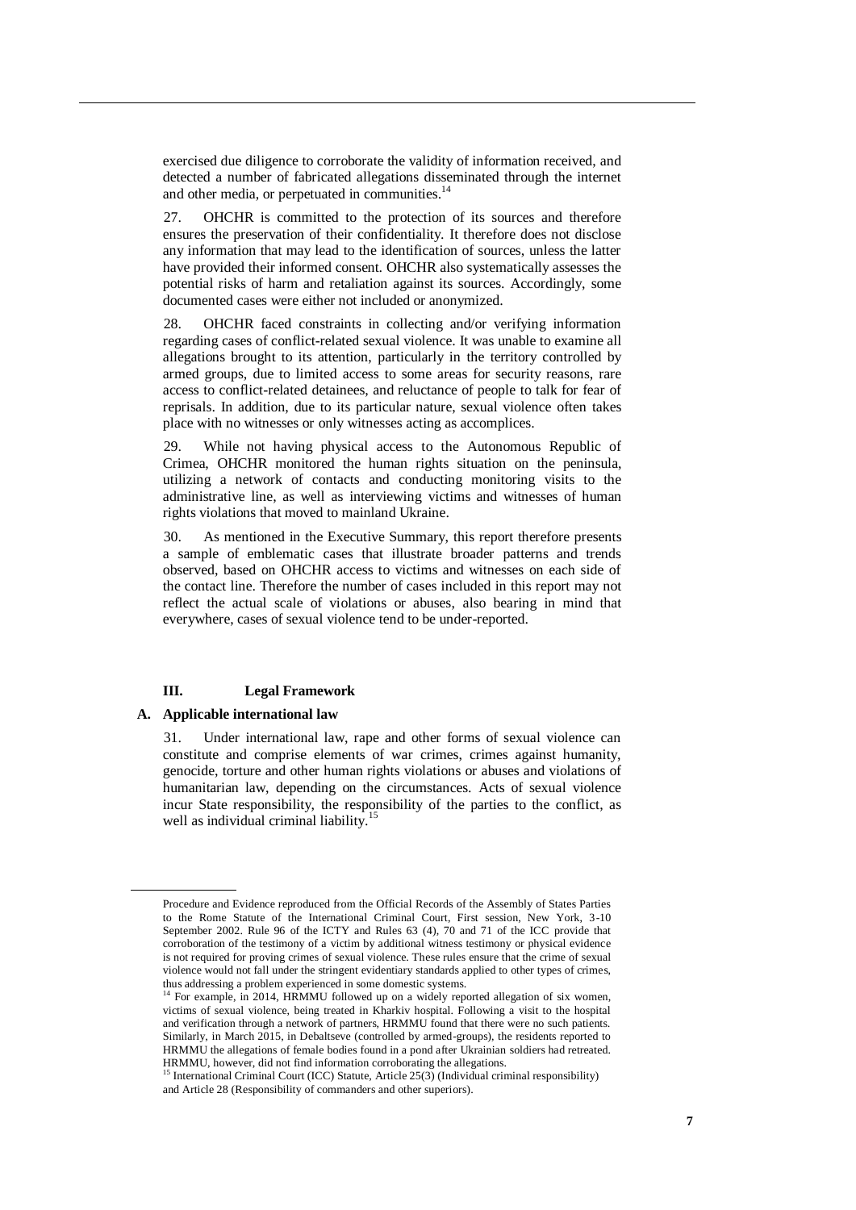exercised due diligence to corroborate the validity of information received, and detected a number of fabricated allegations disseminated through the internet and other media, or perpetuated in communities.[14]

27. OHCHR is committed to the protection of its sources and therefore ensures the preservation of their confidentiality. It therefore does not disclose any information that may lead to the identification of sources, unless the latter have provided their informed consent. OHCHR also systematically assesses the potential risks of harm and retaliation against its sources. Accordingly, some documented cases were either not included or anonymized.

28. OHCHR faced constraints in collecting and/or verifying information regarding cases of conflict-related sexual violence. It was unable to examine all allegations brought to its attention, particularly in the territory controlled by armed groups, due to limited access to some areas for security reasons, rare access to conflict-related detainees, and reluctance of people to talk for fear of reprisals. In addition, due to its particular nature, sexual violence often takes place with no witnesses or only witnesses acting as accomplices.

29. While not having physical access to the Autonomous Republic of Crimea, OHCHR monitored the human rights situation on the peninsula, utilizing a network of contacts and conducting monitoring visits to the administrative line, as well as interviewing victims and witnesses of human rights violations that moved to mainland Ukraine.

30. As mentioned in the Executive Summary, this report therefore presents a sample of emblematic cases that illustrate broader patterns and trends observed, based on OHCHR access to victims and witnesses on each side of the contact line. Therefore the number of cases included in this report may not reflect the actual scale of violations or abuses, also bearing in mind that everywhere, cases of sexual violence tend to be under-reported.

## III. Legal Framework

### A. Applicable international law

31. Under international law, rape and other forms of sexual violence can constitute and comprise elements of war crimes, crimes against humanity, genocide, torture and other human rights violations or abuses and violations of humanitarian law, depending on the circumstances. Acts of sexual violence incur State responsibility, the responsibility of the parties to the conflict, as well as individual criminal liability.[15]

---

Procedure and Evidence reproduced from the Official Records of the Assembly of States Parties to the Rome Statute of the International Criminal Court, First session, New York, 3-10 September 2002. Rule 96 of the ICTY and Rules 63 (4), 70 and 71 of the ICC provide that corroboration of the testimony of a victim by additional witness testimony or physical evidence is not required for proving crimes of sexual violence. These rules ensure that the crime of sexual violence would not fall under the stringent evidentiary standards applied to other types of crimes, thus addressing a problem experienced in some domestic systems.

[14] For example, in 2014, HRMMU followed up on a widely reported allegation of six women, victims of sexual violence, being treated in Kharkiv hospital. Following a visit to the hospital and verification through a network of partners, HRMMU found that there were no such patients. Similarly, in March 2015, in Debaltseve (controlled by armed-groups), the residents reported to HRMMU the allegations of female bodies found in a pond after Ukrainian soldiers had retreated. HRMMU, however, did not find information corroborating the allegations.

[15] International Criminal Court (ICC) Statute, Article 25(3) (Individual criminal responsibility) and Article 28 (Responsibility of commanders and other superiors).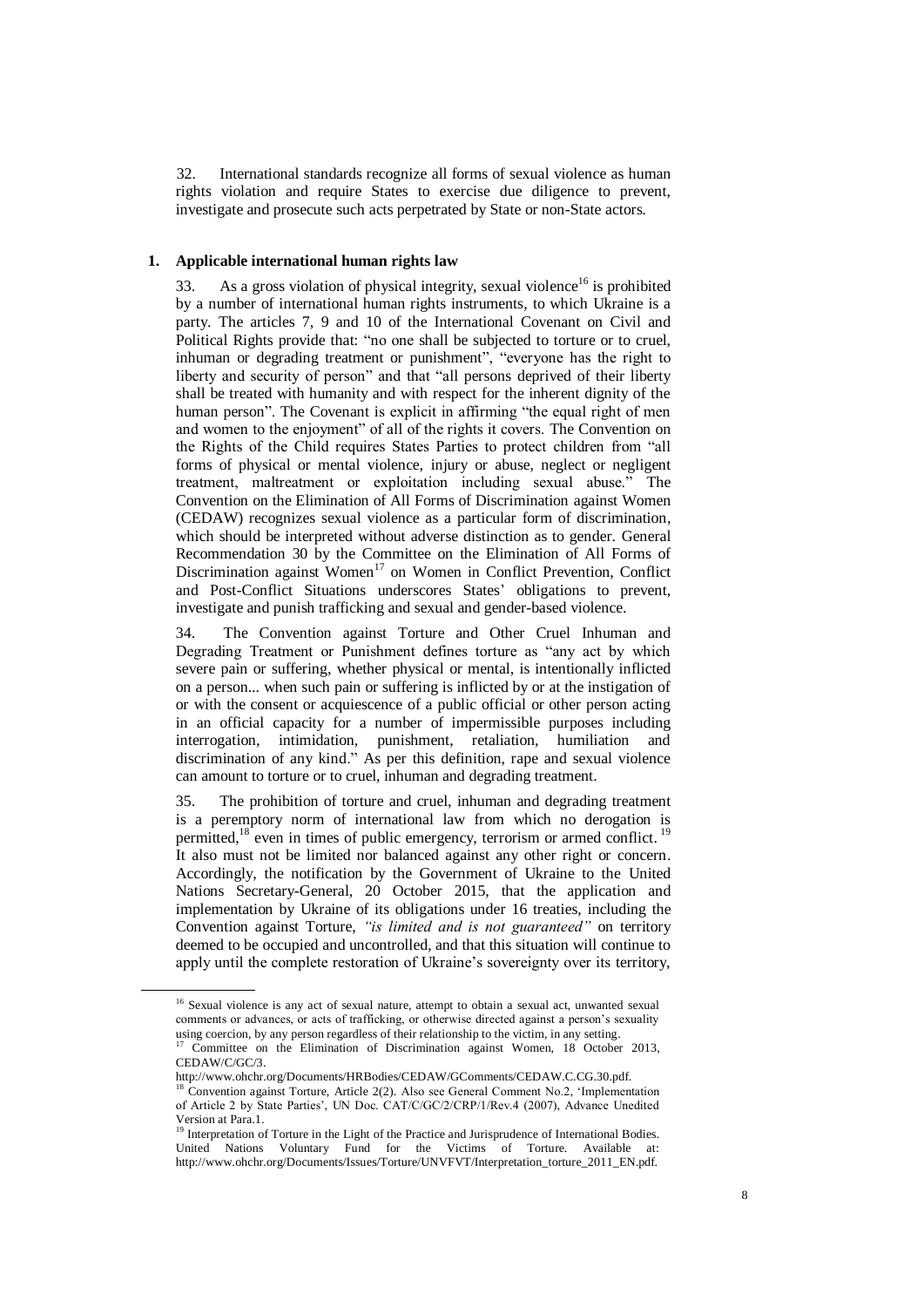32. International standards recognize all forms of sexual violence as human rights violation and require States to exercise due diligence to prevent, investigate and prosecute such acts perpetrated by State or non-State actors.

## 1. Applicable international human rights law

33. As a gross violation of physical integrity, sexual violence[16] is prohibited by a number of international human rights instruments, to which Ukraine is a party. The articles 7, 9 and 10 of the International Covenant on Civil and Political Rights provide that: "no one shall be subjected to torture or to cruel, inhuman or degrading treatment or punishment", "everyone has the right to liberty and security of person" and that "all persons deprived of their liberty shall be treated with humanity and with respect for the inherent dignity of the human person". The Covenant is explicit in affirming "the equal right of men and women to the enjoyment" of all of the rights it covers. The Convention on the Rights of the Child requires States Parties to protect children from "all forms of physical or mental violence, injury or abuse, neglect or negligent treatment, maltreatment or exploitation including sexual abuse." The Convention on the Elimination of All Forms of Discrimination against Women (CEDAW) recognizes sexual violence as a particular form of discrimination, which should be interpreted without adverse distinction as to gender. General Recommendation 30 by the Committee on the Elimination of All Forms of Discrimination against Women[17] on Women in Conflict Prevention, Conflict and Post-Conflict Situations underscores States' obligations to prevent, investigate and punish trafficking and sexual and gender-based violence.

34. The Convention against Torture and Other Cruel Inhuman and Degrading Treatment or Punishment defines torture as "any act by which severe pain or suffering, whether physical or mental, is intentionally inflicted on a person... when such pain or suffering is inflicted by or at the instigation of or with the consent or acquiescence of a public official or other person acting in an official capacity for a number of impermissible purposes including interrogation, intimidation, punishment, retaliation, humiliation and discrimination of any kind." As per this definition, rape and sexual violence can amount to torture or to cruel, inhuman and degrading treatment.

35. The prohibition of torture and cruel, inhuman and degrading treatment is a peremptory norm of international law from which no derogation is permitted,[18] even in times of public emergency, terrorism or armed conflict.[19] It also must not be limited nor balanced against any other right or concern. Accordingly, the notification by the Government of Ukraine to the United Nations Secretary-General, 20 October 2015, that the application and implementation by Ukraine of its obligations under 16 treaties, including the Convention against Torture, *"is limited and is not guaranteed"* on territory deemed to be occupied and uncontrolled, and that this situation will continue to apply until the complete restoration of Ukraine's sovereignty over its territory,

---

[16] Sexual violence is any act of sexual nature, attempt to obtain a sexual act, unwanted sexual comments or advances, or acts of trafficking, or otherwise directed against a person's sexuality using coercion, by any person regardless of their relationship to the victim, in any setting.

[17] Committee on the Elimination of Discrimination against Women, 18 October 2013, CEDAW/C/GC/3. http://www.ohchr.org/Documents/HRBodies/CEDAW/GComments/CEDAW.C.CG.30.pdf.

[18] Convention against Torture, Article 2(2). Also see General Comment No.2, 'Implementation of Article 2 by State Parties', UN Doc. CAT/C/GC/2/CRP/1/Rev.4 (2007), Advance Unedited Version at Para.1.

[19] Interpretation of Torture in the Light of the Practice and Jurisprudence of International Bodies. United Nations Voluntary Fund for the Victims of Torture. Available at: http://www.ohchr.org/Documents/Issues/Torture/UNVFVT/Interpretation_torture_2011_EN.pdf.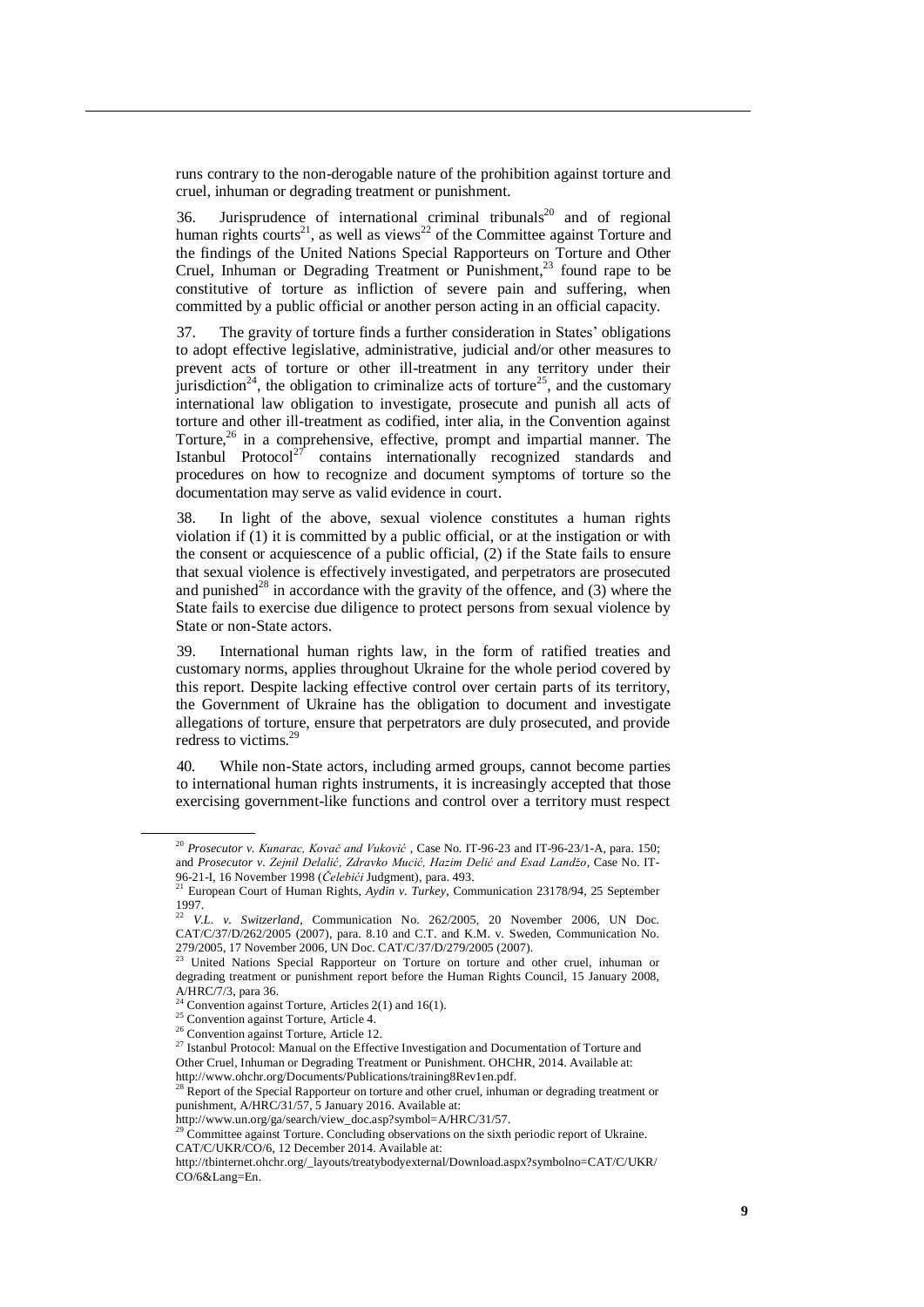runs contrary to the non-derogable nature of the prohibition against torture and cruel, inhuman or degrading treatment or punishment.

36. Jurisprudence of international criminal tribunals[20] and of regional human rights courts[21], as well as views[22] of the Committee against Torture and the findings of the United Nations Special Rapporteurs on Torture and Other Cruel, Inhuman or Degrading Treatment or Punishment,[23] found rape to be constitutive of torture as infliction of severe pain and suffering, when committed by a public official or another person acting in an official capacity.

37. The gravity of torture finds a further consideration in States' obligations to adopt effective legislative, administrative, judicial and/or other measures to prevent acts of torture or other ill-treatment in any territory under their jurisdiction[24], the obligation to criminalize acts of torture[25], and the customary international law obligation to investigate, prosecute and punish all acts of torture and other ill-treatment as codified, inter alia, in the Convention against Torture,[26] in a comprehensive, effective, prompt and impartial manner. The Istanbul Protocol[27] contains internationally recognized standards and procedures on how to recognize and document symptoms of torture so the documentation may serve as valid evidence in court.

38. In light of the above, sexual violence constitutes a human rights violation if (1) it is committed by a public official, or at the instigation or with the consent or acquiescence of a public official, (2) if the State fails to ensure that sexual violence is effectively investigated, and perpetrators are prosecuted and punished[28] in accordance with the gravity of the offence, and (3) where the State fails to exercise due diligence to protect persons from sexual violence by State or non-State actors.

39. International human rights law, in the form of ratified treaties and customary norms, applies throughout Ukraine for the whole period covered by this report. Despite lacking effective control over certain parts of its territory, the Government of Ukraine has the obligation to document and investigate allegations of torture, ensure that perpetrators are duly prosecuted, and provide redress to victims.[29]

40. While non-State actors, including armed groups, cannot become parties to international human rights instruments, it is increasingly accepted that those exercising government-like functions and control over a territory must respect

---

[20] *Prosecutor v. Kunarac, Kovač and Vuković* , Case No. IT-96-23 and IT-96-23/1-A, para. 150; and *Prosecutor v. Zejnil Delalić, Zdravko Mucić, Hazim Delić and Esad Landžo*, Case No. IT-96-21-I, 16 November 1998 (*Čelebići* Judgment), para. 493.

[21] European Court of Human Rights, *Aydin v. Turkey*, Communication 23178/94, 25 September 1997.

[22] *V.L. v. Switzerland*, Communication No. 262/2005, 20 November 2006, UN Doc. CAT/C/37/D/262/2005 (2007), para. 8.10 and C.T. and K.M. v. Sweden, Communication No. 279/2005, 17 November 2006, UN Doc. CAT/C/37/D/279/2005 (2007).

[23] United Nations Special Rapporteur on Torture on torture and other cruel, inhuman or degrading treatment or punishment report before the Human Rights Council, 15 January 2008, A/HRC/7/3, para 36.

[24] Convention against Torture, Articles 2(1) and 16(1).

[25] Convention against Torture, Article 4.

[26] Convention against Torture, Article 12.

[27] Istanbul Protocol: Manual on the Effective Investigation and Documentation of Torture and Other Cruel, Inhuman or Degrading Treatment or Punishment. OHCHR, 2014. Available at: http://www.ohchr.org/Documents/Publications/training8Rev1en.pdf.

[28] Report of the Special Rapporteur on torture and other cruel, inhuman or degrading treatment or punishment, A/HRC/31/57, 5 January 2016. Available at: http://www.un.org/ga/search/view_doc.asp?symbol=A/HRC/31/57.

[29] Committee against Torture. Concluding observations on the sixth periodic report of Ukraine. CAT/C/UKR/CO/6, 12 December 2014. Available at: http://tbinternet.ohchr.org/_layouts/treatybodyexternal/Download.aspx?symbolno=CAT/C/UKR/CO/6&Lang=En.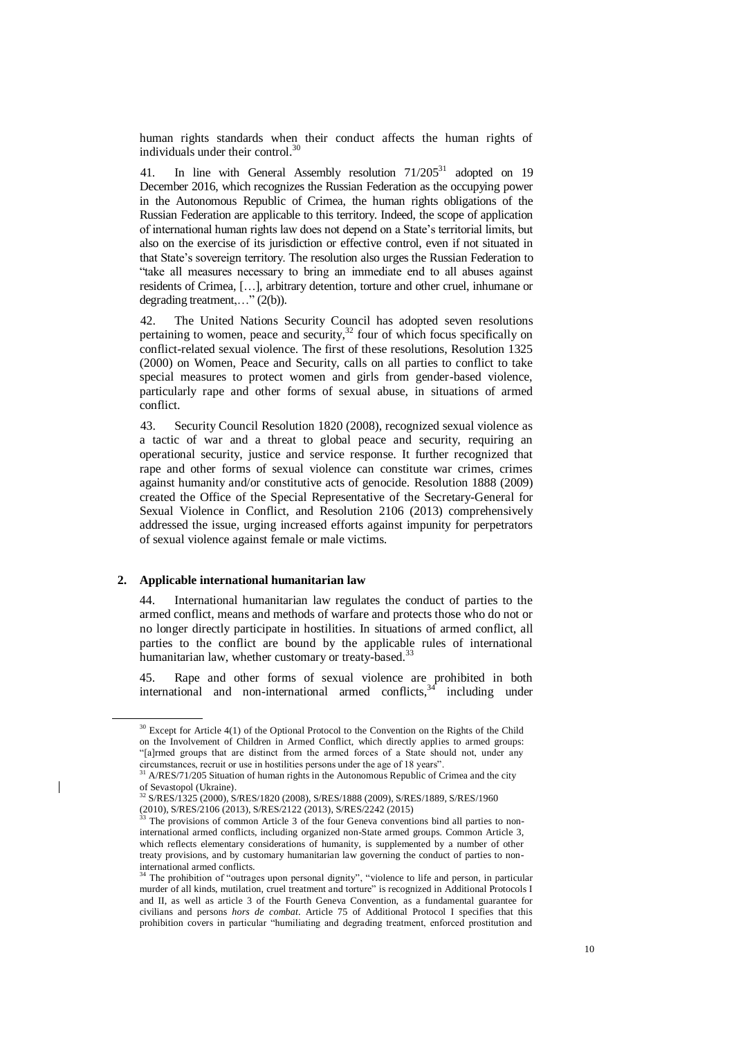human rights standards when their conduct affects the human rights of individuals under their control.[30]

41. In line with General Assembly resolution 71/205[31] adopted on 19 December 2016, which recognizes the Russian Federation as the occupying power in the Autonomous Republic of Crimea, the human rights obligations of the Russian Federation are applicable to this territory. Indeed, the scope of application of international human rights law does not depend on a State's territorial limits, but also on the exercise of its jurisdiction or effective control, even if not situated in that State's sovereign territory. The resolution also urges the Russian Federation to "take all measures necessary to bring an immediate end to all abuses against residents of Crimea, […], arbitrary detention, torture and other cruel, inhumane or degrading treatment,…" (2(b)).

42. The United Nations Security Council has adopted seven resolutions pertaining to women, peace and security,[32] four of which focus specifically on conflict-related sexual violence. The first of these resolutions, Resolution 1325 (2000) on Women, Peace and Security, calls on all parties to conflict to take special measures to protect women and girls from gender-based violence, particularly rape and other forms of sexual abuse, in situations of armed conflict.

43. Security Council Resolution 1820 (2008), recognized sexual violence as a tactic of war and a threat to global peace and security, requiring an operational security, justice and service response. It further recognized that rape and other forms of sexual violence can constitute war crimes, crimes against humanity and/or constitutive acts of genocide. Resolution 1888 (2009) created the Office of the Special Representative of the Secretary-General for Sexual Violence in Conflict, and Resolution 2106 (2013) comprehensively addressed the issue, urging increased efforts against impunity for perpetrators of sexual violence against female or male victims.

## 2. Applicable international humanitarian law

44. International humanitarian law regulates the conduct of parties to the armed conflict, means and methods of warfare and protects those who do not or no longer directly participate in hostilities. In situations of armed conflict, all parties to the conflict are bound by the applicable rules of international humanitarian law, whether customary or treaty-based.[33]

45. Rape and other forms of sexual violence are prohibited in both international and non-international armed conflicts,[34] including under

---

[30] Except for Article 4(1) of the Optional Protocol to the Convention on the Rights of the Child on the Involvement of Children in Armed Conflict, which directly applies to armed groups: "[a]rmed groups that are distinct from the armed forces of a State should not, under any circumstances, recruit or use in hostilities persons under the age of 18 years".

[31] A/RES/71/205 Situation of human rights in the Autonomous Republic of Crimea and the city of Sevastopol (Ukraine).

[32] S/RES/1325 (2000), S/RES/1820 (2008), S/RES/1888 (2009), S/RES/1889, S/RES/1960 (2010), S/RES/2106 (2013), S/RES/2122 (2013), S/RES/2242 (2015)

[33] The provisions of common Article 3 of the four Geneva conventions bind all parties to non-international armed conflicts, including organized non-State armed groups. Common Article 3, which reflects elementary considerations of humanity, is supplemented by a number of other treaty provisions, and by customary humanitarian law governing the conduct of parties to non-international armed conflicts.

[34] The prohibition of "outrages upon personal dignity", "violence to life and person, in particular murder of all kinds, mutilation, cruel treatment and torture" is recognized in Additional Protocols I and II, as well as article 3 of the Fourth Geneva Convention, as a fundamental guarantee for civilians and persons *hors de combat*. Article 75 of Additional Protocol I specifies that this prohibition covers in particular "humiliating and degrading treatment, enforced prostitution and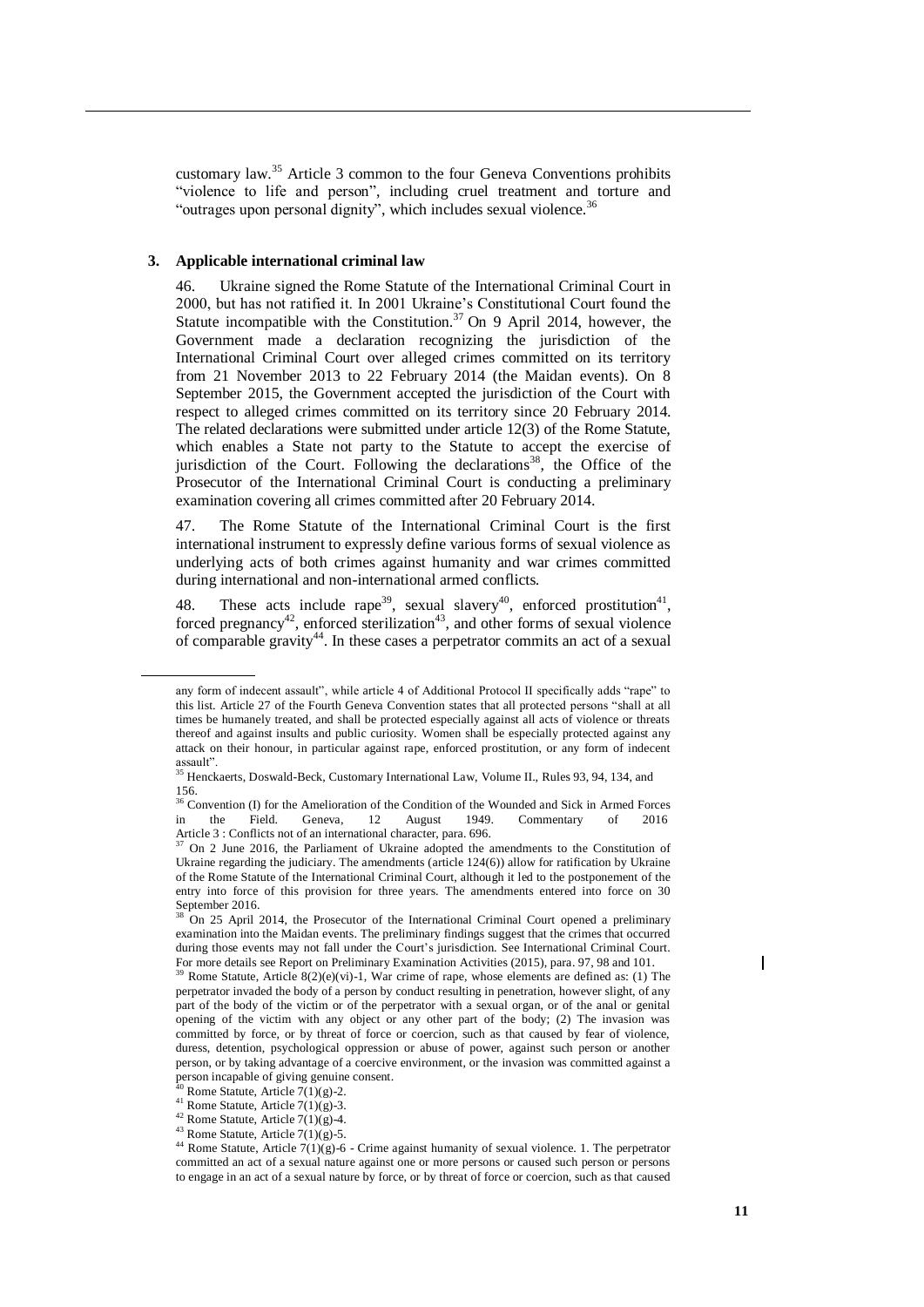customary law.[35] Article 3 common to the four Geneva Conventions prohibits "violence to life and person", including cruel treatment and torture and "outrages upon personal dignity", which includes sexual violence.[36]

### 3. Applicable international criminal law

46. Ukraine signed the Rome Statute of the International Criminal Court in 2000, but has not ratified it. In 2001 Ukraine's Constitutional Court found the Statute incompatible with the Constitution.[37] On 9 April 2014, however, the Government made a declaration recognizing the jurisdiction of the International Criminal Court over alleged crimes committed on its territory from 21 November 2013 to 22 February 2014 (the Maidan events). On 8 September 2015, the Government accepted the jurisdiction of the Court with respect to alleged crimes committed on its territory since 20 February 2014. The related declarations were submitted under article 12(3) of the Rome Statute, which enables a State not party to the Statute to accept the exercise of jurisdiction of the Court. Following the declarations[38], the Office of the Prosecutor of the International Criminal Court is conducting a preliminary examination covering all crimes committed after 20 February 2014.

47. The Rome Statute of the International Criminal Court is the first international instrument to expressly define various forms of sexual violence as underlying acts of both crimes against humanity and war crimes committed during international and non-international armed conflicts.

48. These acts include rape[39], sexual slavery[40], enforced prostitution[41], forced pregnancy[42], enforced sterilization[43], and other forms of sexual violence of comparable gravity[44]. In these cases a perpetrator commits an act of a sexual

---

any form of indecent assault", while article 4 of Additional Protocol II specifically adds "rape" to this list. Article 27 of the Fourth Geneva Convention states that all protected persons "shall at all times be humanely treated, and shall be protected especially against all acts of violence or threats thereof and against insults and public curiosity. Women shall be especially protected against any attack on their honour, in particular against rape, enforced prostitution, or any form of indecent assault".

[35] Henckaerts, Doswald-Beck, Customary International Law, Volume II., Rules 93, 94, 134, and 156.

[36] Convention (I) for the Amelioration of the Condition of the Wounded and Sick in Armed Forces in the Field. Geneva, 12 August 1949. Commentary of 2016 Article 3 : Conflicts not of an international character, para. 696.

[37] On 2 June 2016, the Parliament of Ukraine adopted the amendments to the Constitution of Ukraine regarding the judiciary. The amendments (article 124(6)) allow for ratification by Ukraine of the Rome Statute of the International Criminal Court, although it led to the postponement of the entry into force of this provision for three years. The amendments entered into force on 30 September 2016.

[38] On 25 April 2014, the Prosecutor of the International Criminal Court opened a preliminary examination into the Maidan events. The preliminary findings suggest that the crimes that occurred during those events may not fall under the Court's jurisdiction. See International Criminal Court. For more details see Report on Preliminary Examination Activities (2015), para. 97, 98 and 101.

[39] Rome Statute, Article 8(2)(e)(vi)-1, War crime of rape, whose elements are defined as: (1) The perpetrator invaded the body of a person by conduct resulting in penetration, however slight, of any part of the body of the victim or of the perpetrator with a sexual organ, or of the anal or genital opening of the victim with any object or any other part of the body; (2) The invasion was committed by force, or by threat of force or coercion, such as that caused by fear of violence, duress, detention, psychological oppression or abuse of power, against such person or another person, or by taking advantage of a coercive environment, or the invasion was committed against a person incapable of giving genuine consent.

[40] Rome Statute, Article 7(1)(g)-2.

[41] Rome Statute, Article 7(1)(g)-3.

[42] Rome Statute, Article 7(1)(g)-4.

[43] Rome Statute, Article 7(1)(g)-5.

[44] Rome Statute, Article 7(1)(g)-6 - Crime against humanity of sexual violence. 1. The perpetrator committed an act of a sexual nature against one or more persons or caused such person or persons to engage in an act of a sexual nature by force, or by threat of force or coercion, such as that caused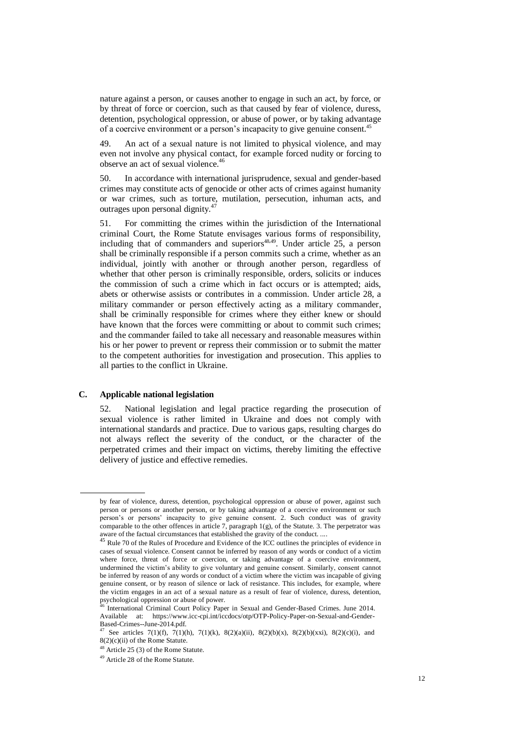nature against a person, or causes another to engage in such an act, by force, or by threat of force or coercion, such as that caused by fear of violence, duress, detention, psychological oppression, or abuse of power, or by taking advantage of a coercive environment or a person's incapacity to give genuine consent.[45]

49. An act of a sexual nature is not limited to physical violence, and may even not involve any physical contact, for example forced nudity or forcing to observe an act of sexual violence.[46]

50. In accordance with international jurisprudence, sexual and gender-based crimes may constitute acts of genocide or other acts of crimes against humanity or war crimes, such as torture, mutilation, persecution, inhuman acts, and outrages upon personal dignity.[47]

51. For committing the crimes within the jurisdiction of the International criminal Court, the Rome Statute envisages various forms of responsibility, including that of commanders and superiors[48,49]. Under article 25, a person shall be criminally responsible if a person commits such a crime, whether as an individual, jointly with another or through another person, regardless of whether that other person is criminally responsible, orders, solicits or induces the commission of such a crime which in fact occurs or is attempted; aids, abets or otherwise assists or contributes in a commission. Under article 28, a military commander or person effectively acting as a military commander, shall be criminally responsible for crimes where they either knew or should have known that the forces were committing or about to commit such crimes; and the commander failed to take all necessary and reasonable measures within his or her power to prevent or repress their commission or to submit the matter to the competent authorities for investigation and prosecution. This applies to all parties to the conflict in Ukraine.

## C. Applicable national legislation

52. National legislation and legal practice regarding the prosecution of sexual violence is rather limited in Ukraine and does not comply with international standards and practice. Due to various gaps, resulting charges do not always reflect the severity of the conduct, or the character of the perpetrated crimes and their impact on victims, thereby limiting the effective delivery of justice and effective remedies.

---

by fear of violence, duress, detention, psychological oppression or abuse of power, against such person or persons or another person, or by taking advantage of a coercive environment or such person's or persons' incapacity to give genuine consent. 2. Such conduct was of gravity comparable to the other offences in article 7, paragraph 1(g), of the Statute. 3. The perpetrator was aware of the factual circumstances that established the gravity of the conduct. ....

[45] Rule 70 of the Rules of Procedure and Evidence of the ICC outlines the principles of evidence in cases of sexual violence. Consent cannot be inferred by reason of any words or conduct of a victim where force, threat of force or coercion, or taking advantage of a coercive environment, undermined the victim's ability to give voluntary and genuine consent. Similarly, consent cannot be inferred by reason of any words or conduct of a victim where the victim was incapable of giving genuine consent, or by reason of silence or lack of resistance. This includes, for example, where the victim engages in an act of a sexual nature as a result of fear of violence, duress, detention, psychological oppression or abuse of power.

[46] International Criminal Court Policy Paper in Sexual and Gender-Based Crimes. June 2014. Available at: https://www.icc-cpi.int/iccdocs/otp/OTP-Policy-Paper-on-Sexual-and-Gender-Based-Crimes--June-2014.pdf.

[47] See articles 7(1)(f), 7(1)(h), 7(1)(k), 8(2)(a)(ii), 8(2)(b)(x), 8(2)(b)(xxi), 8(2)(c)(i), and 8(2)(c)(ii) of the Rome Statute.

[48] Article 25 (3) of the Rome Statute.

[49] Article 28 of the Rome Statute.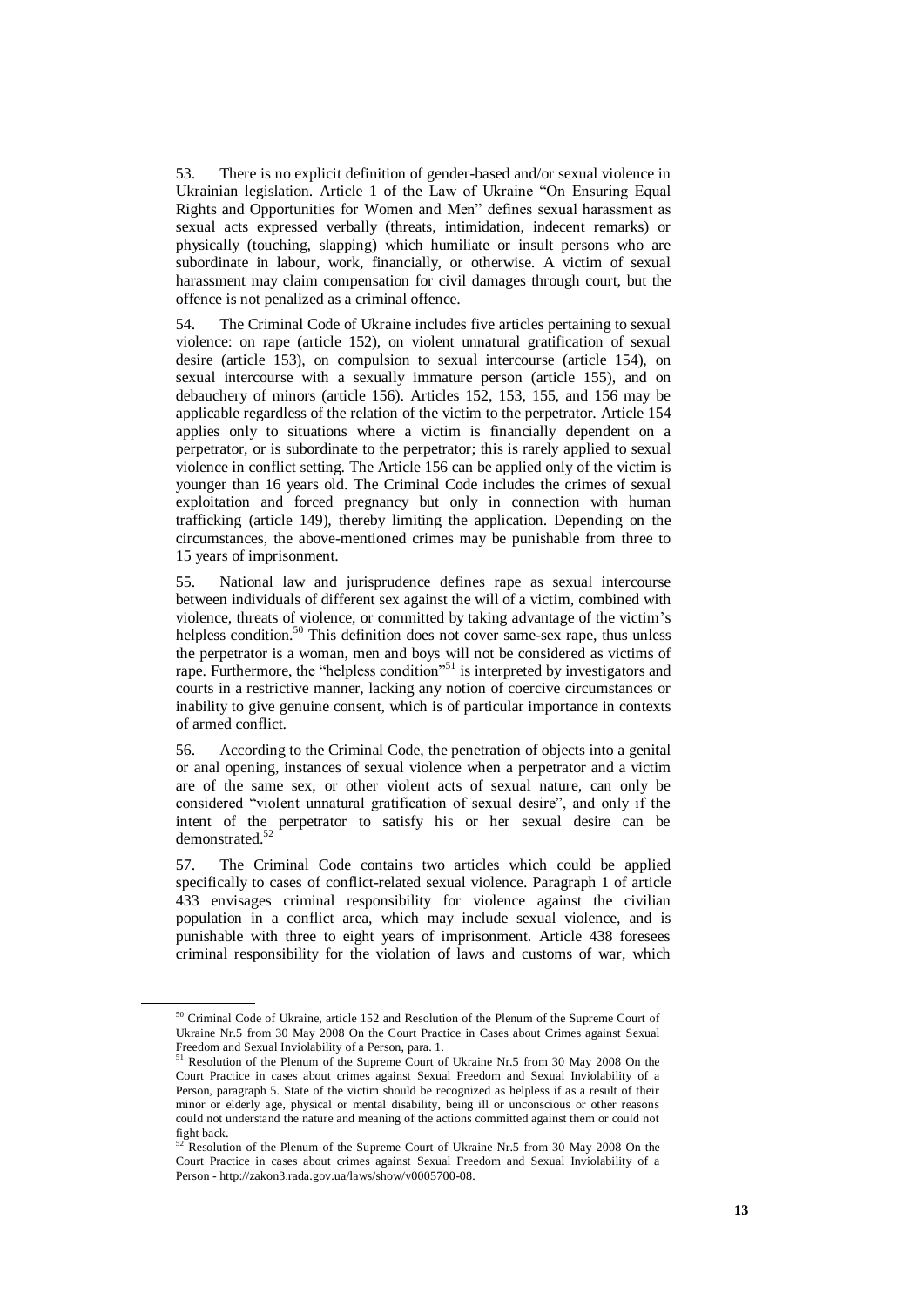53. There is no explicit definition of gender-based and/or sexual violence in Ukrainian legislation. Article 1 of the Law of Ukraine "On Ensuring Equal Rights and Opportunities for Women and Men" defines sexual harassment as sexual acts expressed verbally (threats, intimidation, indecent remarks) or physically (touching, slapping) which humiliate or insult persons who are subordinate in labour, work, financially, or otherwise. A victim of sexual harassment may claim compensation for civil damages through court, but the offence is not penalized as a criminal offence.

54. The Criminal Code of Ukraine includes five articles pertaining to sexual violence: on rape (article 152), on violent unnatural gratification of sexual desire (article 153), on compulsion to sexual intercourse (article 154), on sexual intercourse with a sexually immature person (article 155), and on debauchery of minors (article 156). Articles 152, 153, 155, and 156 may be applicable regardless of the relation of the victim to the perpetrator. Article 154 applies only to situations where a victim is financially dependent on a perpetrator, or is subordinate to the perpetrator; this is rarely applied to sexual violence in conflict setting. The Article 156 can be applied only of the victim is younger than 16 years old. The Criminal Code includes the crimes of sexual exploitation and forced pregnancy but only in connection with human trafficking (article 149), thereby limiting the application. Depending on the circumstances, the above-mentioned crimes may be punishable from three to 15 years of imprisonment.

55. National law and jurisprudence defines rape as sexual intercourse between individuals of different sex against the will of a victim, combined with violence, threats of violence, or committed by taking advantage of the victim's helpless condition.[50] This definition does not cover same-sex rape, thus unless the perpetrator is a woman, men and boys will not be considered as victims of rape. Furthermore, the "helpless condition"[51] is interpreted by investigators and courts in a restrictive manner, lacking any notion of coercive circumstances or inability to give genuine consent, which is of particular importance in contexts of armed conflict.

56. According to the Criminal Code, the penetration of objects into a genital or anal opening, instances of sexual violence when a perpetrator and a victim are of the same sex, or other violent acts of sexual nature, can only be considered "violent unnatural gratification of sexual desire", and only if the intent of the perpetrator to satisfy his or her sexual desire can be demonstrated.[52]

57. The Criminal Code contains two articles which could be applied specifically to cases of conflict-related sexual violence. Paragraph 1 of article 433 envisages criminal responsibility for violence against the civilian population in a conflict area, which may include sexual violence, and is punishable with three to eight years of imprisonment. Article 438 foresees criminal responsibility for the violation of laws and customs of war, which

---

[50] Criminal Code of Ukraine, article 152 and Resolution of the Plenum of the Supreme Court of Ukraine Nr.5 from 30 May 2008 On the Court Practice in Cases about Crimes against Sexual Freedom and Sexual Inviolability of a Person, para. 1.

[51] Resolution of the Plenum of the Supreme Court of Ukraine Nr.5 from 30 May 2008 On the Court Practice in cases about crimes against Sexual Freedom and Sexual Inviolability of a Person, paragraph 5. State of the victim should be recognized as helpless if as a result of their minor or elderly age, physical or mental disability, being ill or unconscious or other reasons could not understand the nature and meaning of the actions committed against them or could not fight back.

[52] Resolution of the Plenum of the Supreme Court of Ukraine Nr.5 from 30 May 2008 On the Court Practice in cases about crimes against Sexual Freedom and Sexual Inviolability of a Person - http://zakon3.rada.gov.ua/laws/show/v0005700-08.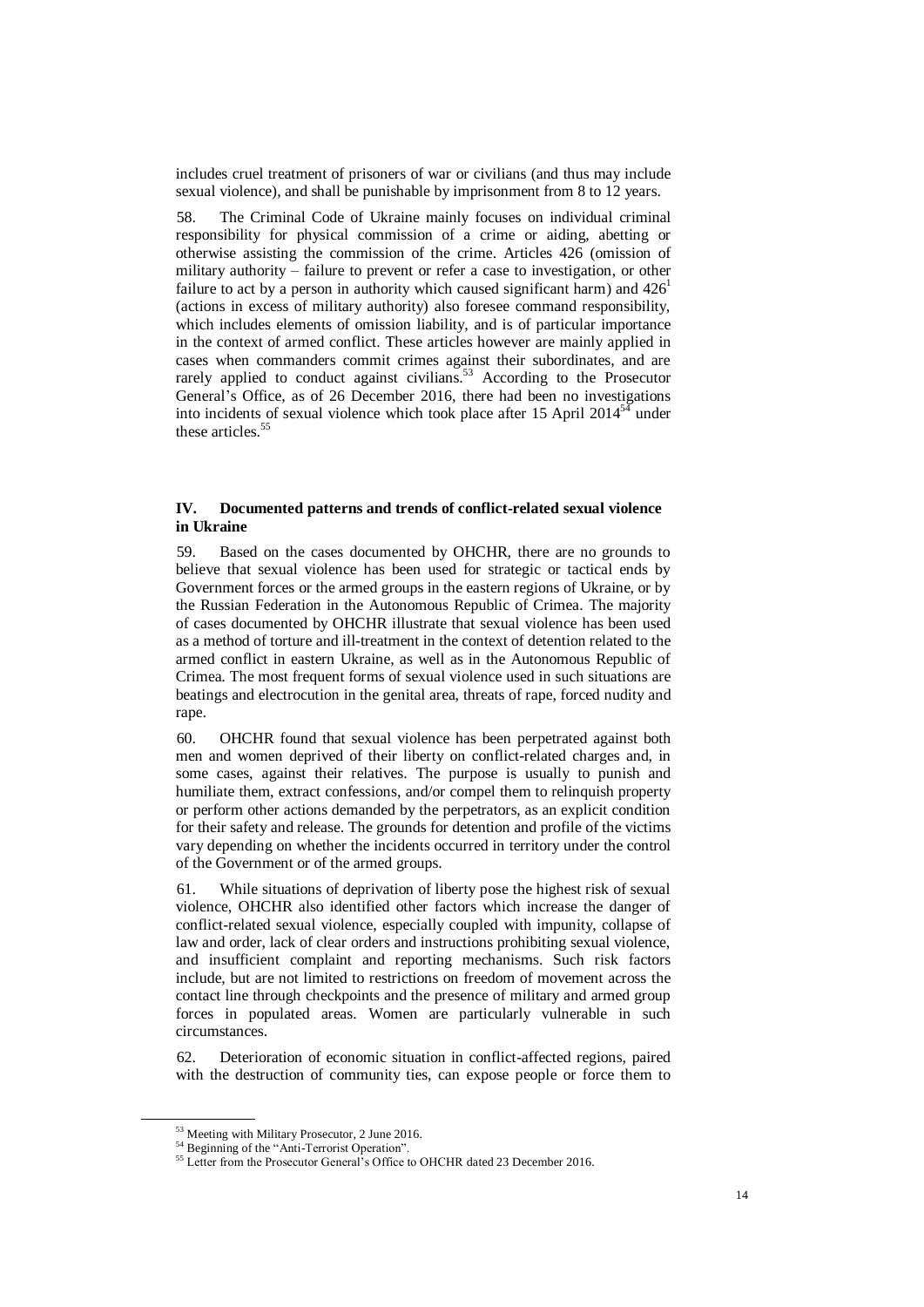includes cruel treatment of prisoners of war or civilians (and thus may include sexual violence), and shall be punishable by imprisonment from 8 to 12 years.

58. The Criminal Code of Ukraine mainly focuses on individual criminal responsibility for physical commission of a crime or aiding, abetting or otherwise assisting the commission of the crime. Articles 426 (omission of military authority – failure to prevent or refer a case to investigation, or other failure to act by a person in authority which caused significant harm) and 426[1] (actions in excess of military authority) also foresee command responsibility, which includes elements of omission liability, and is of particular importance in the context of armed conflict. These articles however are mainly applied in cases when commanders commit crimes against their subordinates, and are rarely applied to conduct against civilians.[53] According to the Prosecutor General's Office, as of 26 December 2016, there had been no investigations into incidents of sexual violence which took place after 15 April 2014[54] under these articles.[55]

## IV. Documented patterns and trends of conflict-related sexual violence in Ukraine

59. Based on the cases documented by OHCHR, there are no grounds to believe that sexual violence has been used for strategic or tactical ends by Government forces or the armed groups in the eastern regions of Ukraine, or by the Russian Federation in the Autonomous Republic of Crimea. The majority of cases documented by OHCHR illustrate that sexual violence has been used as a method of torture and ill-treatment in the context of detention related to the armed conflict in eastern Ukraine, as well as in the Autonomous Republic of Crimea. The most frequent forms of sexual violence used in such situations are beatings and electrocution in the genital area, threats of rape, forced nudity and rape.

60. OHCHR found that sexual violence has been perpetrated against both men and women deprived of their liberty on conflict-related charges and, in some cases, against their relatives. The purpose is usually to punish and humiliate them, extract confessions, and/or compel them to relinquish property or perform other actions demanded by the perpetrators, as an explicit condition for their safety and release. The grounds for detention and profile of the victims vary depending on whether the incidents occurred in territory under the control of the Government or of the armed groups.

61. While situations of deprivation of liberty pose the highest risk of sexual violence, OHCHR also identified other factors which increase the danger of conflict-related sexual violence, especially coupled with impunity, collapse of law and order, lack of clear orders and instructions prohibiting sexual violence, and insufficient complaint and reporting mechanisms. Such risk factors include, but are not limited to restrictions on freedom of movement across the contact line through checkpoints and the presence of military and armed group forces in populated areas. Women are particularly vulnerable in such circumstances.

62. Deterioration of economic situation in conflict-affected regions, paired with the destruction of community ties, can expose people or force them to

---

[53] Meeting with Military Prosecutor, 2 June 2016.

[54] Beginning of the "Anti-Terrorist Operation".

[55] Letter from the Prosecutor General's Office to OHCHR dated 23 December 2016.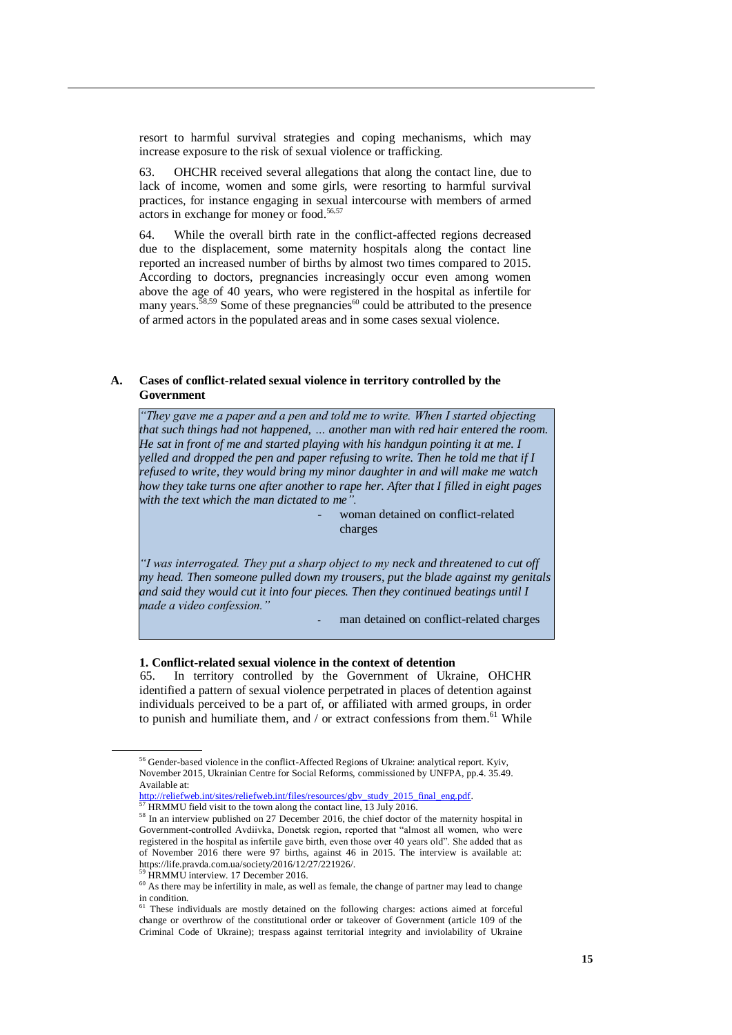resort to harmful survival strategies and coping mechanisms, which may increase exposure to the risk of sexual violence or trafficking.

63. OHCHR received several allegations that along the contact line, due to lack of income, women and some girls, were resorting to harmful survival practices, for instance engaging in sexual intercourse with members of armed actors in exchange for money or food.[56,57]

64. While the overall birth rate in the conflict-affected regions decreased due to the displacement, some maternity hospitals along the contact line reported an increased number of births by almost two times compared to 2015. According to doctors, pregnancies increasingly occur even among women above the age of 40 years, who were registered in the hospital as infertile for many years.[58,59] Some of these pregnancies[60] could be attributed to the presence of armed actors in the populated areas and in some cases sexual violence.

## A. Cases of conflict-related sexual violence in territory controlled by the Government

> *"They gave me a paper and a pen and told me to write. When I started objecting that such things had not happened, ... another man with red hair entered the room. He sat in front of me and started playing with his handgun pointing it at me. I yelled and dropped the pen and paper refusing to write. Then he told me that if I refused to write, they would bring my minor daughter in and will make me watch how they take turns one after another to rape her. After that I filled in eight pages with the text which the man dictated to me".*
>
> \- woman detained on conflict-related charges
>
> *"I was interrogated. They put a sharp object to my neck and threatened to cut off my head. Then someone pulled down my trousers, put the blade against my genitals and said they would cut it into four pieces. Then they continued beatings until I made a video confession."*
>
> \- man detained on conflict-related charges

### 1. Conflict-related sexual violence in the context of detention

65. In territory controlled by the Government of Ukraine, OHCHR identified a pattern of sexual violence perpetrated in places of detention against individuals perceived to be a part of, or affiliated with armed groups, in order to punish and humiliate them, and / or extract confessions from them.[61] While

---

[56] Gender-based violence in the conflict-Affected Regions of Ukraine: analytical report. Kyiv, November 2015, Ukrainian Centre for Social Reforms, commissioned by UNFPA, pp.4. 35.49. Available at: http://reliefweb.int/sites/reliefweb.int/files/resources/gbv_study_2015_final_eng.pdf.

[57] HRMMU field visit to the town along the contact line, 13 July 2016.

[58] In an interview published on 27 December 2016, the chief doctor of the maternity hospital in Government-controlled Avdiivka, Donetsk region, reported that "almost all women, who were registered in the hospital as infertile gave birth, even those over 40 years old". She added that as of November 2016 there were 97 births, against 46 in 2015. The interview is available at: https://life.pravda.com.ua/society/2016/12/27/221926/.

[59] HRMMU interview. 17 December 2016.

[60] As there may be infertility in male, as well as female, the change of partner may lead to change in condition.

[61] These individuals are mostly detained on the following charges: actions aimed at forceful change or overthrow of the constitutional order or takeover of Government (article 109 of the Criminal Code of Ukraine); trespass against territorial integrity and inviolability of Ukraine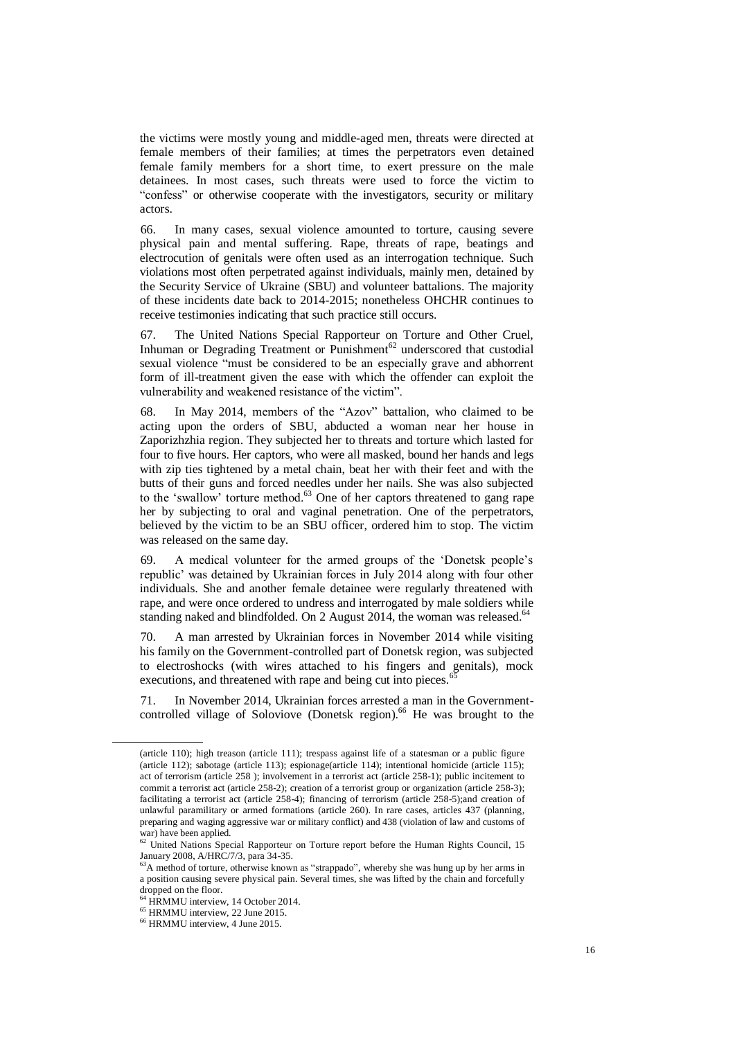the victims were mostly young and middle-aged men, threats were directed at female members of their families; at times the perpetrators even detained female family members for a short time, to exert pressure on the male detainees. In most cases, such threats were used to force the victim to "confess" or otherwise cooperate with the investigators, security or military actors.

66. In many cases, sexual violence amounted to torture, causing severe physical pain and mental suffering. Rape, threats of rape, beatings and electrocution of genitals were often used as an interrogation technique. Such violations most often perpetrated against individuals, mainly men, detained by the Security Service of Ukraine (SBU) and volunteer battalions. The majority of these incidents date back to 2014-2015; nonetheless OHCHR continues to receive testimonies indicating that such practice still occurs.

67. The United Nations Special Rapporteur on Torture and Other Cruel, Inhuman or Degrading Treatment or Punishment[62] underscored that custodial sexual violence "must be considered to be an especially grave and abhorrent form of ill-treatment given the ease with which the offender can exploit the vulnerability and weakened resistance of the victim".

68. In May 2014, members of the "Azov" battalion, who claimed to be acting upon the orders of SBU, abducted a woman near her house in Zaporizhzhia region. They subjected her to threats and torture which lasted for four to five hours. Her captors, who were all masked, bound her hands and legs with zip ties tightened by a metal chain, beat her with their feet and with the butts of their guns and forced needles under her nails. She was also subjected to the 'swallow' torture method.[63] One of her captors threatened to gang rape her by subjecting to oral and vaginal penetration. One of the perpetrators, believed by the victim to be an SBU officer, ordered him to stop. The victim was released on the same day.

69. A medical volunteer for the armed groups of the 'Donetsk people's republic' was detained by Ukrainian forces in July 2014 along with four other individuals. She and another female detainee were regularly threatened with rape, and were once ordered to undress and interrogated by male soldiers while standing naked and blindfolded. On 2 August 2014, the woman was released.[64]

70. A man arrested by Ukrainian forces in November 2014 while visiting his family on the Government-controlled part of Donetsk region, was subjected to electroshocks (with wires attached to his fingers and genitals), mock executions, and threatened with rape and being cut into pieces.[65]

71. In November 2014, Ukrainian forces arrested a man in the Government-controlled village of Soloviove (Donetsk region).[66] He was brought to the

---

(article 110); high treason (article 111); trespass against life of a statesman or a public figure (article 112); sabotage (article 113); espionage(article 114); intentional homicide (article 115); act of terrorism (article 258 ); involvement in a terrorist act (article 258-1); public incitement to commit a terrorist act (article 258-2); creation of a terrorist group or organization (article 258-3); facilitating a terrorist act (article 258-4); financing of terrorism (article 258-5);and creation of unlawful paramilitary or armed formations (article 260). In rare cases, articles 437 (planning, preparing and waging aggressive war or military conflict) and 438 (violation of law and customs of war) have been applied.

[62] United Nations Special Rapporteur on Torture report before the Human Rights Council, 15 January 2008, A/HRC/7/3, para 34-35.

[63] A method of torture, otherwise known as "strappado", whereby she was hung up by her arms in a position causing severe physical pain. Several times, she was lifted by the chain and forcefully dropped on the floor.

[64] HRMMU interview, 14 October 2014.

[65] HRMMU interview, 22 June 2015.

[66] HRMMU interview, 4 June 2015.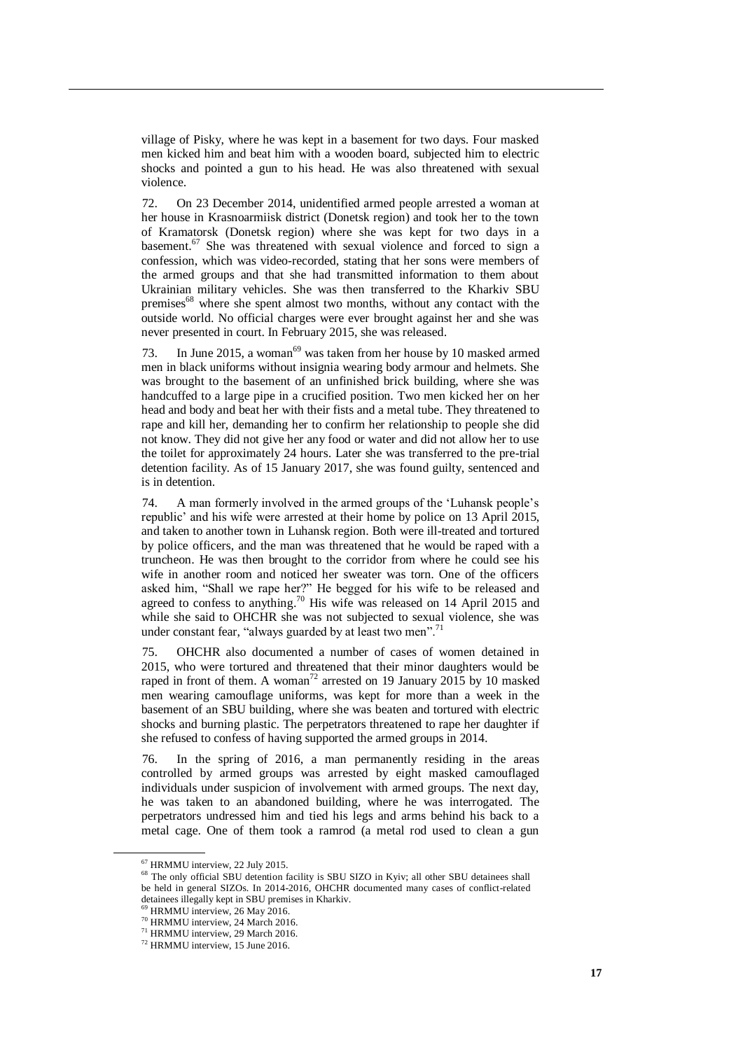village of Pisky, where he was kept in a basement for two days. Four masked men kicked him and beat him with a wooden board, subjected him to electric shocks and pointed a gun to his head. He was also threatened with sexual violence.

72. On 23 December 2014, unidentified armed people arrested a woman at her house in Krasnoarmiisk district (Donetsk region) and took her to the town of Kramatorsk (Donetsk region) where she was kept for two days in a basement.[67] She was threatened with sexual violence and forced to sign a confession, which was video-recorded, stating that her sons were members of the armed groups and that she had transmitted information to them about Ukrainian military vehicles. She was then transferred to the Kharkiv SBU premises[68] where she spent almost two months, without any contact with the outside world. No official charges were ever brought against her and she was never presented in court. In February 2015, she was released.

73. In June 2015, a woman[69] was taken from her house by 10 masked armed men in black uniforms without insignia wearing body armour and helmets. She was brought to the basement of an unfinished brick building, where she was handcuffed to a large pipe in a crucified position. Two men kicked her on her head and body and beat her with their fists and a metal tube. They threatened to rape and kill her, demanding her to confirm her relationship to people she did not know. They did not give her any food or water and did not allow her to use the toilet for approximately 24 hours. Later she was transferred to the pre-trial detention facility. As of 15 January 2017, she was found guilty, sentenced and is in detention.

74. A man formerly involved in the armed groups of the 'Luhansk people's republic' and his wife were arrested at their home by police on 13 April 2015, and taken to another town in Luhansk region. Both were ill-treated and tortured by police officers, and the man was threatened that he would be raped with a truncheon. He was then brought to the corridor from where he could see his wife in another room and noticed her sweater was torn. One of the officers asked him, "Shall we rape her?" He begged for his wife to be released and agreed to confess to anything.[70] His wife was released on 14 April 2015 and while she said to OHCHR she was not subjected to sexual violence, she was under constant fear, "always guarded by at least two men".[71]

75. OHCHR also documented a number of cases of women detained in 2015, who were tortured and threatened that their minor daughters would be raped in front of them. A woman[72] arrested on 19 January 2015 by 10 masked men wearing camouflage uniforms, was kept for more than a week in the basement of an SBU building, where she was beaten and tortured with electric shocks and burning plastic. The perpetrators threatened to rape her daughter if she refused to confess of having supported the armed groups in 2014.

76. In the spring of 2016, a man permanently residing in the areas controlled by armed groups was arrested by eight masked camouflaged individuals under suspicion of involvement with armed groups. The next day, he was taken to an abandoned building, where he was interrogated. The perpetrators undressed him and tied his legs and arms behind his back to a metal cage. One of them took a ramrod (a metal rod used to clean a gun

---

[67] HRMMU interview, 22 July 2015.

[68] The only official SBU detention facility is SBU SIZO in Kyiv; all other SBU detainees shall be held in general SIZOs. In 2014-2016, OHCHR documented many cases of conflict-related detainees illegally kept in SBU premises in Kharkiv.

[69] HRMMU interview, 26 May 2016.

[70] HRMMU interview, 24 March 2016.

[71] HRMMU interview, 29 March 2016.

[72] HRMMU interview, 15 June 2016.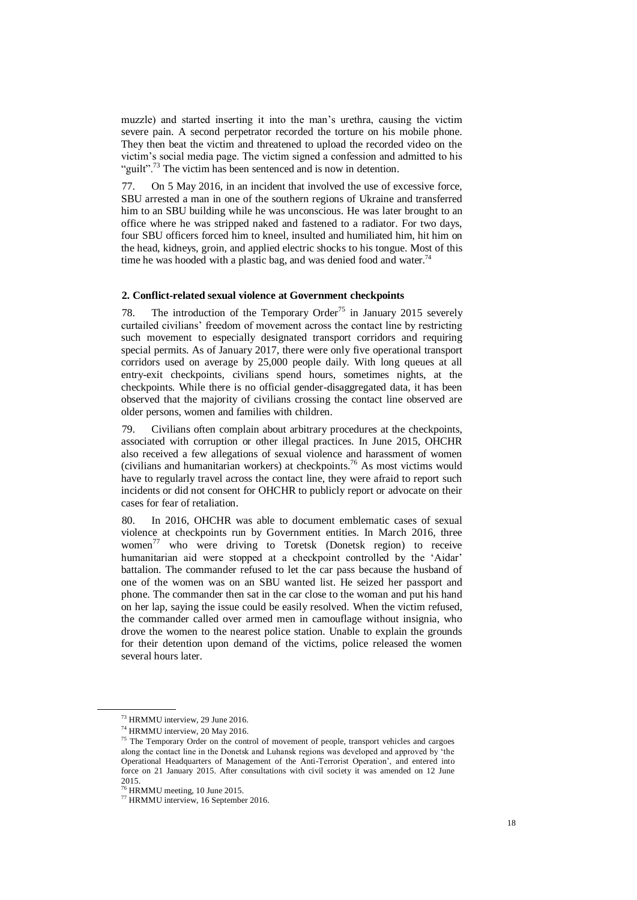muzzle) and started inserting it into the man's urethra, causing the victim severe pain. A second perpetrator recorded the torture on his mobile phone. They then beat the victim and threatened to upload the recorded video on the victim's social media page. The victim signed a confession and admitted to his "guilt".[73] The victim has been sentenced and is now in detention.

77. On 5 May 2016, in an incident that involved the use of excessive force, SBU arrested a man in one of the southern regions of Ukraine and transferred him to an SBU building while he was unconscious. He was later brought to an office where he was stripped naked and fastened to a radiator. For two days, four SBU officers forced him to kneel, insulted and humiliated him, hit him on the head, kidneys, groin, and applied electric shocks to his tongue. Most of this time he was hooded with a plastic bag, and was denied food and water.[74]

### 2. Conflict-related sexual violence at Government checkpoints

78. The introduction of the Temporary Order[75] in January 2015 severely curtailed civilians' freedom of movement across the contact line by restricting such movement to especially designated transport corridors and requiring special permits. As of January 2017, there were only five operational transport corridors used on average by 25,000 people daily. With long queues at all entry-exit checkpoints, civilians spend hours, sometimes nights, at the checkpoints. While there is no official gender-disaggregated data, it has been observed that the majority of civilians crossing the contact line observed are older persons, women and families with children.

79. Civilians often complain about arbitrary procedures at the checkpoints, associated with corruption or other illegal practices. In June 2015, OHCHR also received a few allegations of sexual violence and harassment of women (civilians and humanitarian workers) at checkpoints.[76] As most victims would have to regularly travel across the contact line, they were afraid to report such incidents or did not consent for OHCHR to publicly report or advocate on their cases for fear of retaliation.

80. In 2016, OHCHR was able to document emblematic cases of sexual violence at checkpoints run by Government entities. In March 2016, three women[77] who were driving to Toretsk (Donetsk region) to receive humanitarian aid were stopped at a checkpoint controlled by the 'Aidar' battalion. The commander refused to let the car pass because the husband of one of the women was on an SBU wanted list. He seized her passport and phone. The commander then sat in the car close to the woman and put his hand on her lap, saying the issue could be easily resolved. When the victim refused, the commander called over armed men in camouflage without insignia, who drove the women to the nearest police station. Unable to explain the grounds for their detention upon demand of the victims, police released the women several hours later.

---

[73] HRMMU interview, 29 June 2016.

[74] HRMMU interview, 20 May 2016.

[75] The Temporary Order on the control of movement of people, transport vehicles and cargoes along the contact line in the Donetsk and Luhansk regions was developed and approved by 'the Operational Headquarters of Management of the Anti-Terrorist Operation', and entered into force on 21 January 2015. After consultations with civil society it was amended on 12 June 2015.

[76] HRMMU meeting, 10 June 2015.

[77] HRMMU interview, 16 September 2016.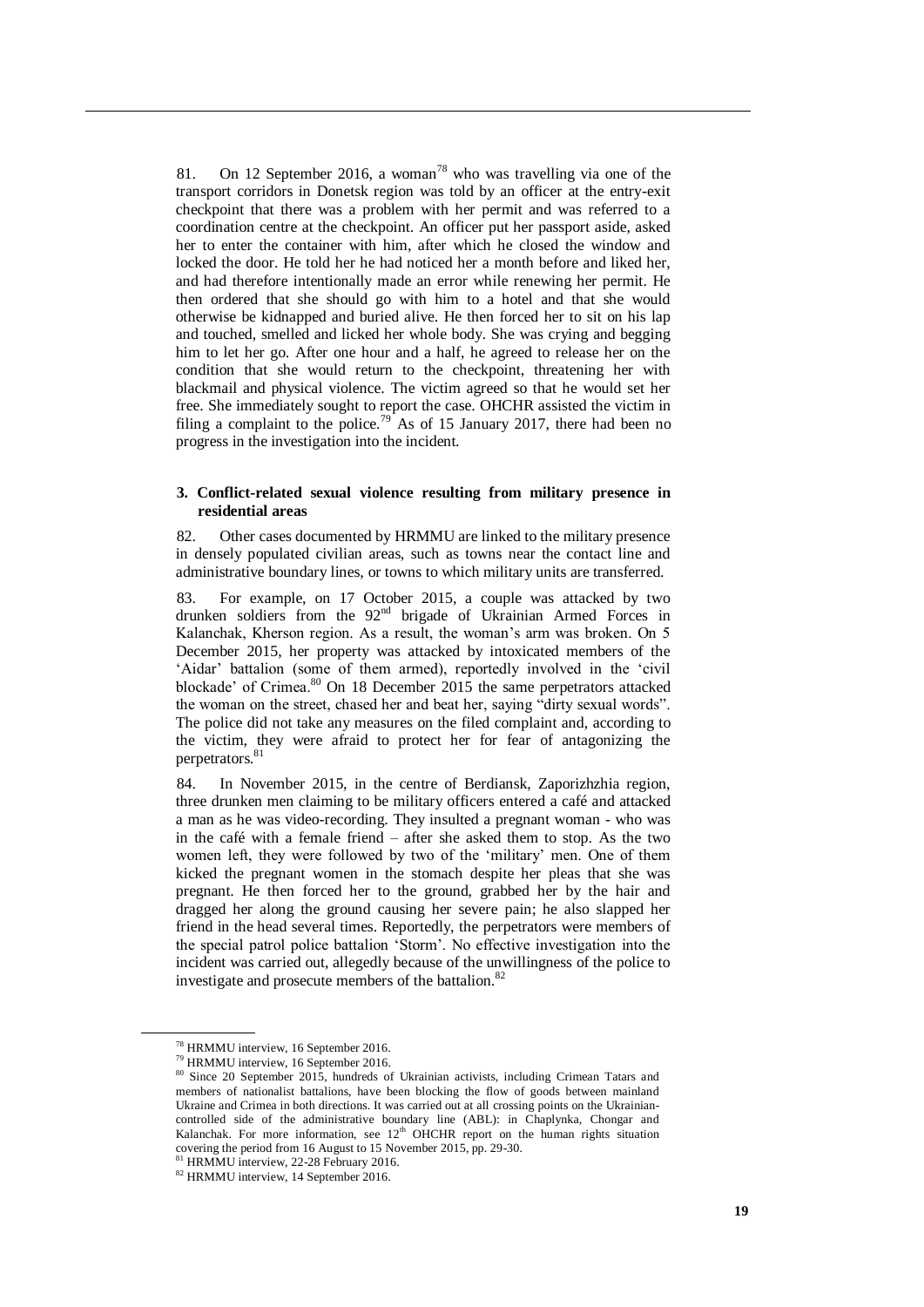81. On 12 September 2016, a woman[78] who was travelling via one of the transport corridors in Donetsk region was told by an officer at the entry-exit checkpoint that there was a problem with her permit and was referred to a coordination centre at the checkpoint. An officer put her passport aside, asked her to enter the container with him, after which he closed the window and locked the door. He told her he had noticed her a month before and liked her, and had therefore intentionally made an error while renewing her permit. He then ordered that she should go with him to a hotel and that she would otherwise be kidnapped and buried alive. He then forced her to sit on his lap and touched, smelled and licked her whole body. She was crying and begging him to let her go. After one hour and a half, he agreed to release her on the condition that she would return to the checkpoint, threatening her with blackmail and physical violence. The victim agreed so that he would set her free. She immediately sought to report the case. OHCHR assisted the victim in filing a complaint to the police.[79] As of 15 January 2017, there had been no progress in the investigation into the incident.

### 3. Conflict-related sexual violence resulting from military presence in residential areas

82. Other cases documented by HRMMU are linked to the military presence in densely populated civilian areas, such as towns near the contact line and administrative boundary lines, or towns to which military units are transferred.

83. For example, on 17 October 2015, a couple was attacked by two drunken soldiers from the 92nd brigade of Ukrainian Armed Forces in Kalanchak, Kherson region. As a result, the woman's arm was broken. On 5 December 2015, her property was attacked by intoxicated members of the 'Aidar' battalion (some of them armed), reportedly involved in the 'civil blockade' of Crimea.[80] On 18 December 2015 the same perpetrators attacked the woman on the street, chased her and beat her, saying "dirty sexual words". The police did not take any measures on the filed complaint and, according to the victim, they were afraid to protect her for fear of antagonizing the perpetrators.[81]

84. In November 2015, in the centre of Berdiansk, Zaporizhzhia region, three drunken men claiming to be military officers entered a café and attacked a man as he was video-recording. They insulted a pregnant woman - who was in the café with a female friend – after she asked them to stop. As the two women left, they were followed by two of the 'military' men. One of them kicked the pregnant women in the stomach despite her pleas that she was pregnant. He then forced her to the ground, grabbed her by the hair and dragged her along the ground causing her severe pain; he also slapped her friend in the head several times. Reportedly, the perpetrators were members of the special patrol police battalion 'Storm'. No effective investigation into the incident was carried out, allegedly because of the unwillingness of the police to investigate and prosecute members of the battalion.[82]

---

[78] HRMMU interview, 16 September 2016.

[79] HRMMU interview, 16 September 2016.

[80] Since 20 September 2015, hundreds of Ukrainian activists, including Crimean Tatars and members of nationalist battalions, have been blocking the flow of goods between mainland Ukraine and Crimea in both directions. It was carried out at all crossing points on the Ukrainian-controlled side of the administrative boundary line (ABL): in Chaplynka, Chongar and Kalanchak. For more information, see 12th OHCHR report on the human rights situation covering the period from 16 August to 15 November 2015, pp. 29-30.

[81] HRMMU interview, 22-28 February 2016.

[82] HRMMU interview, 14 September 2016.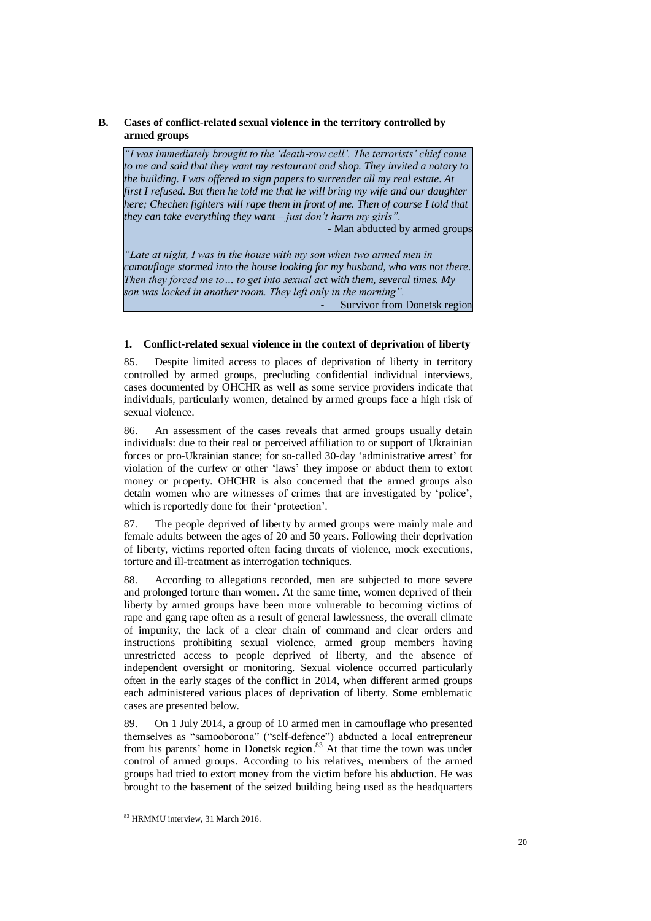## B. Cases of conflict-related sexual violence in the territory controlled by armed groups

> *"I was immediately brought to the 'death-row cell'. The terrorists' chief came to me and said that they want my restaurant and shop. They invited a notary to the building. I was offered to sign papers to surrender all my real estate. At first I refused. But then he told me that he will bring my wife and our daughter here; Chechen fighters will rape them in front of me. Then of course I told that they can take everything they want – just don't harm my girls".*
>
> \- Man abducted by armed groups
>
> *"Late at night, I was in the house with my son when two armed men in camouflage stormed into the house looking for my husband, who was not there. Then they forced me to… to get into sexual act with them, several times. My son was locked in another room. They left only in the morning".*
>
> \- Survivor from Donetsk region

### 1. Conflict-related sexual violence in the context of deprivation of liberty

85. Despite limited access to places of deprivation of liberty in territory controlled by armed groups, precluding confidential individual interviews, cases documented by OHCHR as well as some service providers indicate that individuals, particularly women, detained by armed groups face a high risk of sexual violence.

86. An assessment of the cases reveals that armed groups usually detain individuals: due to their real or perceived affiliation to or support of Ukrainian forces or pro-Ukrainian stance; for so-called 30-day 'administrative arrest' for violation of the curfew or other 'laws' they impose or abduct them to extort money or property. OHCHR is also concerned that the armed groups also detain women who are witnesses of crimes that are investigated by 'police', which is reportedly done for their 'protection'.

87. The people deprived of liberty by armed groups were mainly male and female adults between the ages of 20 and 50 years. Following their deprivation of liberty, victims reported often facing threats of violence, mock executions, torture and ill-treatment as interrogation techniques.

88. According to allegations recorded, men are subjected to more severe and prolonged torture than women. At the same time, women deprived of their liberty by armed groups have been more vulnerable to becoming victims of rape and gang rape often as a result of general lawlessness, the overall climate of impunity, the lack of a clear chain of command and clear orders and instructions prohibiting sexual violence, armed group members having unrestricted access to people deprived of liberty, and the absence of independent oversight or monitoring. Sexual violence occurred particularly often in the early stages of the conflict in 2014, when different armed groups each administered various places of deprivation of liberty. Some emblematic cases are presented below.

89. On 1 July 2014, a group of 10 armed men in camouflage who presented themselves as "samooborona" ("self-defence") abducted a local entrepreneur from his parents' home in Donetsk region.[83] At that time the town was under control of armed groups. According to his relatives, members of the armed groups had tried to extort money from the victim before his abduction. He was brought to the basement of the seized building being used as the headquarters

[83] HRMMU interview, 31 March 2016.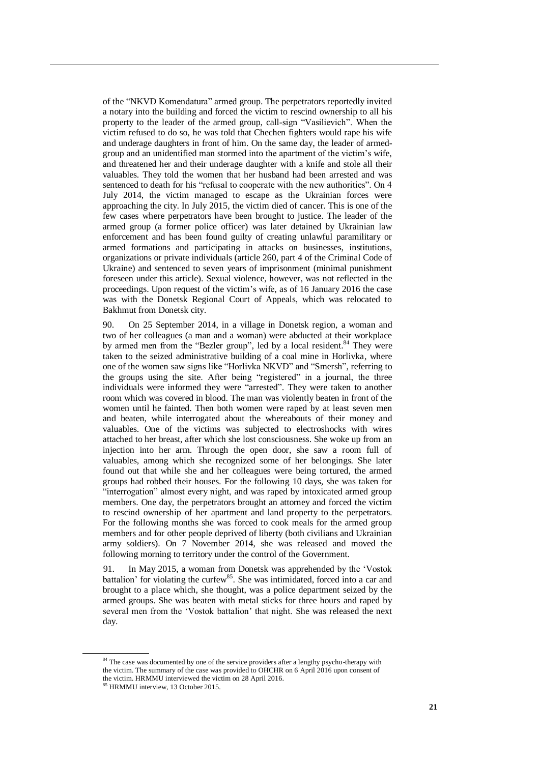of the "NKVD Komendatura" armed group. The perpetrators reportedly invited a notary into the building and forced the victim to rescind ownership to all his property to the leader of the armed group, call-sign "Vasilievich". When the victim refused to do so, he was told that Chechen fighters would rape his wife and underage daughters in front of him. On the same day, the leader of armed-group and an unidentified man stormed into the apartment of the victim's wife, and threatened her and their underage daughter with a knife and stole all their valuables. They told the women that her husband had been arrested and was sentenced to death for his "refusal to cooperate with the new authorities". On 4 July 2014, the victim managed to escape as the Ukrainian forces were approaching the city. In July 2015, the victim died of cancer. This is one of the few cases where perpetrators have been brought to justice. The leader of the armed group (a former police officer) was later detained by Ukrainian law enforcement and has been found guilty of creating unlawful paramilitary or armed formations and participating in attacks on businesses, institutions, organizations or private individuals (article 260, part 4 of the Criminal Code of Ukraine) and sentenced to seven years of imprisonment (minimal punishment foreseen under this article). Sexual violence, however, was not reflected in the proceedings. Upon request of the victim's wife, as of 16 January 2016 the case was with the Donetsk Regional Court of Appeals, which was relocated to Bakhmut from Donetsk city.

90. On 25 September 2014, in a village in Donetsk region, a woman and two of her colleagues (a man and a woman) were abducted at their workplace by armed men from the "Bezler group", led by a local resident.[84] They were taken to the seized administrative building of a coal mine in Horlivka, where one of the women saw signs like "Horlivka NKVD" and "Smersh", referring to the groups using the site. After being "registered" in a journal, the three individuals were informed they were "arrested". They were taken to another room which was covered in blood. The man was violently beaten in front of the women until he fainted. Then both women were raped by at least seven men and beaten, while interrogated about the whereabouts of their money and valuables. One of the victims was subjected to electroshocks with wires attached to her breast, after which she lost consciousness. She woke up from an injection into her arm. Through the open door, she saw a room full of valuables, among which she recognized some of her belongings. She later found out that while she and her colleagues were being tortured, the armed groups had robbed their houses. For the following 10 days, she was taken for "interrogation" almost every night, and was raped by intoxicated armed group members. One day, the perpetrators brought an attorney and forced the victim to rescind ownership of her apartment and land property to the perpetrators. For the following months she was forced to cook meals for the armed group members and for other people deprived of liberty (both civilians and Ukrainian army soldiers). On 7 November 2014, she was released and moved the following morning to territory under the control of the Government.

91. In May 2015, a woman from Donetsk was apprehended by the 'Vostok battalion' for violating the curfew[85]. She was intimidated, forced into a car and brought to a place which, she thought, was a police department seized by the armed groups. She was beaten with metal sticks for three hours and raped by several men from the 'Vostok battalion' that night. She was released the next day.

---

[84] The case was documented by one of the service providers after a lengthy psycho-therapy with the victim. The summary of the case was provided to OHCHR on 6 April 2016 upon consent of the victim. HRMMU interviewed the victim on 28 April 2016.

[85] HRMMU interview, 13 October 2015.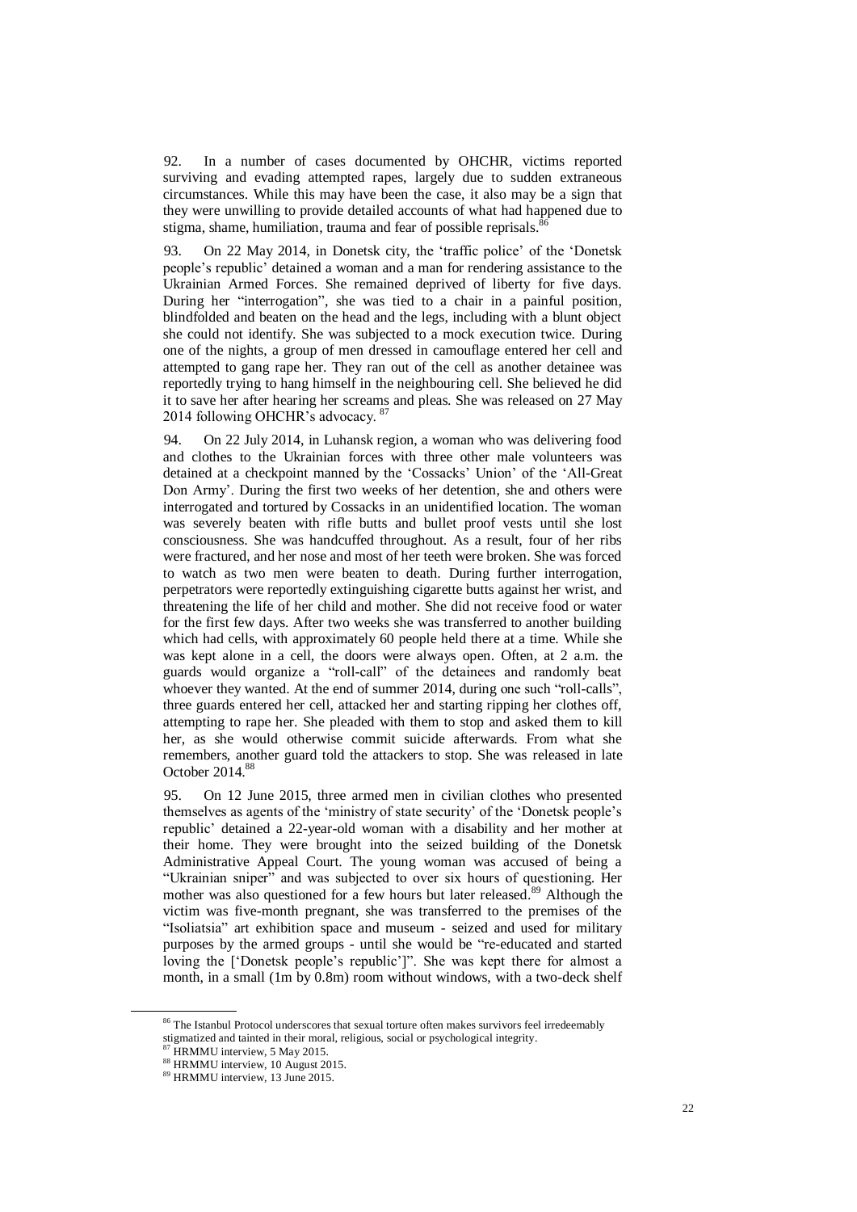92. In a number of cases documented by OHCHR, victims reported surviving and evading attempted rapes, largely due to sudden extraneous circumstances. While this may have been the case, it also may be a sign that they were unwilling to provide detailed accounts of what had happened due to stigma, shame, humiliation, trauma and fear of possible reprisals.[86]

93. On 22 May 2014, in Donetsk city, the 'traffic police' of the 'Donetsk people's republic' detained a woman and a man for rendering assistance to the Ukrainian Armed Forces. She remained deprived of liberty for five days. During her "interrogation", she was tied to a chair in a painful position, blindfolded and beaten on the head and the legs, including with a blunt object she could not identify. She was subjected to a mock execution twice. During one of the nights, a group of men dressed in camouflage entered her cell and attempted to gang rape her. They ran out of the cell as another detainee was reportedly trying to hang himself in the neighbouring cell. She believed he did it to save her after hearing her screams and pleas. She was released on 27 May 2014 following OHCHR's advocacy.[87]

94. On 22 July 2014, in Luhansk region, a woman who was delivering food and clothes to the Ukrainian forces with three other male volunteers was detained at a checkpoint manned by the 'Cossacks' Union' of the 'All-Great Don Army'. During the first two weeks of her detention, she and others were interrogated and tortured by Cossacks in an unidentified location. The woman was severely beaten with rifle butts and bullet proof vests until she lost consciousness. She was handcuffed throughout. As a result, four of her ribs were fractured, and her nose and most of her teeth were broken. She was forced to watch as two men were beaten to death. During further interrogation, perpetrators were reportedly extinguishing cigarette butts against her wrist, and threatening the life of her child and mother. She did not receive food or water for the first few days. After two weeks she was transferred to another building which had cells, with approximately 60 people held there at a time. While she was kept alone in a cell, the doors were always open. Often, at 2 a.m. the guards would organize a "roll-call" of the detainees and randomly beat whoever they wanted. At the end of summer 2014, during one such "roll-calls", three guards entered her cell, attacked her and starting ripping her clothes off, attempting to rape her. She pleaded with them to stop and asked them to kill her, as she would otherwise commit suicide afterwards. From what she remembers, another guard told the attackers to stop. She was released in late October 2014.[88]

95. On 12 June 2015, three armed men in civilian clothes who presented themselves as agents of the 'ministry of state security' of the 'Donetsk people's republic' detained a 22-year-old woman with a disability and her mother at their home. They were brought into the seized building of the Donetsk Administrative Appeal Court. The young woman was accused of being a "Ukrainian sniper" and was subjected to over six hours of questioning. Her mother was also questioned for a few hours but later released.[89] Although the victim was five-month pregnant, she was transferred to the premises of the "Isoliatsia" art exhibition space and museum - seized and used for military purposes by the armed groups - until she would be "re-educated and started loving the ['Donetsk people's republic']". She was kept there for almost a month, in a small (1m by 0.8m) room without windows, with a two-deck shelf

---

[86] The Istanbul Protocol underscores that sexual torture often makes survivors feel irredeemably stigmatized and tainted in their moral, religious, social or psychological integrity.

[87] HRMMU interview, 5 May 2015.

[88] HRMMU interview, 10 August 2015.

[89] HRMMU interview, 13 June 2015.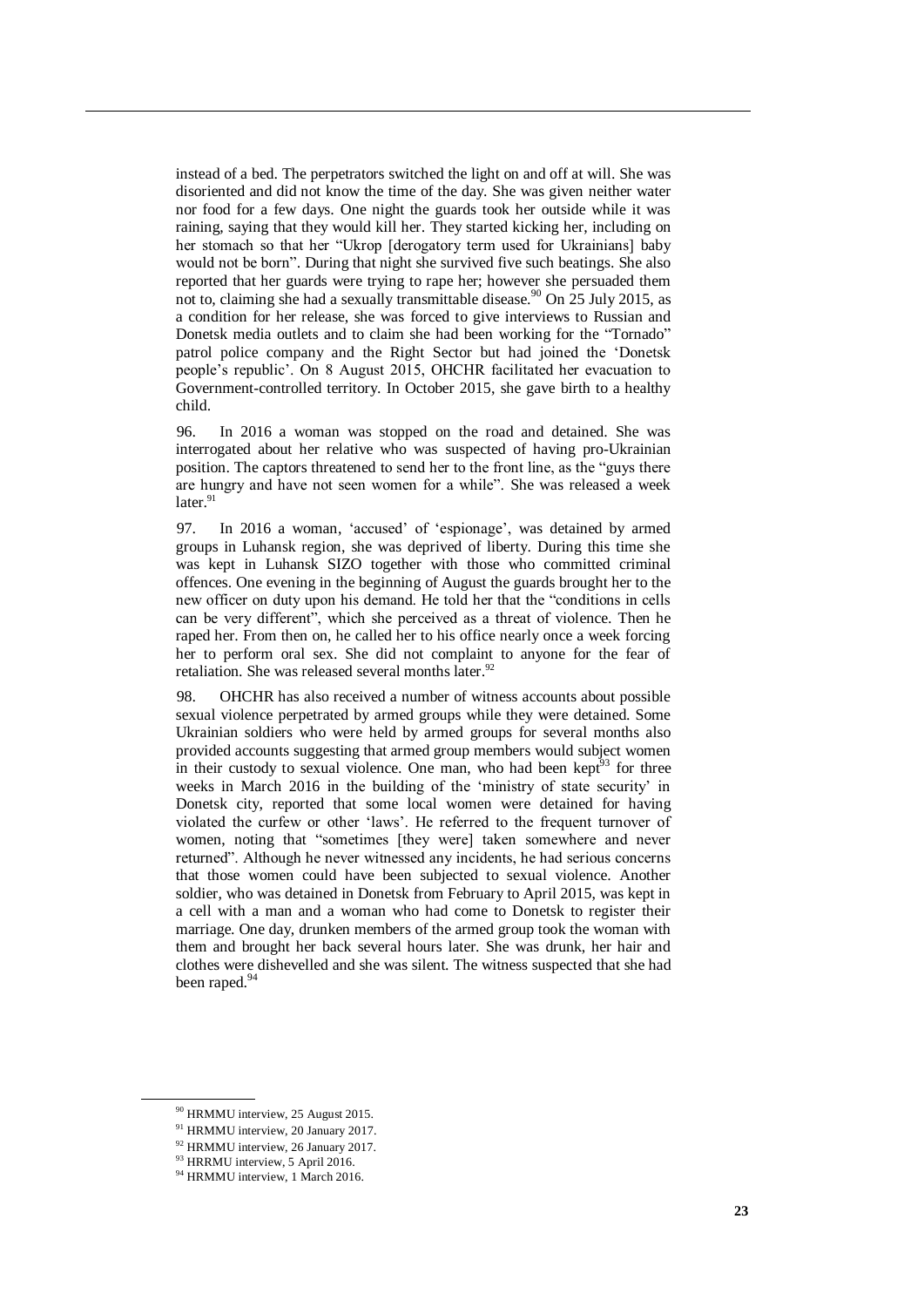instead of a bed. The perpetrators switched the light on and off at will. She was disoriented and did not know the time of the day. She was given neither water nor food for a few days. One night the guards took her outside while it was raining, saying that they would kill her. They started kicking her, including on her stomach so that her "Ukrop [derogatory term used for Ukrainians] baby would not be born". During that night she survived five such beatings. She also reported that her guards were trying to rape her; however she persuaded them not to, claiming she had a sexually transmittable disease.[90] On 25 July 2015, as a condition for her release, she was forced to give interviews to Russian and Donetsk media outlets and to claim she had been working for the "Tornado" patrol police company and the Right Sector but had joined the 'Donetsk people's republic'. On 8 August 2015, OHCHR facilitated her evacuation to Government-controlled territory. In October 2015, she gave birth to a healthy child.

96. In 2016 a woman was stopped on the road and detained. She was interrogated about her relative who was suspected of having pro-Ukrainian position. The captors threatened to send her to the front line, as the "guys there are hungry and have not seen women for a while". She was released a week later.[91]

97. In 2016 a woman, 'accused' of 'espionage', was detained by armed groups in Luhansk region, she was deprived of liberty. During this time she was kept in Luhansk SIZO together with those who committed criminal offences. One evening in the beginning of August the guards brought her to the new officer on duty upon his demand. He told her that the "conditions in cells can be very different", which she perceived as a threat of violence. Then he raped her. From then on, he called her to his office nearly once a week forcing her to perform oral sex. She did not complaint to anyone for the fear of retaliation. She was released several months later.[92]

98. OHCHR has also received a number of witness accounts about possible sexual violence perpetrated by armed groups while they were detained. Some Ukrainian soldiers who were held by armed groups for several months also provided accounts suggesting that armed group members would subject women in their custody to sexual violence. One man, who had been kept[93] for three weeks in March 2016 in the building of the 'ministry of state security' in Donetsk city, reported that some local women were detained for having violated the curfew or other 'laws'. He referred to the frequent turnover of women, noting that "sometimes [they were] taken somewhere and never returned". Although he never witnessed any incidents, he had serious concerns that those women could have been subjected to sexual violence. Another soldier, who was detained in Donetsk from February to April 2015, was kept in a cell with a man and a woman who had come to Donetsk to register their marriage. One day, drunken members of the armed group took the woman with them and brought her back several hours later. She was drunk, her hair and clothes were dishevelled and she was silent. The witness suspected that she had been raped.[94]

---

[90] HRMMU interview, 25 August 2015.

[91] HRMMU interview, 20 January 2017.

[92] HRMMU interview, 26 January 2017.

[93] HRRMU interview, 5 April 2016.

[94] HRMMU interview, 1 March 2016.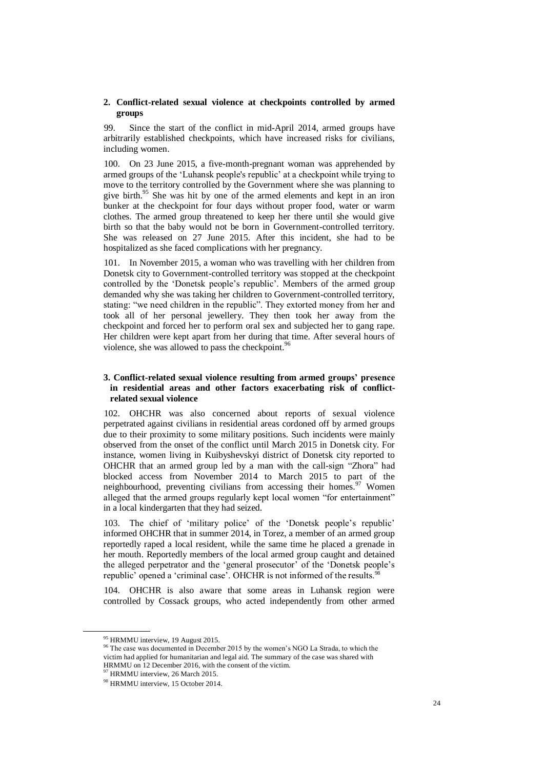### 2. Conflict-related sexual violence at checkpoints controlled by armed groups

99. Since the start of the conflict in mid-April 2014, armed groups have arbitrarily established checkpoints, which have increased risks for civilians, including women.

100. On 23 June 2015, a five-month-pregnant woman was apprehended by armed groups of the 'Luhansk people's republic' at a checkpoint while trying to move to the territory controlled by the Government where she was planning to give birth.[95] She was hit by one of the armed elements and kept in an iron bunker at the checkpoint for four days without proper food, water or warm clothes. The armed group threatened to keep her there until she would give birth so that the baby would not be born in Government-controlled territory. She was released on 27 June 2015. After this incident, she had to be hospitalized as she faced complications with her pregnancy.

101. In November 2015, a woman who was travelling with her children from Donetsk city to Government-controlled territory was stopped at the checkpoint controlled by the 'Donetsk people's republic'. Members of the armed group demanded why she was taking her children to Government-controlled territory, stating: "we need children in the republic". They extorted money from her and took all of her personal jewellery. They then took her away from the checkpoint and forced her to perform oral sex and subjected her to gang rape. Her children were kept apart from her during that time. After several hours of violence, she was allowed to pass the checkpoint.[96]

### 3. Conflict-related sexual violence resulting from armed groups' presence in residential areas and other factors exacerbating risk of conflict-related sexual violence

102. OHCHR was also concerned about reports of sexual violence perpetrated against civilians in residential areas cordoned off by armed groups due to their proximity to some military positions. Such incidents were mainly observed from the onset of the conflict until March 2015 in Donetsk city. For instance, women living in Kuibyshevskyi district of Donetsk city reported to OHCHR that an armed group led by a man with the call-sign "Zhora" had blocked access from November 2014 to March 2015 to part of the neighbourhood, preventing civilians from accessing their homes.[97] Women alleged that the armed groups regularly kept local women "for entertainment" in a local kindergarten that they had seized.

103. The chief of 'military police' of the 'Donetsk people's republic' informed OHCHR that in summer 2014, in Torez, a member of an armed group reportedly raped a local resident, while the same time he placed a grenade in her mouth. Reportedly members of the local armed group caught and detained the alleged perpetrator and the 'general prosecutor' of the 'Donetsk people's republic' opened a 'criminal case'. OHCHR is not informed of the results.[98]

104. OHCHR is also aware that some areas in Luhansk region were controlled by Cossack groups, who acted independently from other armed

---

[95] HRMMU interview, 19 August 2015.

[96] The case was documented in December 2015 by the women's NGO La Strada, to which the victim had applied for humanitarian and legal aid. The summary of the case was shared with HRMMU on 12 December 2016, with the consent of the victim.

[97] HRMMU interview, 26 March 2015.

[98] HRMMU interview, 15 October 2014.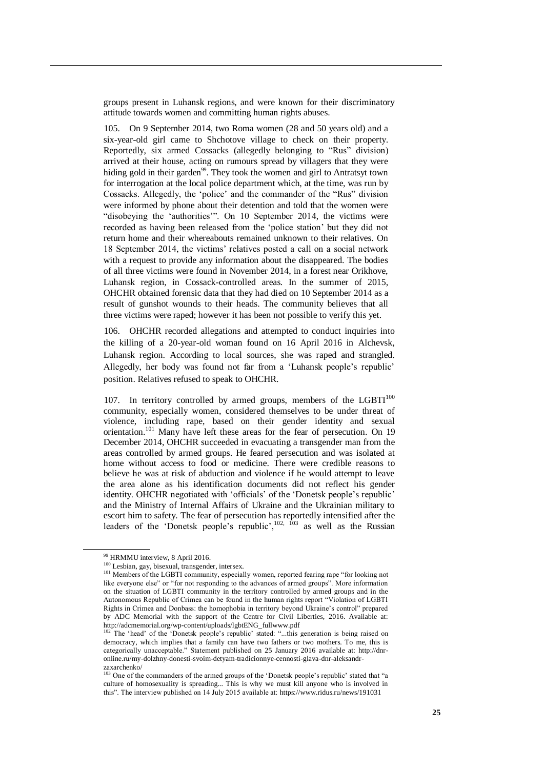groups present in Luhansk regions, and were known for their discriminatory attitude towards women and committing human rights abuses.

105. On 9 September 2014, two Roma women (28 and 50 years old) and a six-year-old girl came to Shchotove village to check on their property. Reportedly, six armed Cossacks (allegedly belonging to "Rus" division) arrived at their house, acting on rumours spread by villagers that they were hiding gold in their garden[99]. They took the women and girl to Antratsyt town for interrogation at the local police department which, at the time, was run by Cossacks. Allegedly, the 'police' and the commander of the "Rus" division were informed by phone about their detention and told that the women were "disobeying the 'authorities'". On 10 September 2014, the victims were recorded as having been released from the 'police station' but they did not return home and their whereabouts remained unknown to their relatives. On 18 September 2014, the victims' relatives posted a call on a social network with a request to provide any information about the disappeared. The bodies of all three victims were found in November 2014, in a forest near Orikhove, Luhansk region, in Cossack-controlled areas. In the summer of 2015, OHCHR obtained forensic data that they had died on 10 September 2014 as a result of gunshot wounds to their heads. The community believes that all three victims were raped; however it has been not possible to verify this yet.

106. OHCHR recorded allegations and attempted to conduct inquiries into the killing of a 20-year-old woman found on 16 April 2016 in Alchevsk, Luhansk region. According to local sources, she was raped and strangled. Allegedly, her body was found not far from a 'Luhansk people's republic' position. Relatives refused to speak to OHCHR.

107. In territory controlled by armed groups, members of the LGBTI[100] community, especially women, considered themselves to be under threat of violence, including rape, based on their gender identity and sexual orientation.[101] Many have left these areas for the fear of persecution. On 19 December 2014, OHCHR succeeded in evacuating a transgender man from the areas controlled by armed groups. He feared persecution and was isolated at home without access to food or medicine. There were credible reasons to believe he was at risk of abduction and violence if he would attempt to leave the area alone as his identification documents did not reflect his gender identity. OHCHR negotiated with 'officials' of the 'Donetsk people's republic' and the Ministry of Internal Affairs of Ukraine and the Ukrainian military to escort him to safety. The fear of persecution has reportedly intensified after the leaders of the 'Donetsk people's republic',[102, 103] as well as the Russian

---

[99] HRMMU interview, 8 April 2016.

[100] Lesbian, gay, bisexual, transgender, intersex.

[101] Members of the LGBTI community, especially women, reported fearing rape "for looking not like everyone else" or "for not responding to the advances of armed groups". More information on the situation of LGBTI community in the territory controlled by armed groups and in the Autonomous Republic of Crimea can be found in the human rights report "Violation of LGBTI Rights in Crimea and Donbass: the homophobia in territory beyond Ukraine's control" prepared by ADC Memorial with the support of the Centre for Civil Liberties, 2016. Available at: http://adcmemorial.org/wp-content/uploads/lgbtENG_fullwww.pdf

[102] The 'head' of the 'Donetsk people's republic' stated: "...this generation is being raised on democracy, which implies that a family can have two fathers or two mothers. To me, this is categorically unacceptable." Statement published on 25 January 2016 available at: http://dnr-online.ru/my-dolzhny-donesti-svoim-detyam-tradicionnye-cennosti-glava-dnr-aleksandr-zaxarchenko/

[103] One of the commanders of the armed groups of the 'Donetsk people's republic' stated that "a culture of homosexuality is spreading... This is why we must kill anyone who is involved in this". The interview published on 14 July 2015 available at: https://www.ridus.ru/news/191031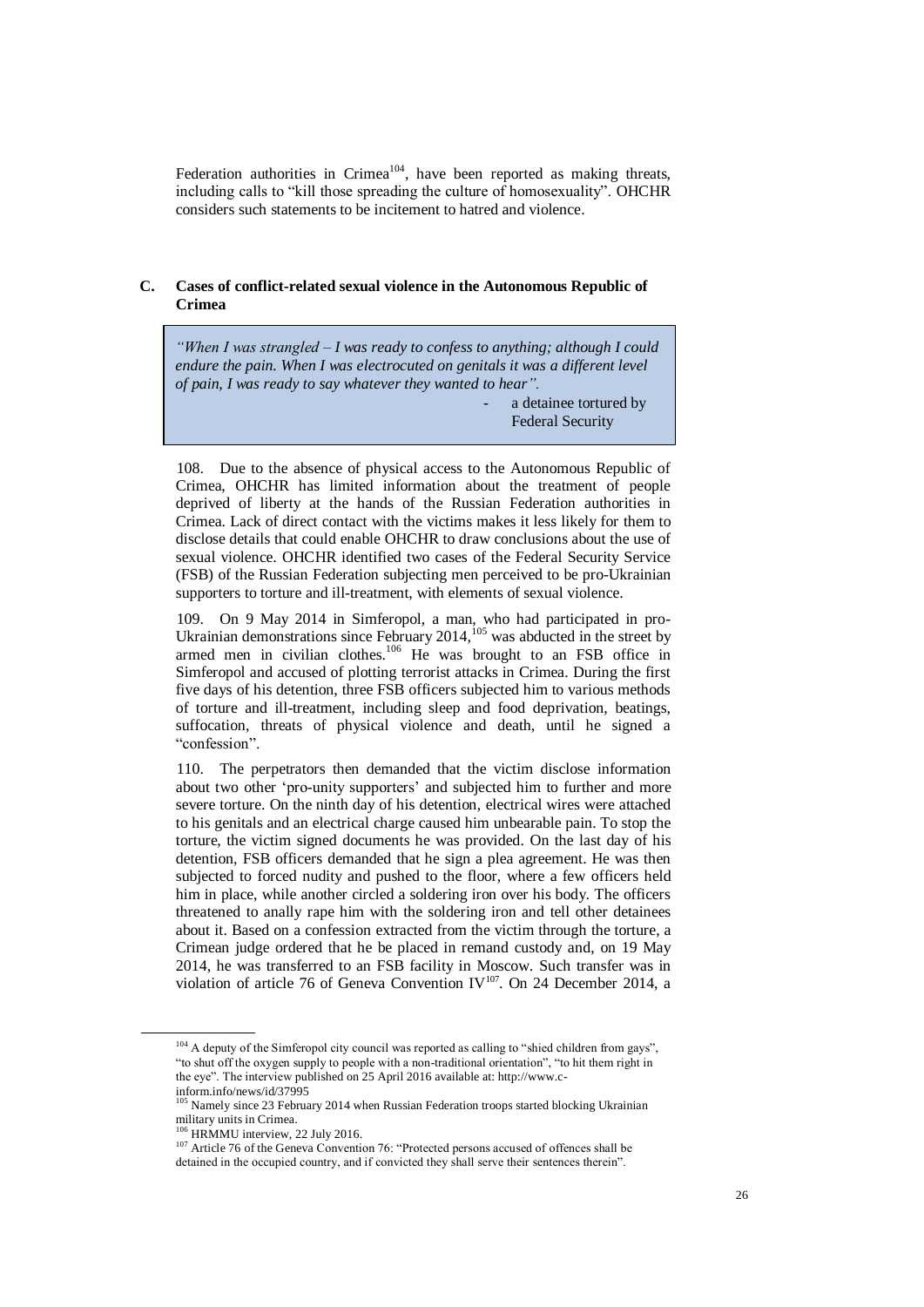Federation authorities in Crimea[104], have been reported as making threats, including calls to "kill those spreading the culture of homosexuality". OHCHR considers such statements to be incitement to hatred and violence.

### C. Cases of conflict-related sexual violence in the Autonomous Republic of Crimea

> *"When I was strangled – I was ready to confess to anything; although I could endure the pain. When I was electrocuted on genitals it was a different level of pain, I was ready to say whatever they wanted to hear".*
>
> \- a detainee tortured by Federal Security

108. Due to the absence of physical access to the Autonomous Republic of Crimea, OHCHR has limited information about the treatment of people deprived of liberty at the hands of the Russian Federation authorities in Crimea. Lack of direct contact with the victims makes it less likely for them to disclose details that could enable OHCHR to draw conclusions about the use of sexual violence. OHCHR identified two cases of the Federal Security Service (FSB) of the Russian Federation subjecting men perceived to be pro-Ukrainian supporters to torture and ill-treatment, with elements of sexual violence.

109. On 9 May 2014 in Simferopol, a man, who had participated in pro-Ukrainian demonstrations since February 2014,[105] was abducted in the street by armed men in civilian clothes.[106] He was brought to an FSB office in Simferopol and accused of plotting terrorist attacks in Crimea. During the first five days of his detention, three FSB officers subjected him to various methods of torture and ill-treatment, including sleep and food deprivation, beatings, suffocation, threats of physical violence and death, until he signed a "confession".

110. The perpetrators then demanded that the victim disclose information about two other 'pro-unity supporters' and subjected him to further and more severe torture. On the ninth day of his detention, electrical wires were attached to his genitals and an electrical charge caused him unbearable pain. To stop the torture, the victim signed documents he was provided. On the last day of his detention, FSB officers demanded that he sign a plea agreement. He was then subjected to forced nudity and pushed to the floor, where a few officers held him in place, while another circled a soldering iron over his body. The officers threatened to anally rape him with the soldering iron and tell other detainees about it. Based on a confession extracted from the victim through the torture, a Crimean judge ordered that he be placed in remand custody and, on 19 May 2014, he was transferred to an FSB facility in Moscow. Such transfer was in violation of article 76 of Geneva Convention IV[107]. On 24 December 2014, a

---

[104] A deputy of the Simferopol city council was reported as calling to "shied children from gays", "to shut off the oxygen supply to people with a non-traditional orientation", "to hit them right in the eye". The interview published on 25 April 2016 available at: http://www.c-inform.info/news/id/37995

[105] Namely since 23 February 2014 when Russian Federation troops started blocking Ukrainian military units in Crimea.

[106] HRMMU interview, 22 July 2016.

[107] Article 76 of the Geneva Convention 76: "Protected persons accused of offences shall be detained in the occupied country, and if convicted they shall serve their sentences therein".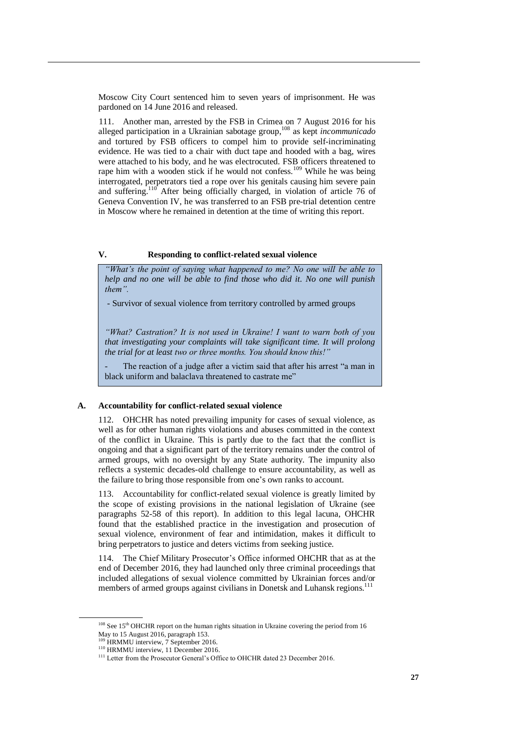Moscow City Court sentenced him to seven years of imprisonment. He was pardoned on 14 June 2016 and released.

111. Another man, arrested by the FSB in Crimea on 7 August 2016 for his alleged participation in a Ukrainian sabotage group,[108] as kept *incommunicado* and tortured by FSB officers to compel him to provide self-incriminating evidence. He was tied to a chair with duct tape and hooded with a bag, wires were attached to his body, and he was electrocuted. FSB officers threatened to rape him with a wooden stick if he would not confess.[109] While he was being interrogated, perpetrators tied a rope over his genitals causing him severe pain and suffering.[110] After being officially charged, in violation of article 76 of Geneva Convention IV, he was transferred to an FSB pre-trial detention centre in Moscow where he remained in detention at the time of writing this report.

## V. Responding to conflict-related sexual violence

> *"What's the point of saying what happened to me? No one will be able to help and no one will be able to find those who did it. No one will punish them".*
>
> - Survivor of sexual violence from territory controlled by armed groups
>
> *"What? Castration? It is not used in Ukraine! I want to warn both of you that investigating your complaints will take significant time. It will prolong the trial for at least two or three months. You should know this!"*
>
> - The reaction of a judge after a victim said that after his arrest "a man in black uniform and balaclava threatened to castrate me"

### A. Accountability for conflict-related sexual violence

112. OHCHR has noted prevailing impunity for cases of sexual violence, as well as for other human rights violations and abuses committed in the context of the conflict in Ukraine. This is partly due to the fact that the conflict is ongoing and that a significant part of the territory remains under the control of armed groups, with no oversight by any State authority. The impunity also reflects a systemic decades-old challenge to ensure accountability, as well as the failure to bring those responsible from one's own ranks to account.

113. Accountability for conflict-related sexual violence is greatly limited by the scope of existing provisions in the national legislation of Ukraine (see paragraphs 52-58 of this report). In addition to this legal lacuna, OHCHR found that the established practice in the investigation and prosecution of sexual violence, environment of fear and intimidation, makes it difficult to bring perpetrators to justice and deters victims from seeking justice.

114. The Chief Military Prosecutor's Office informed OHCHR that as at the end of December 2016, they had launched only three criminal proceedings that included allegations of sexual violence committed by Ukrainian forces and/or members of armed groups against civilians in Donetsk and Luhansk regions.[111]

---

[108] See 15th OHCHR report on the human rights situation in Ukraine covering the period from 16 May to 15 August 2016, paragraph 153.

[109] HRMMU interview, 7 September 2016.

[110] HRMMU interview, 11 December 2016.

[111] Letter from the Prosecutor General's Office to OHCHR dated 23 December 2016.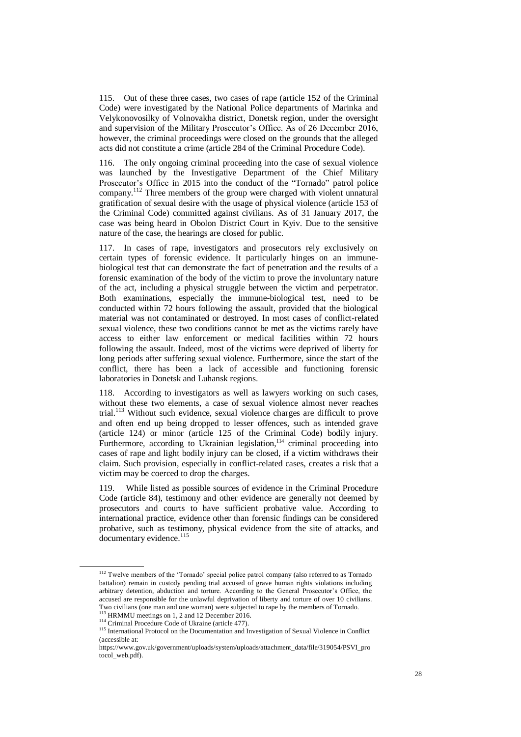115. Out of these three cases, two cases of rape (article 152 of the Criminal Code) were investigated by the National Police departments of Marinka and Velykonovosilky of Volnovakha district, Donetsk region, under the oversight and supervision of the Military Prosecutor's Office. As of 26 December 2016, however, the criminal proceedings were closed on the grounds that the alleged acts did not constitute a crime (article 284 of the Criminal Procedure Code).

116. The only ongoing criminal proceeding into the case of sexual violence was launched by the Investigative Department of the Chief Military Prosecutor's Office in 2015 into the conduct of the "Tornado" patrol police company.[112] Three members of the group were charged with violent unnatural gratification of sexual desire with the usage of physical violence (article 153 of the Criminal Code) committed against civilians. As of 31 January 2017, the case was being heard in Obolon District Court in Kyiv. Due to the sensitive nature of the case, the hearings are closed for public.

117. In cases of rape, investigators and prosecutors rely exclusively on certain types of forensic evidence. It particularly hinges on an immune-biological test that can demonstrate the fact of penetration and the results of a forensic examination of the body of the victim to prove the involuntary nature of the act, including a physical struggle between the victim and perpetrator. Both examinations, especially the immune-biological test, need to be conducted within 72 hours following the assault, provided that the biological material was not contaminated or destroyed. In most cases of conflict-related sexual violence, these two conditions cannot be met as the victims rarely have access to either law enforcement or medical facilities within 72 hours following the assault. Indeed, most of the victims were deprived of liberty for long periods after suffering sexual violence. Furthermore, since the start of the conflict, there has been a lack of accessible and functioning forensic laboratories in Donetsk and Luhansk regions.

118. According to investigators as well as lawyers working on such cases, without these two elements, a case of sexual violence almost never reaches trial.[113] Without such evidence, sexual violence charges are difficult to prove and often end up being dropped to lesser offences, such as intended grave (article 124) or minor (article 125 of the Criminal Code) bodily injury. Furthermore, according to Ukrainian legislation,[114] criminal proceeding into cases of rape and light bodily injury can be closed, if a victim withdraws their claim. Such provision, especially in conflict-related cases, creates a risk that a victim may be coerced to drop the charges.

119. While listed as possible sources of evidence in the Criminal Procedure Code (article 84), testimony and other evidence are generally not deemed by prosecutors and courts to have sufficient probative value. According to international practice, evidence other than forensic findings can be considered probative, such as testimony, physical evidence from the site of attacks, and documentary evidence.[115]

---

[112] Twelve members of the 'Tornado' special police patrol company (also referred to as Tornado battalion) remain in custody pending trial accused of grave human rights violations including arbitrary detention, abduction and torture. According to the General Prosecutor's Office, the accused are responsible for the unlawful deprivation of liberty and torture of over 10 civilians. Two civilians (one man and one woman) were subjected to rape by the members of Tornado.

[113] HRMMU meetings on 1, 2 and 12 December 2016.

[114] Criminal Procedure Code of Ukraine (article 477).

[115] International Protocol on the Documentation and Investigation of Sexual Violence in Conflict (accessible at: https://www.gov.uk/government/uploads/system/uploads/attachment_data/file/319054/PSVI_protocol_web.pdf).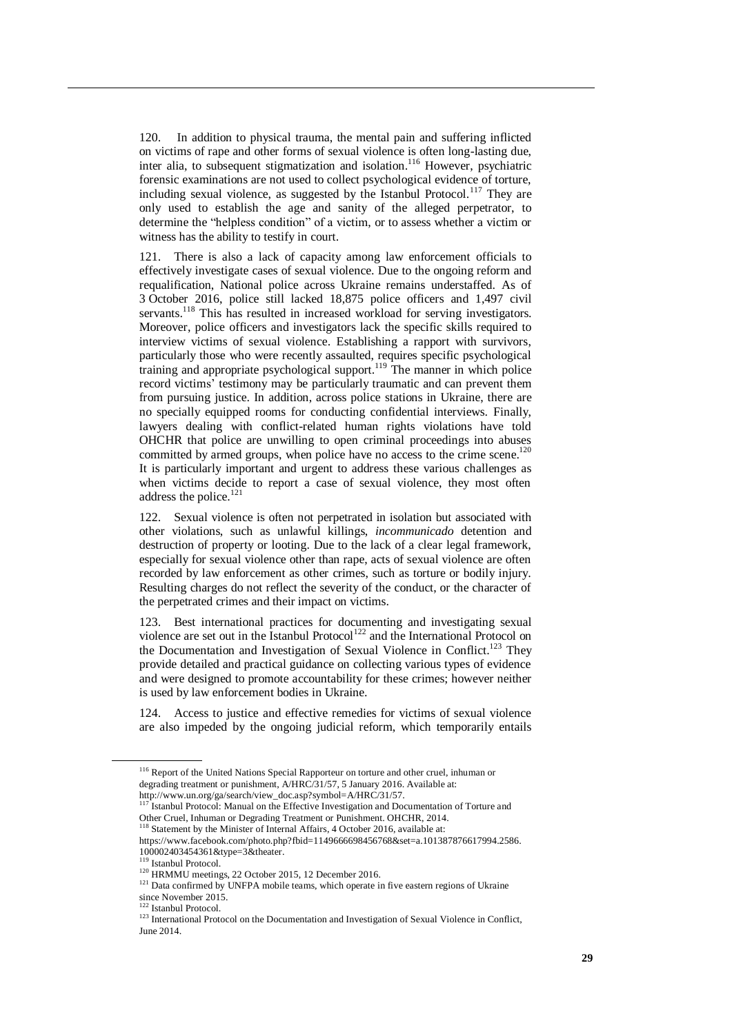120. In addition to physical trauma, the mental pain and suffering inflicted on victims of rape and other forms of sexual violence is often long-lasting due, inter alia, to subsequent stigmatization and isolation.[116] However, psychiatric forensic examinations are not used to collect psychological evidence of torture, including sexual violence, as suggested by the Istanbul Protocol.[117] They are only used to establish the age and sanity of the alleged perpetrator, to determine the "helpless condition" of a victim, or to assess whether a victim or witness has the ability to testify in court.

121. There is also a lack of capacity among law enforcement officials to effectively investigate cases of sexual violence. Due to the ongoing reform and requalification, National police across Ukraine remains understaffed. As of 3 October 2016, police still lacked 18,875 police officers and 1,497 civil servants.[118] This has resulted in increased workload for serving investigators. Moreover, police officers and investigators lack the specific skills required to interview victims of sexual violence. Establishing a rapport with survivors, particularly those who were recently assaulted, requires specific psychological training and appropriate psychological support.[119] The manner in which police record victims' testimony may be particularly traumatic and can prevent them from pursuing justice. In addition, across police stations in Ukraine, there are no specially equipped rooms for conducting confidential interviews. Finally, lawyers dealing with conflict-related human rights violations have told OHCHR that police are unwilling to open criminal proceedings into abuses committed by armed groups, when police have no access to the crime scene.[120] It is particularly important and urgent to address these various challenges as when victims decide to report a case of sexual violence, they most often address the police.[121]

122. Sexual violence is often not perpetrated in isolation but associated with other violations, such as unlawful killings, *incommunicado* detention and destruction of property or looting. Due to the lack of a clear legal framework, especially for sexual violence other than rape, acts of sexual violence are often recorded by law enforcement as other crimes, such as torture or bodily injury. Resulting charges do not reflect the severity of the conduct, or the character of the perpetrated crimes and their impact on victims.

123. Best international practices for documenting and investigating sexual violence are set out in the Istanbul Protocol[122] and the International Protocol on the Documentation and Investigation of Sexual Violence in Conflict.[123] They provide detailed and practical guidance on collecting various types of evidence and were designed to promote accountability for these crimes; however neither is used by law enforcement bodies in Ukraine.

124. Access to justice and effective remedies for victims of sexual violence are also impeded by the ongoing judicial reform, which temporarily entails

---

[116] Report of the United Nations Special Rapporteur on torture and other cruel, inhuman or degrading treatment or punishment, A/HRC/31/57, 5 January 2016. Available at: http://www.un.org/ga/search/view_doc.asp?symbol=A/HRC/31/57.

[117] Istanbul Protocol: Manual on the Effective Investigation and Documentation of Torture and Other Cruel, Inhuman or Degrading Treatment or Punishment. OHCHR, 2014.

[118] Statement by the Minister of Internal Affairs, 4 October 2016, available at: https://www.facebook.com/photo.php?fbid=1149666698456768&set=a.101387876617994.2586.100002403454361&type=3&theater.

[119] Istanbul Protocol.

[120] HRMMU meetings, 22 October 2015, 12 December 2016.

[121] Data confirmed by UNFPA mobile teams, which operate in five eastern regions of Ukraine since November 2015.

[122] Istanbul Protocol.

[123] International Protocol on the Documentation and Investigation of Sexual Violence in Conflict, June 2014.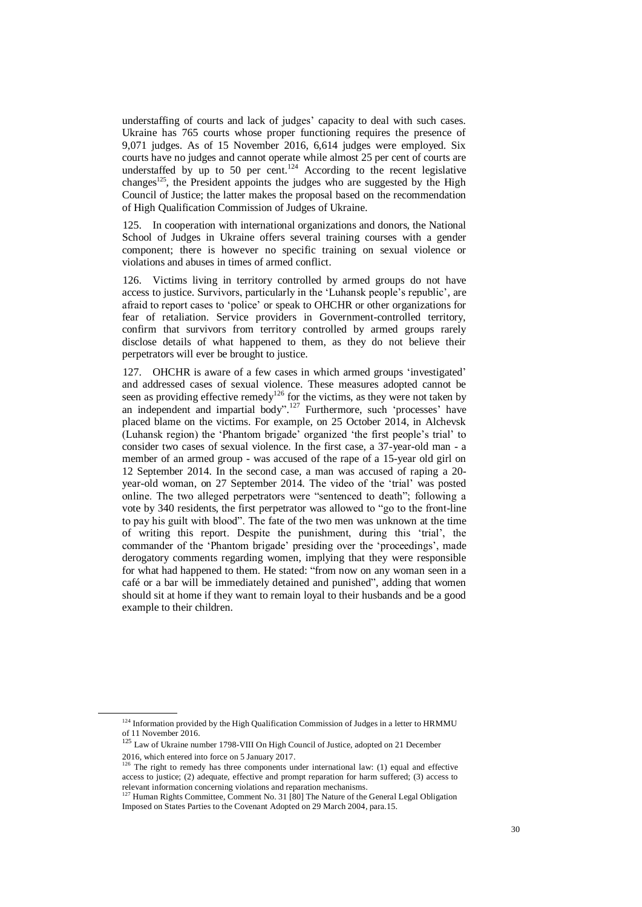understaffing of courts and lack of judges' capacity to deal with such cases. Ukraine has 765 courts whose proper functioning requires the presence of 9,071 judges. As of 15 November 2016, 6,614 judges were employed. Six courts have no judges and cannot operate while almost 25 per cent of courts are understaffed by up to 50 per cent.[124] According to the recent legislative changes[125], the President appoints the judges who are suggested by the High Council of Justice; the latter makes the proposal based on the recommendation of High Qualification Commission of Judges of Ukraine.

125. In cooperation with international organizations and donors, the National School of Judges in Ukraine offers several training courses with a gender component; there is however no specific training on sexual violence or violations and abuses in times of armed conflict.

126. Victims living in territory controlled by armed groups do not have access to justice. Survivors, particularly in the 'Luhansk people's republic', are afraid to report cases to 'police' or speak to OHCHR or other organizations for fear of retaliation. Service providers in Government-controlled territory, confirm that survivors from territory controlled by armed groups rarely disclose details of what happened to them, as they do not believe their perpetrators will ever be brought to justice.

127. OHCHR is aware of a few cases in which armed groups 'investigated' and addressed cases of sexual violence. These measures adopted cannot be seen as providing effective remedy[126] for the victims, as they were not taken by an independent and impartial body".[127] Furthermore, such 'processes' have placed blame on the victims. For example, on 25 October 2014, in Alchevsk (Luhansk region) the 'Phantom brigade' organized 'the first people's trial' to consider two cases of sexual violence. In the first case, a 37-year-old man - a member of an armed group - was accused of the rape of a 15-year old girl on 12 September 2014. In the second case, a man was accused of raping a 20-year-old woman, on 27 September 2014. The video of the 'trial' was posted online. The two alleged perpetrators were "sentenced to death"; following a vote by 340 residents, the first perpetrator was allowed to "go to the front-line to pay his guilt with blood". The fate of the two men was unknown at the time of writing this report. Despite the punishment, during this 'trial', the commander of the 'Phantom brigade' presiding over the 'proceedings', made derogatory comments regarding women, implying that they were responsible for what had happened to them. He stated: "from now on any woman seen in a café or a bar will be immediately detained and punished", adding that women should sit at home if they want to remain loyal to their husbands and be a good example to their children.

---

[124] Information provided by the High Qualification Commission of Judges in a letter to HRMMU of 11 November 2016.

[125] Law of Ukraine number 1798-VIII On High Council of Justice, adopted on 21 December 2016, which entered into force on 5 January 2017.

[126] The right to remedy has three components under international law: (1) equal and effective access to justice; (2) adequate, effective and prompt reparation for harm suffered; (3) access to relevant information concerning violations and reparation mechanisms.

[127] Human Rights Committee, Comment No. 31 [80] The Nature of the General Legal Obligation Imposed on States Parties to the Covenant Adopted on 29 March 2004, para.15.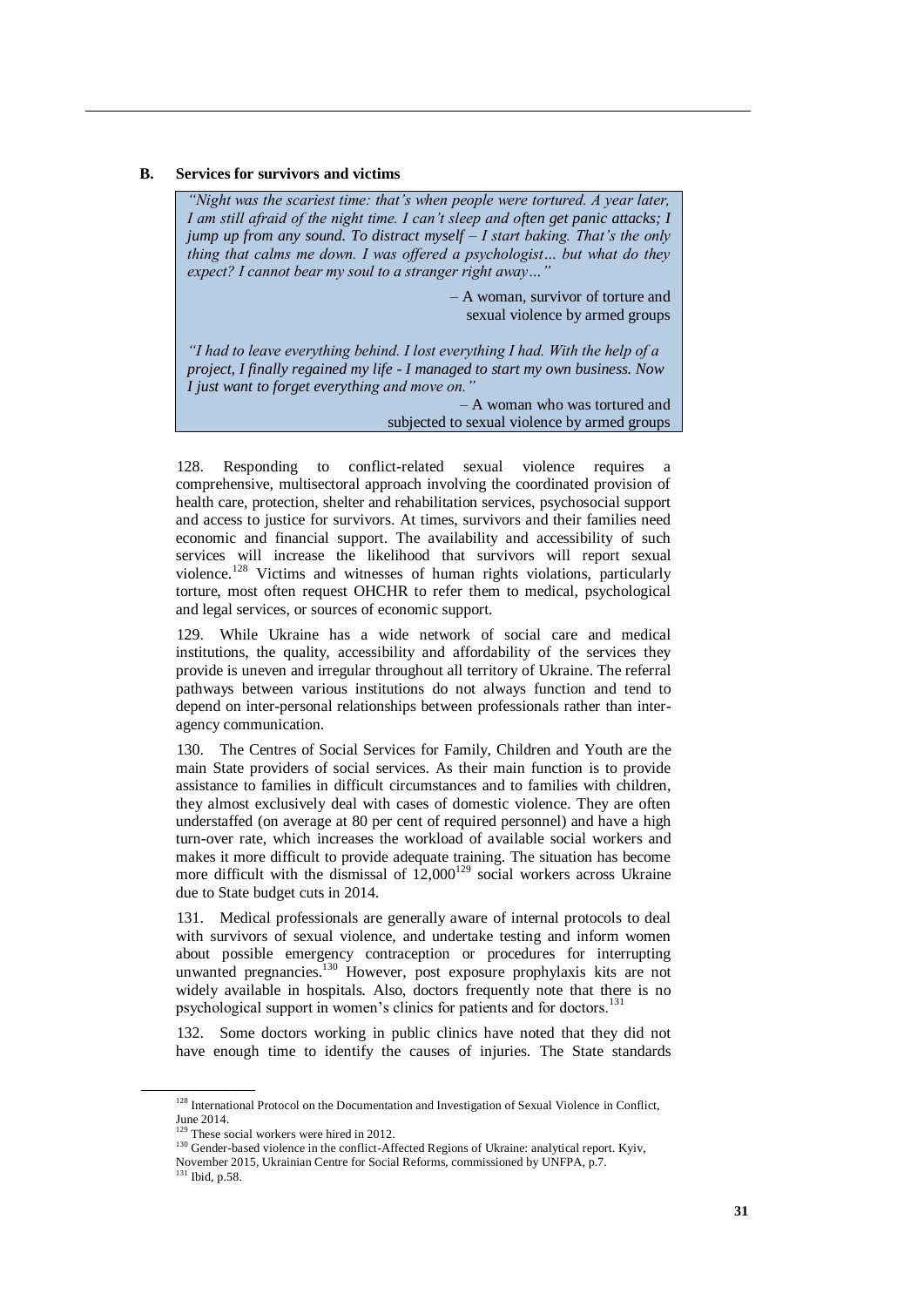## B. Services for survivors and victims

> *"Night was the scariest time: that's when people were tortured. A year later, I am still afraid of the night time. I can't sleep and often get panic attacks; I jump up from any sound. To distract myself – I start baking. That's the only thing that calms me down. I was offered a psychologist… but what do they expect? I cannot bear my soul to a stranger right away…"*
>
> – A woman, survivor of torture and sexual violence by armed groups
>
> *"I had to leave everything behind. I lost everything I had. With the help of a project, I finally regained my life - I managed to start my own business. Now I just want to forget everything and move on."*
>
> – A woman who was tortured and subjected to sexual violence by armed groups

128. Responding to conflict-related sexual violence requires a comprehensive, multisectoral approach involving the coordinated provision of health care, protection, shelter and rehabilitation services, psychosocial support and access to justice for survivors. At times, survivors and their families need economic and financial support. The availability and accessibility of such services will increase the likelihood that survivors will report sexual violence.[128] Victims and witnesses of human rights violations, particularly torture, most often request OHCHR to refer them to medical, psychological and legal services, or sources of economic support.

129. While Ukraine has a wide network of social care and medical institutions, the quality, accessibility and affordability of the services they provide is uneven and irregular throughout all territory of Ukraine. The referral pathways between various institutions do not always function and tend to depend on inter-personal relationships between professionals rather than inter-agency communication.

130. The Centres of Social Services for Family, Children and Youth are the main State providers of social services. As their main function is to provide assistance to families in difficult circumstances and to families with children, they almost exclusively deal with cases of domestic violence. They are often understaffed (on average at 80 per cent of required personnel) and have a high turn-over rate, which increases the workload of available social workers and makes it more difficult to provide adequate training. The situation has become more difficult with the dismissal of 12,000[129] social workers across Ukraine due to State budget cuts in 2014.

131. Medical professionals are generally aware of internal protocols to deal with survivors of sexual violence, and undertake testing and inform women about possible emergency contraception or procedures for interrupting unwanted pregnancies.[130] However, post exposure prophylaxis kits are not widely available in hospitals. Also, doctors frequently note that there is no psychological support in women's clinics for patients and for doctors.[131]

132. Some doctors working in public clinics have noted that they did not have enough time to identify the causes of injuries. The State standards

---

[128] International Protocol on the Documentation and Investigation of Sexual Violence in Conflict, June 2014.

[129] These social workers were hired in 2012.

[130] Gender-based violence in the conflict-Affected Regions of Ukraine: analytical report. Kyiv, November 2015, Ukrainian Centre for Social Reforms, commissioned by UNFPA, p.7.

[131] Ibid, p.58.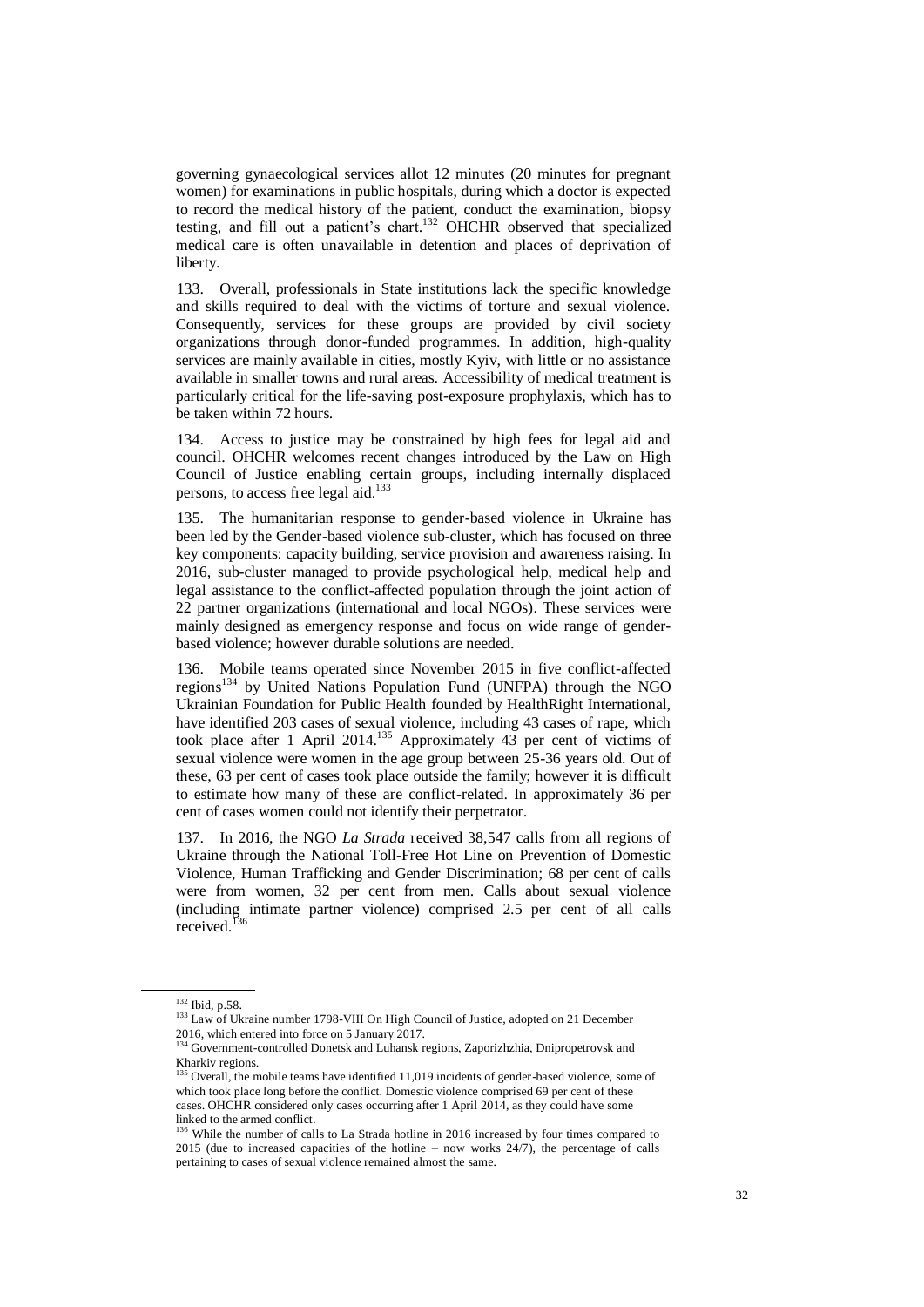governing gynaecological services allot 12 minutes (20 minutes for pregnant women) for examinations in public hospitals, during which a doctor is expected to record the medical history of the patient, conduct the examination, biopsy testing, and fill out a patient's chart.[132] OHCHR observed that specialized medical care is often unavailable in detention and places of deprivation of liberty.

133. Overall, professionals in State institutions lack the specific knowledge and skills required to deal with the victims of torture and sexual violence. Consequently, services for these groups are provided by civil society organizations through donor-funded programmes. In addition, high-quality services are mainly available in cities, mostly Kyiv, with little or no assistance available in smaller towns and rural areas. Accessibility of medical treatment is particularly critical for the life-saving post-exposure prophylaxis, which has to be taken within 72 hours.

134. Access to justice may be constrained by high fees for legal aid and council. OHCHR welcomes recent changes introduced by the Law on High Council of Justice enabling certain groups, including internally displaced persons, to access free legal aid.[133]

135. The humanitarian response to gender-based violence in Ukraine has been led by the Gender-based violence sub-cluster, which has focused on three key components: capacity building, service provision and awareness raising. In 2016, sub-cluster managed to provide psychological help, medical help and legal assistance to the conflict-affected population through the joint action of 22 partner organizations (international and local NGOs). These services were mainly designed as emergency response and focus on wide range of gender-based violence; however durable solutions are needed.

136. Mobile teams operated since November 2015 in five conflict-affected regions[134] by United Nations Population Fund (UNFPA) through the NGO Ukrainian Foundation for Public Health founded by HealthRight International, have identified 203 cases of sexual violence, including 43 cases of rape, which took place after 1 April 2014.[135] Approximately 43 per cent of victims of sexual violence were women in the age group between 25-36 years old. Out of these, 63 per cent of cases took place outside the family; however it is difficult to estimate how many of these are conflict-related. In approximately 36 per cent of cases women could not identify their perpetrator.

137. In 2016, the NGO *La Strada* received 38,547 calls from all regions of Ukraine through the National Toll-Free Hot Line on Prevention of Domestic Violence, Human Trafficking and Gender Discrimination; 68 per cent of calls were from women, 32 per cent from men. Calls about sexual violence (including intimate partner violence) comprised 2.5 per cent of all calls received.[136]

---

[132] Ibid, p.58.

[133] Law of Ukraine number 1798-VIII On High Council of Justice, adopted on 21 December 2016, which entered into force on 5 January 2017.

[134] Government-controlled Donetsk and Luhansk regions, Zaporizhzhia, Dnipropetrovsk and Kharkiv regions.

[135] Overall, the mobile teams have identified 11,019 incidents of gender-based violence, some of which took place long before the conflict. Domestic violence comprised 69 per cent of these cases. OHCHR considered only cases occurring after 1 April 2014, as they could have some linked to the armed conflict.

[136] While the number of calls to La Strada hotline in 2016 increased by four times compared to 2015 (due to increased capacities of the hotline – now works 24/7), the percentage of calls pertaining to cases of sexual violence remained almost the same.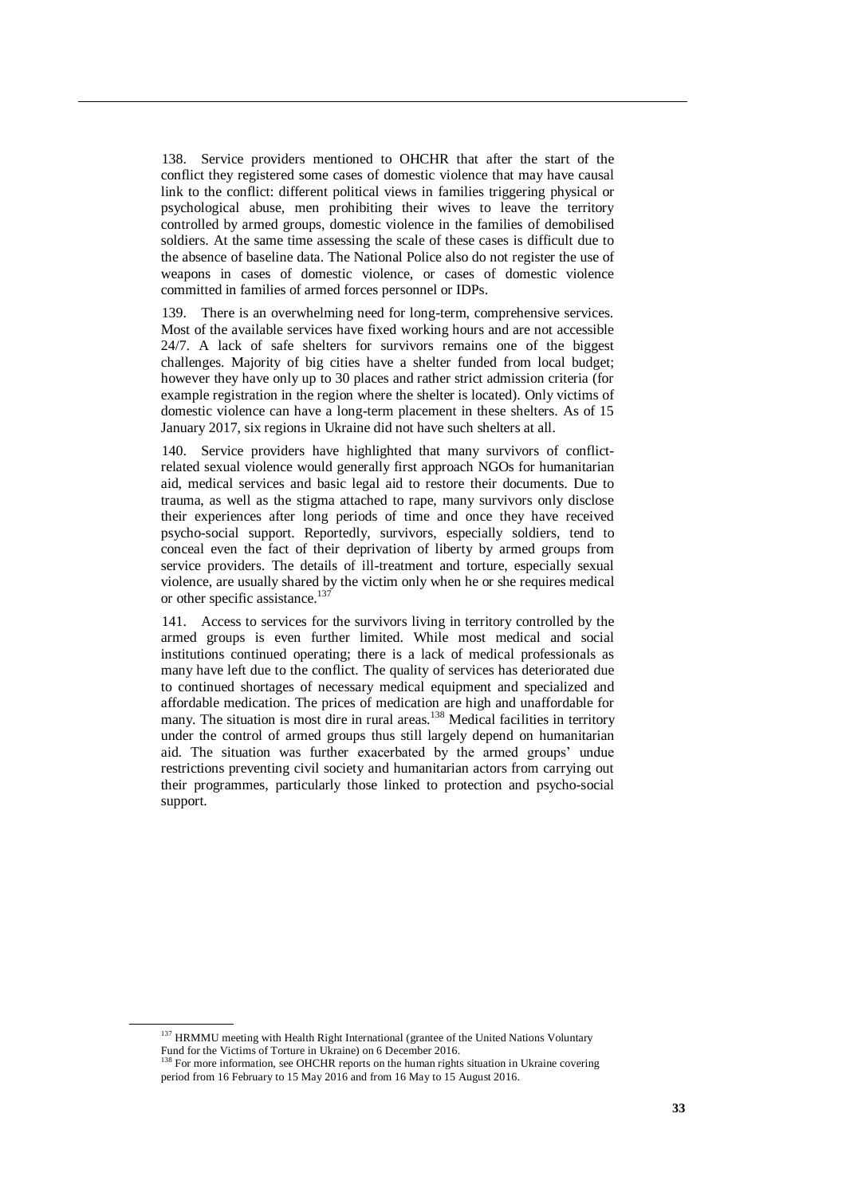138. Service providers mentioned to OHCHR that after the start of the conflict they registered some cases of domestic violence that may have causal link to the conflict: different political views in families triggering physical or psychological abuse, men prohibiting their wives to leave the territory controlled by armed groups, domestic violence in the families of demobilised soldiers. At the same time assessing the scale of these cases is difficult due to the absence of baseline data. The National Police also do not register the use of weapons in cases of domestic violence, or cases of domestic violence committed in families of armed forces personnel or IDPs.

139. There is an overwhelming need for long-term, comprehensive services. Most of the available services have fixed working hours and are not accessible 24/7. A lack of safe shelters for survivors remains one of the biggest challenges. Majority of big cities have a shelter funded from local budget; however they have only up to 30 places and rather strict admission criteria (for example registration in the region where the shelter is located). Only victims of domestic violence can have a long-term placement in these shelters. As of 15 January 2017, six regions in Ukraine did not have such shelters at all.

140. Service providers have highlighted that many survivors of conflict-related sexual violence would generally first approach NGOs for humanitarian aid, medical services and basic legal aid to restore their documents. Due to trauma, as well as the stigma attached to rape, many survivors only disclose their experiences after long periods of time and once they have received psycho-social support. Reportedly, survivors, especially soldiers, tend to conceal even the fact of their deprivation of liberty by armed groups from service providers. The details of ill-treatment and torture, especially sexual violence, are usually shared by the victim only when he or she requires medical or other specific assistance.[137]

141. Access to services for the survivors living in territory controlled by the armed groups is even further limited. While most medical and social institutions continued operating; there is a lack of medical professionals as many have left due to the conflict. The quality of services has deteriorated due to continued shortages of necessary medical equipment and specialized and affordable medication. The prices of medication are high and unaffordable for many. The situation is most dire in rural areas.[138] Medical facilities in territory under the control of armed groups thus still largely depend on humanitarian aid. The situation was further exacerbated by the armed groups' undue restrictions preventing civil society and humanitarian actors from carrying out their programmes, particularly those linked to protection and psycho-social support.

---

[137] HRMMU meeting with Health Right International (grantee of the United Nations Voluntary Fund for the Victims of Torture in Ukraine) on 6 December 2016.

[138] For more information, see OHCHR reports on the human rights situation in Ukraine covering period from 16 February to 15 May 2016 and from 16 May to 15 August 2016.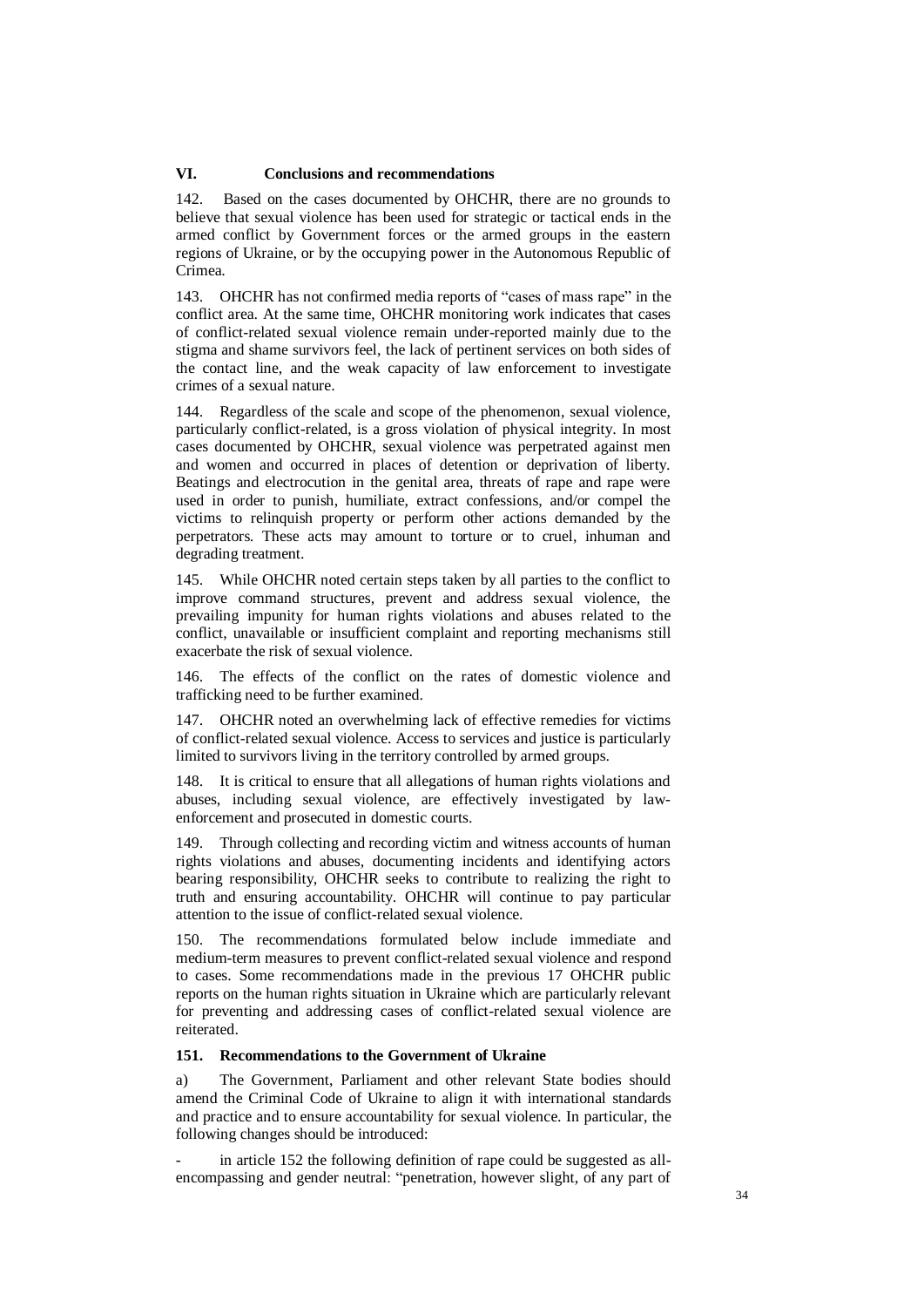## VI. Conclusions and recommendations

142. Based on the cases documented by OHCHR, there are no grounds to believe that sexual violence has been used for strategic or tactical ends in the armed conflict by Government forces or the armed groups in the eastern regions of Ukraine, or by the occupying power in the Autonomous Republic of Crimea.

143. OHCHR has not confirmed media reports of "cases of mass rape" in the conflict area. At the same time, OHCHR monitoring work indicates that cases of conflict-related sexual violence remain under-reported mainly due to the stigma and shame survivors feel, the lack of pertinent services on both sides of the contact line, and the weak capacity of law enforcement to investigate crimes of a sexual nature.

144. Regardless of the scale and scope of the phenomenon, sexual violence, particularly conflict-related, is a gross violation of physical integrity. In most cases documented by OHCHR, sexual violence was perpetrated against men and women and occurred in places of detention or deprivation of liberty. Beatings and electrocution in the genital area, threats of rape and rape were used in order to punish, humiliate, extract confessions, and/or compel the victims to relinquish property or perform other actions demanded by the perpetrators. These acts may amount to torture or to cruel, inhuman and degrading treatment.

145. While OHCHR noted certain steps taken by all parties to the conflict to improve command structures, prevent and address sexual violence, the prevailing impunity for human rights violations and abuses related to the conflict, unavailable or insufficient complaint and reporting mechanisms still exacerbate the risk of sexual violence.

146. The effects of the conflict on the rates of domestic violence and trafficking need to be further examined.

147. OHCHR noted an overwhelming lack of effective remedies for victims of conflict-related sexual violence. Access to services and justice is particularly limited to survivors living in the territory controlled by armed groups.

148. It is critical to ensure that all allegations of human rights violations and abuses, including sexual violence, are effectively investigated by law-enforcement and prosecuted in domestic courts.

149. Through collecting and recording victim and witness accounts of human rights violations and abuses, documenting incidents and identifying actors bearing responsibility, OHCHR seeks to contribute to realizing the right to truth and ensuring accountability. OHCHR will continue to pay particular attention to the issue of conflict-related sexual violence.

150. The recommendations formulated below include immediate and medium-term measures to prevent conflict-related sexual violence and respond to cases. Some recommendations made in the previous 17 OHCHR public reports on the human rights situation in Ukraine which are particularly relevant for preventing and addressing cases of conflict-related sexual violence are reiterated.

### 151. Recommendations to the Government of Ukraine

a) The Government, Parliament and other relevant State bodies should amend the Criminal Code of Ukraine to align it with international standards and practice and to ensure accountability for sexual violence. In particular, the following changes should be introduced:

- in article 152 the following definition of rape could be suggested as all-encompassing and gender neutral: "penetration, however slight, of any part of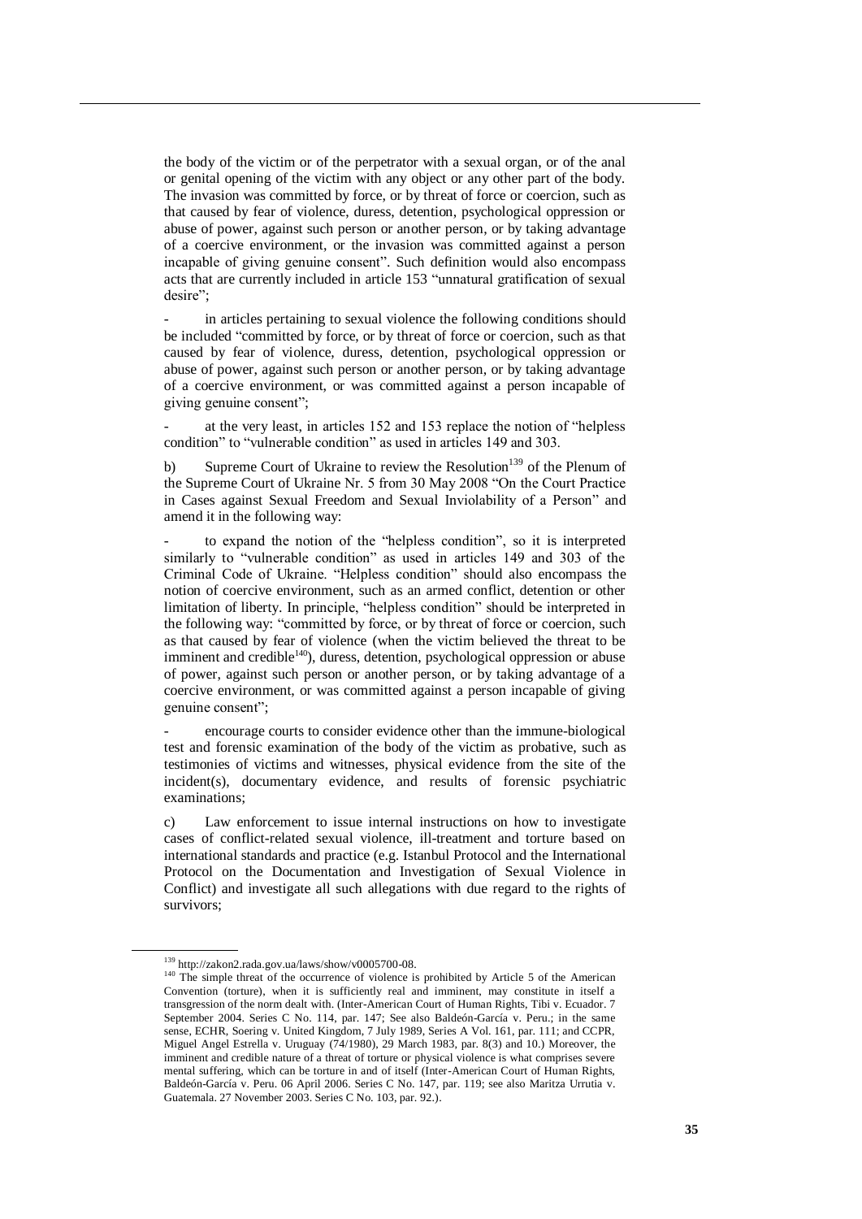the body of the victim or of the perpetrator with a sexual organ, or of the anal or genital opening of the victim with any object or any other part of the body. The invasion was committed by force, or by threat of force or coercion, such as that caused by fear of violence, duress, detention, psychological oppression or abuse of power, against such person or another person, or by taking advantage of a coercive environment, or the invasion was committed against a person incapable of giving genuine consent". Such definition would also encompass acts that are currently included in article 153 "unnatural gratification of sexual desire";

- in articles pertaining to sexual violence the following conditions should be included "committed by force, or by threat of force or coercion, such as that caused by fear of violence, duress, detention, psychological oppression or abuse of power, against such person or another person, or by taking advantage of a coercive environment, or was committed against a person incapable of giving genuine consent";

- at the very least, in articles 152 and 153 replace the notion of "helpless condition" to "vulnerable condition" as used in articles 149 and 303.

b) Supreme Court of Ukraine to review the Resolution[139] of the Plenum of the Supreme Court of Ukraine Nr. 5 from 30 May 2008 "On the Court Practice in Cases against Sexual Freedom and Sexual Inviolability of a Person" and amend it in the following way:

- to expand the notion of the "helpless condition", so it is interpreted similarly to "vulnerable condition" as used in articles 149 and 303 of the Criminal Code of Ukraine. "Helpless condition" should also encompass the notion of coercive environment, such as an armed conflict, detention or other limitation of liberty. In principle, "helpless condition" should be interpreted in the following way: "committed by force, or by threat of force or coercion, such as that caused by fear of violence (when the victim believed the threat to be imminent and credible[140]), duress, detention, psychological oppression or abuse of power, against such person or another person, or by taking advantage of a coercive environment, or was committed against a person incapable of giving genuine consent";

- encourage courts to consider evidence other than the immune-biological test and forensic examination of the body of the victim as probative, such as testimonies of victims and witnesses, physical evidence from the site of the incident(s), documentary evidence, and results of forensic psychiatric examinations;

c) Law enforcement to issue internal instructions on how to investigate cases of conflict-related sexual violence, ill-treatment and torture based on international standards and practice (e.g. Istanbul Protocol and the International Protocol on the Documentation and Investigation of Sexual Violence in Conflict) and investigate all such allegations with due regard to the rights of survivors;

---

[139] http://zakon2.rada.gov.ua/laws/show/v0005700-08.

[140] The simple threat of the occurrence of violence is prohibited by Article 5 of the American Convention (torture), when it is sufficiently real and imminent, may constitute in itself a transgression of the norm dealt with. (Inter-American Court of Human Rights, Tibi v. Ecuador. 7 September 2004. Series C No. 114, par. 147; See also Baldeón-García v. Peru.; in the same sense, ECHR, Soering v. United Kingdom, 7 July 1989, Series A Vol. 161, par. 111; and CCPR, Miguel Angel Estrella v. Uruguay (74/1980), 29 March 1983, par. 8(3) and 10.) Moreover, the imminent and credible nature of a threat of torture or physical violence is what comprises severe mental suffering, which can be torture in and of itself (Inter-American Court of Human Rights, Baldeón-García v. Peru. 06 April 2006. Series C No. 147, par. 119; see also Maritza Urrutia v. Guatemala. 27 November 2003. Series C No. 103, par. 92.).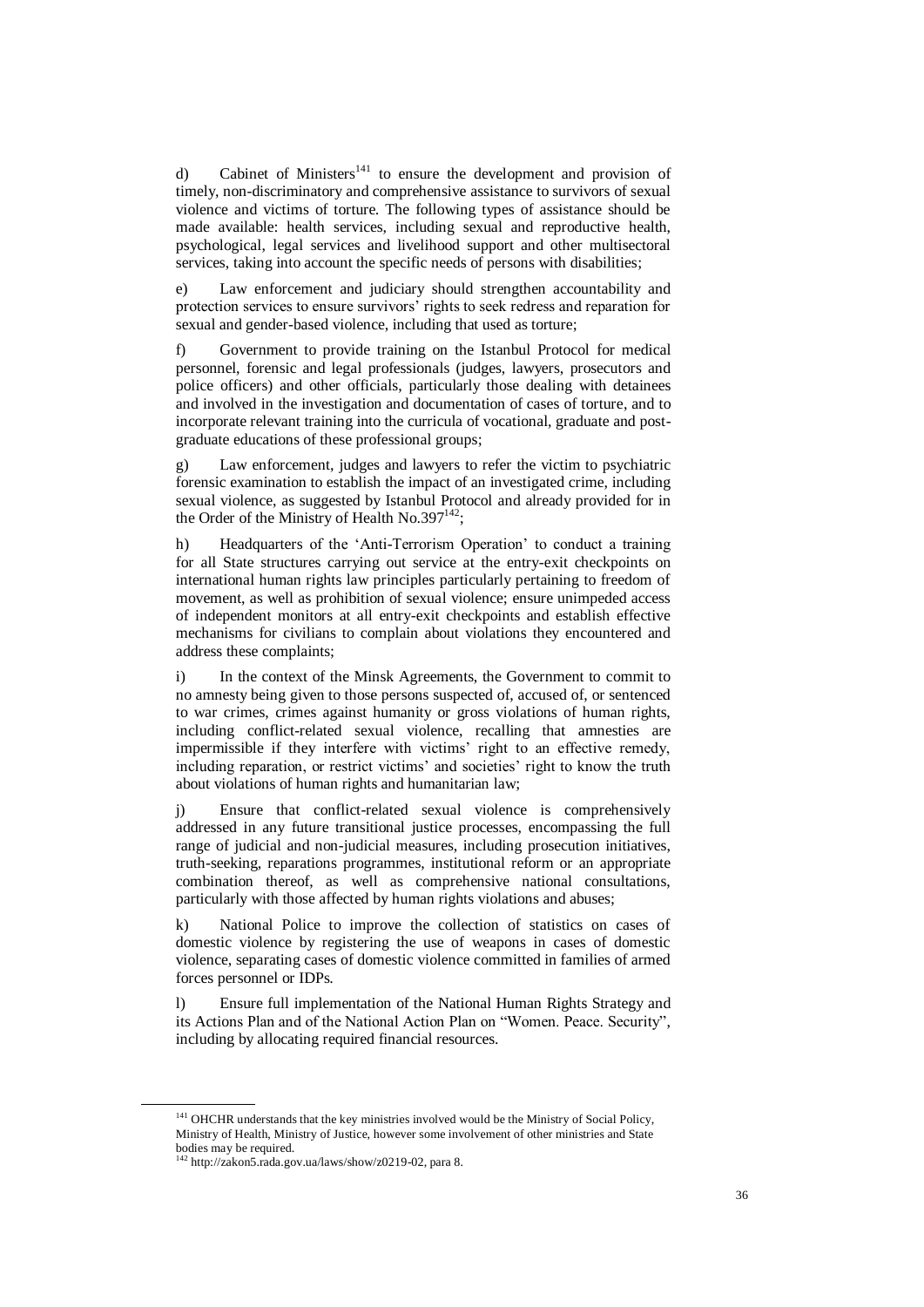d) Cabinet of Ministers[141] to ensure the development and provision of timely, non-discriminatory and comprehensive assistance to survivors of sexual violence and victims of torture. The following types of assistance should be made available: health services, including sexual and reproductive health, psychological, legal services and livelihood support and other multisectoral services, taking into account the specific needs of persons with disabilities;

e) Law enforcement and judiciary should strengthen accountability and protection services to ensure survivors' rights to seek redress and reparation for sexual and gender-based violence, including that used as torture;

f) Government to provide training on the Istanbul Protocol for medical personnel, forensic and legal professionals (judges, lawyers, prosecutors and police officers) and other officials, particularly those dealing with detainees and involved in the investigation and documentation of cases of torture, and to incorporate relevant training into the curricula of vocational, graduate and post-graduate educations of these professional groups;

g) Law enforcement, judges and lawyers to refer the victim to psychiatric forensic examination to establish the impact of an investigated crime, including sexual violence, as suggested by Istanbul Protocol and already provided for in the Order of the Ministry of Health No.397[142];

h) Headquarters of the 'Anti-Terrorism Operation' to conduct a training for all State structures carrying out service at the entry-exit checkpoints on international human rights law principles particularly pertaining to freedom of movement, as well as prohibition of sexual violence; ensure unimpeded access of independent monitors at all entry-exit checkpoints and establish effective mechanisms for civilians to complain about violations they encountered and address these complaints;

i) In the context of the Minsk Agreements, the Government to commit to no amnesty being given to those persons suspected of, accused of, or sentenced to war crimes, crimes against humanity or gross violations of human rights, including conflict-related sexual violence, recalling that amnesties are impermissible if they interfere with victims' right to an effective remedy, including reparation, or restrict victims' and societies' right to know the truth about violations of human rights and humanitarian law;

j) Ensure that conflict-related sexual violence is comprehensively addressed in any future transitional justice processes, encompassing the full range of judicial and non-judicial measures, including prosecution initiatives, truth-seeking, reparations programmes, institutional reform or an appropriate combination thereof, as well as comprehensive national consultations, particularly with those affected by human rights violations and abuses;

k) National Police to improve the collection of statistics on cases of domestic violence by registering the use of weapons in cases of domestic violence, separating cases of domestic violence committed in families of armed forces personnel or IDPs.

l) Ensure full implementation of the National Human Rights Strategy and its Actions Plan and of the National Action Plan on "Women. Peace. Security", including by allocating required financial resources.

---

[141] OHCHR understands that the key ministries involved would be the Ministry of Social Policy, Ministry of Health, Ministry of Justice, however some involvement of other ministries and State bodies may be required.

[142] http://zakon5.rada.gov.ua/laws/show/z0219-02, para 8.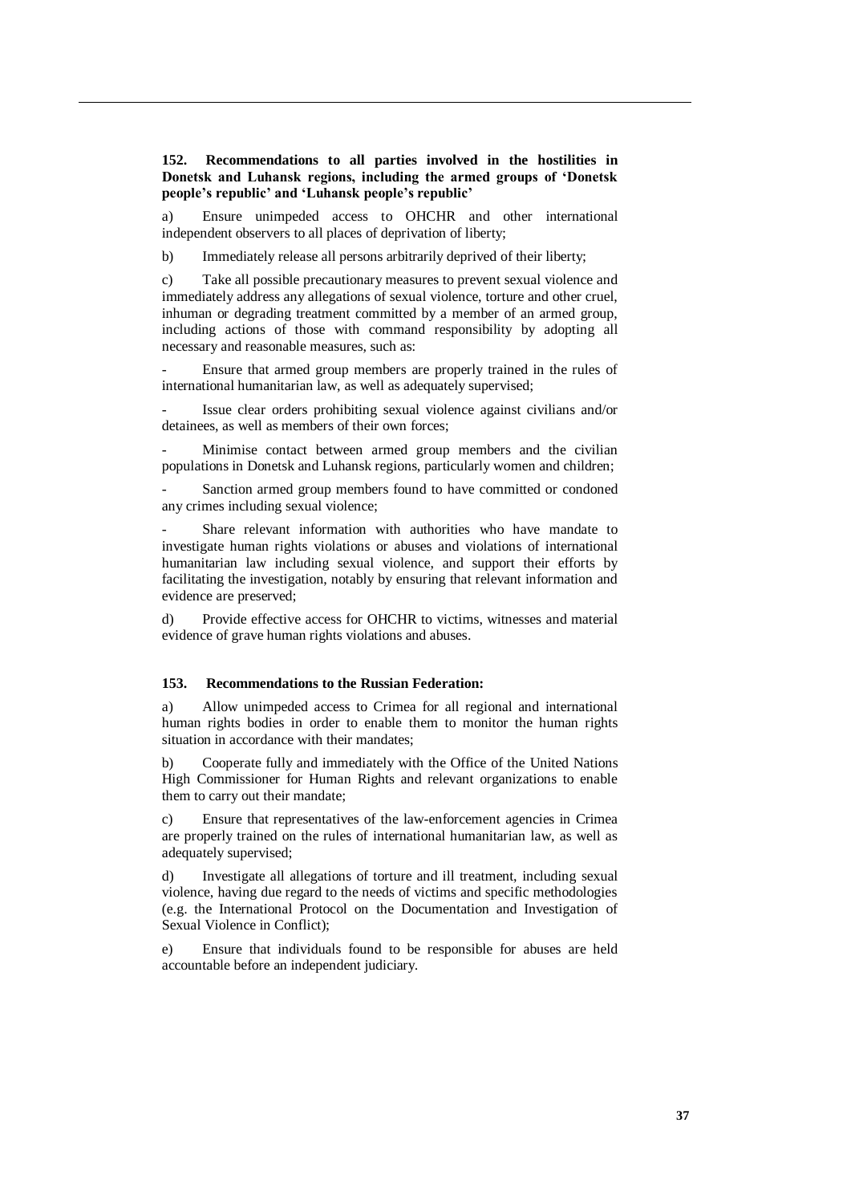**152. Recommendations to all parties involved in the hostilities in Donetsk and Luhansk regions, including the armed groups of 'Donetsk people's republic' and 'Luhansk people's republic'**

a) Ensure unimpeded access to OHCHR and other international independent observers to all places of deprivation of liberty;

b) Immediately release all persons arbitrarily deprived of their liberty;

c) Take all possible precautionary measures to prevent sexual violence and immediately address any allegations of sexual violence, torture and other cruel, inhuman or degrading treatment committed by a member of an armed group, including actions of those with command responsibility by adopting all necessary and reasonable measures, such as:

- Ensure that armed group members are properly trained in the rules of international humanitarian law, as well as adequately supervised;
- Issue clear orders prohibiting sexual violence against civilians and/or detainees, as well as members of their own forces;
- Minimise contact between armed group members and the civilian populations in Donetsk and Luhansk regions, particularly women and children;
- Sanction armed group members found to have committed or condoned any crimes including sexual violence;
- Share relevant information with authorities who have mandate to investigate human rights violations or abuses and violations of international humanitarian law including sexual violence, and support their efforts by facilitating the investigation, notably by ensuring that relevant information and evidence are preserved;

d) Provide effective access for OHCHR to victims, witnesses and material evidence of grave human rights violations and abuses.

**153. Recommendations to the Russian Federation:**

a) Allow unimpeded access to Crimea for all regional and international human rights bodies in order to enable them to monitor the human rights situation in accordance with their mandates;

b) Cooperate fully and immediately with the Office of the United Nations High Commissioner for Human Rights and relevant organizations to enable them to carry out their mandate;

c) Ensure that representatives of the law-enforcement agencies in Crimea are properly trained on the rules of international humanitarian law, as well as adequately supervised;

d) Investigate all allegations of torture and ill treatment, including sexual violence, having due regard to the needs of victims and specific methodologies (e.g. the International Protocol on the Documentation and Investigation of Sexual Violence in Conflict);

e) Ensure that individuals found to be responsible for abuses are held accountable before an independent judiciary.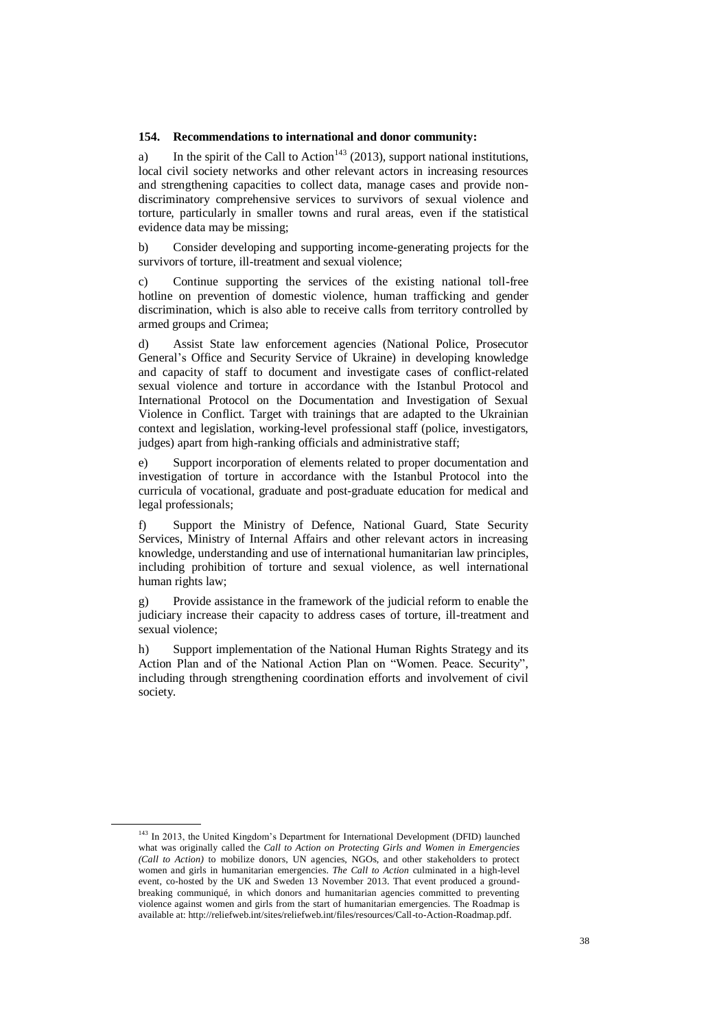**154. Recommendations to international and donor community:**

a) In the spirit of the Call to Action[143] (2013), support national institutions, local civil society networks and other relevant actors in increasing resources and strengthening capacities to collect data, manage cases and provide non-discriminatory comprehensive services to survivors of sexual violence and torture, particularly in smaller towns and rural areas, even if the statistical evidence data may be missing;

b) Consider developing and supporting income-generating projects for the survivors of torture, ill-treatment and sexual violence;

c) Continue supporting the services of the existing national toll-free hotline on prevention of domestic violence, human trafficking and gender discrimination, which is also able to receive calls from territory controlled by armed groups and Crimea;

d) Assist State law enforcement agencies (National Police, Prosecutor General's Office and Security Service of Ukraine) in developing knowledge and capacity of staff to document and investigate cases of conflict-related sexual violence and torture in accordance with the Istanbul Protocol and International Protocol on the Documentation and Investigation of Sexual Violence in Conflict. Target with trainings that are adapted to the Ukrainian context and legislation, working-level professional staff (police, investigators, judges) apart from high-ranking officials and administrative staff;

e) Support incorporation of elements related to proper documentation and investigation of torture in accordance with the Istanbul Protocol into the curricula of vocational, graduate and post-graduate education for medical and legal professionals;

f) Support the Ministry of Defence, National Guard, State Security Services, Ministry of Internal Affairs and other relevant actors in increasing knowledge, understanding and use of international humanitarian law principles, including prohibition of torture and sexual violence, as well international human rights law;

g) Provide assistance in the framework of the judicial reform to enable the judiciary increase their capacity to address cases of torture, ill-treatment and sexual violence;

h) Support implementation of the National Human Rights Strategy and its Action Plan and of the National Action Plan on "Women. Peace. Security", including through strengthening coordination efforts and involvement of civil society.

---

[143] In 2013, the United Kingdom's Department for International Development (DFID) launched what was originally called the *Call to Action on Protecting Girls and Women in Emergencies (Call to Action)* to mobilize donors, UN agencies, NGOs, and other stakeholders to protect women and girls in humanitarian emergencies. *The Call to Action* culminated in a high-level event, co-hosted by the UK and Sweden 13 November 2013. That event produced a ground-breaking communiqué, in which donors and humanitarian agencies committed to preventing violence against women and girls from the start of humanitarian emergencies. The Roadmap is available at: http://reliefweb.int/sites/reliefweb.int/files/resources/Call-to-Action-Roadmap.pdf.